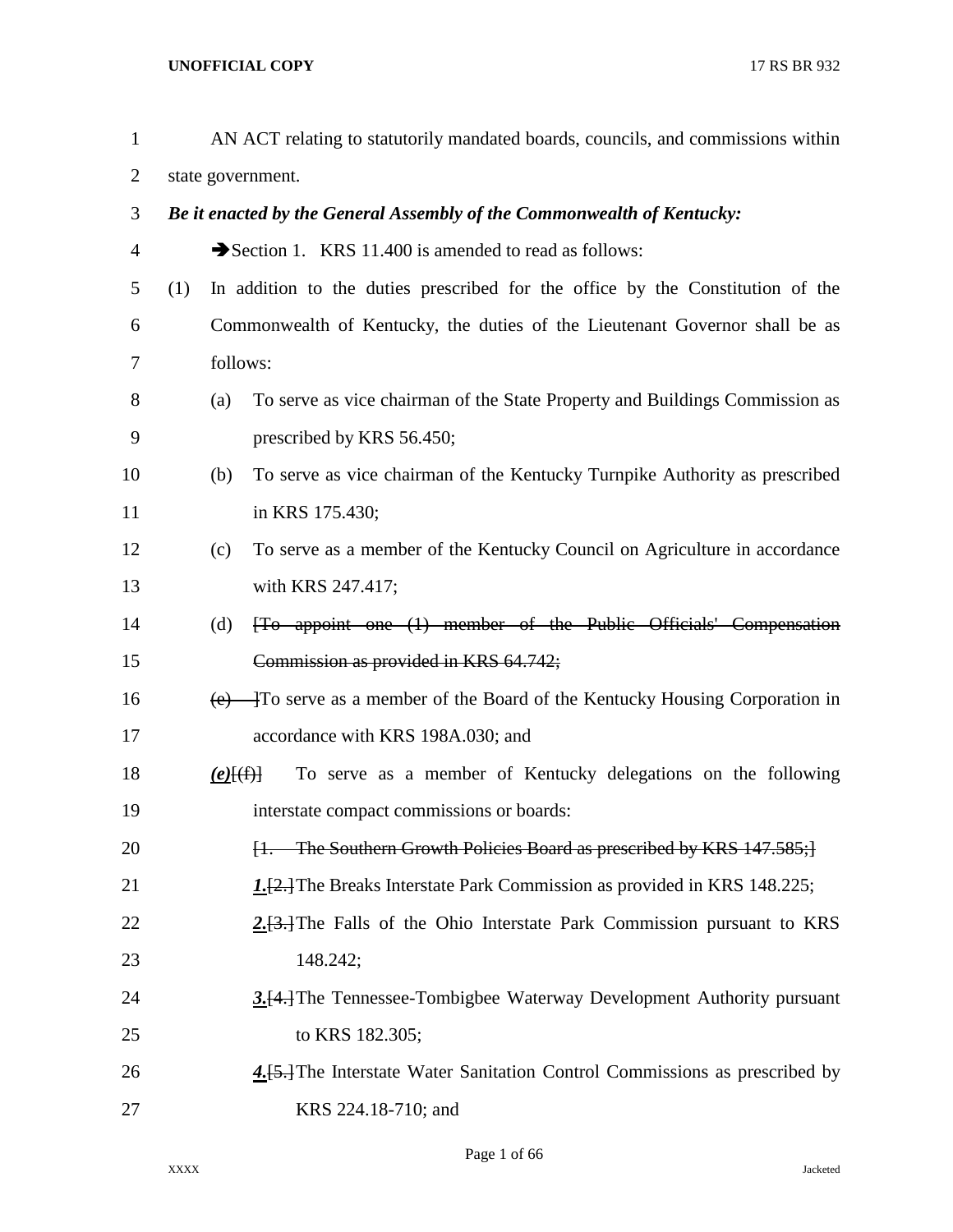AN ACT relating to statutorily mandated boards, councils, and commissions within state government.

***Be it enacted by the General Assembly of the Commonwealth of Kentucky:***

➔Section 1. KRS 11.400 is amended to read as follows:

(1) In addition to the duties prescribed for the office by the Constitution of the Commonwealth of Kentucky, the duties of the Lieutenant Governor shall be as follows:

(a) To serve as vice chairman of the State Property and Buildings Commission as prescribed by KRS 56.450;

(b) To serve as vice chairman of the Kentucky Turnpike Authority as prescribed in KRS 175.430;

(c) To serve as a member of the Kentucky Council on Agriculture in accordance with KRS 247.417;

(d) ~~[To appoint one (1) member of the Public Officials' Compensation Commission as provided in KRS 64.742;~~

~~(e)~~ ]To serve as a member of the Board of the Kentucky Housing Corporation in accordance with KRS 198A.030; and

***(e)***[~~(f)~~] To serve as a member of Kentucky delegations on the following interstate compact commissions or boards:

~~[1. The Southern Growth Policies Board as prescribed by KRS 147.585;]~~

***1.***[~~2.~~]The Breaks Interstate Park Commission as provided in KRS 148.225;

***2.***[~~3.~~]The Falls of the Ohio Interstate Park Commission pursuant to KRS 148.242;

***3.***[~~4.~~]The Tennessee-Tombigbee Waterway Development Authority pursuant to KRS 182.305;

***4.***[~~5.~~]The Interstate Water Sanitation Control Commissions as prescribed by KRS 224.18-710; and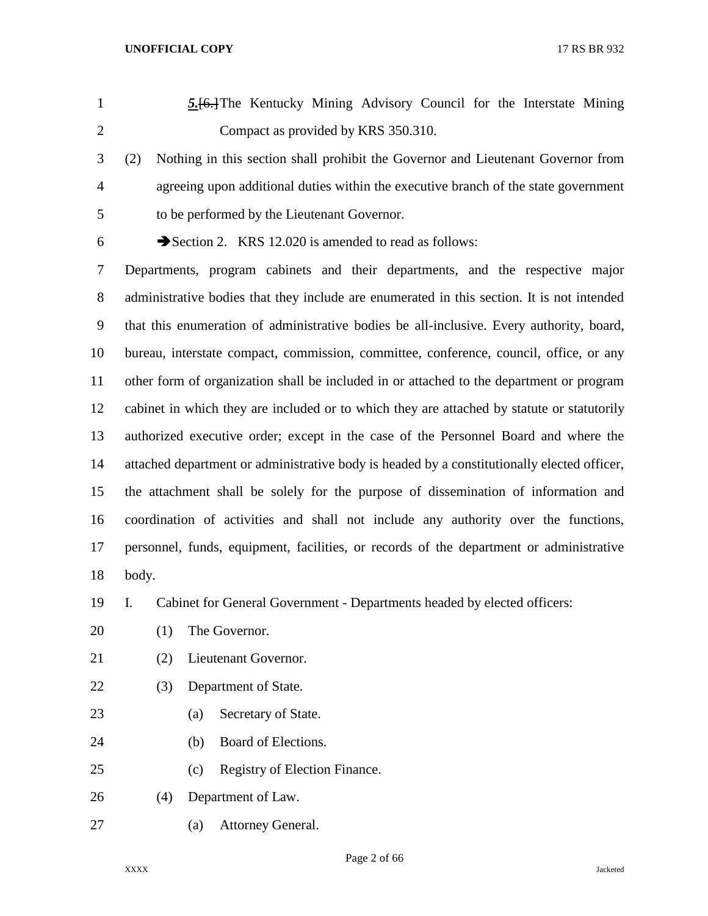***5.***~~[6.]~~The Kentucky Mining Advisory Council for the Interstate Mining Compact as provided by KRS 350.310.

(2) Nothing in this section shall prohibit the Governor and Lieutenant Governor from agreeing upon additional duties within the executive branch of the state government to be performed by the Lieutenant Governor.

➔Section 2. KRS 12.020 is amended to read as follows:

Departments, program cabinets and their departments, and the respective major administrative bodies that they include are enumerated in this section. It is not intended that this enumeration of administrative bodies be all-inclusive. Every authority, board, bureau, interstate compact, commission, committee, conference, council, office, or any other form of organization shall be included in or attached to the department or program cabinet in which they are included or to which they are attached by statute or statutorily authorized executive order; except in the case of the Personnel Board and where the attached department or administrative body is headed by a constitutionally elected officer, the attachment shall be solely for the purpose of dissemination of information and coordination of activities and shall not include any authority over the functions, personnel, funds, equipment, facilities, or records of the department or administrative body.

I. Cabinet for General Government - Departments headed by elected officers:

(1) The Governor.

(2) Lieutenant Governor.

(3) Department of State.

(a) Secretary of State.

(b) Board of Elections.

(c) Registry of Election Finance.

(4) Department of Law.

(a) Attorney General.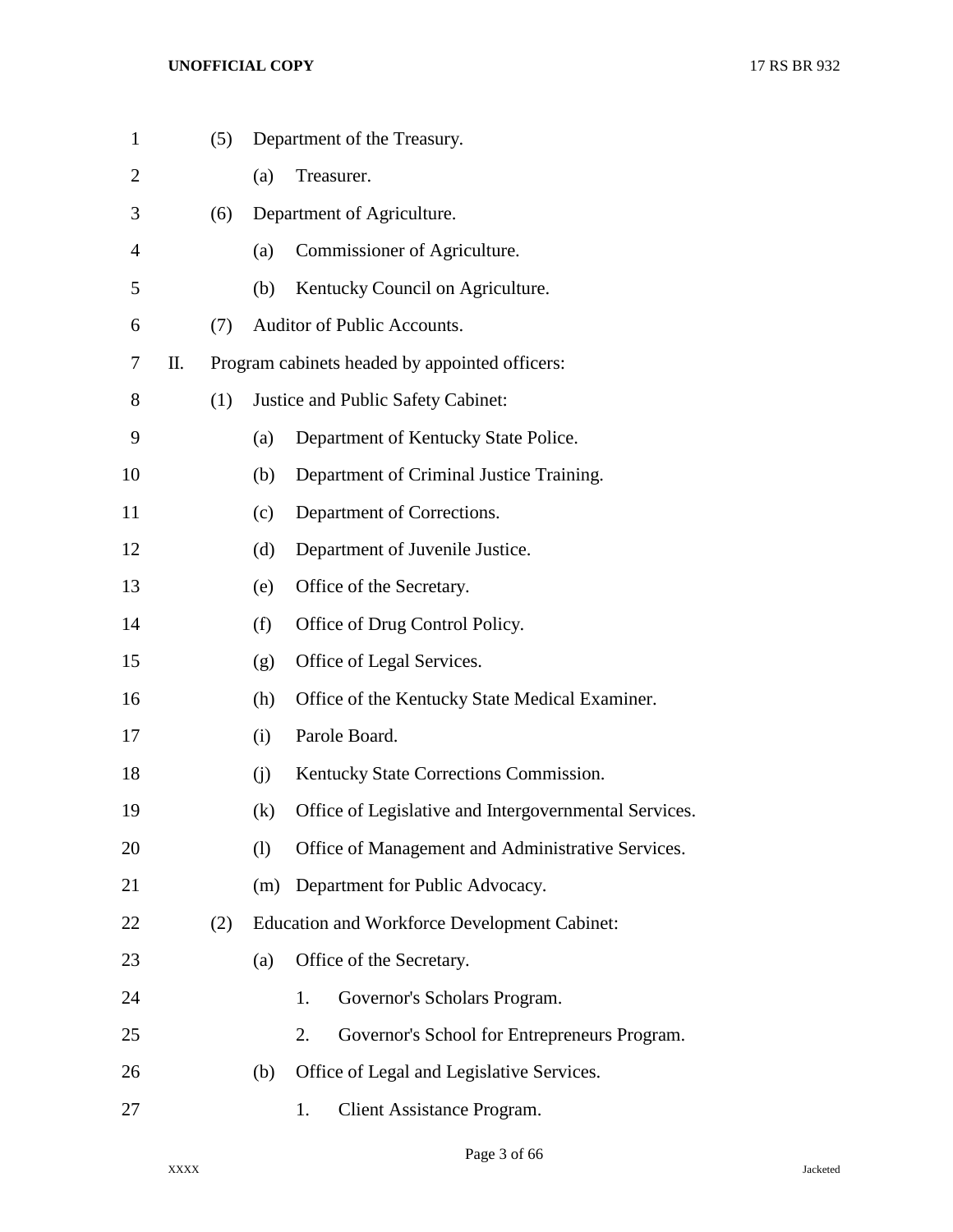(5) Department of the Treasury.

(a) Treasurer.

(6) Department of Agriculture.

(a) Commissioner of Agriculture.

(b) Kentucky Council on Agriculture.

(7) Auditor of Public Accounts.

II. Program cabinets headed by appointed officers:

(1) Justice and Public Safety Cabinet:

(a) Department of Kentucky State Police.

(b) Department of Criminal Justice Training.

(c) Department of Corrections.

(d) Department of Juvenile Justice.

(e) Office of the Secretary.

(f) Office of Drug Control Policy.

(g) Office of Legal Services.

(h) Office of the Kentucky State Medical Examiner.

(i) Parole Board.

(j) Kentucky State Corrections Commission.

(k) Office of Legislative and Intergovernmental Services.

(l) Office of Management and Administrative Services.

(m) Department for Public Advocacy.

(2) Education and Workforce Development Cabinet:

(a) Office of the Secretary.

1. Governor's Scholars Program.

2. Governor's School for Entrepreneurs Program.

(b) Office of Legal and Legislative Services.

1. Client Assistance Program.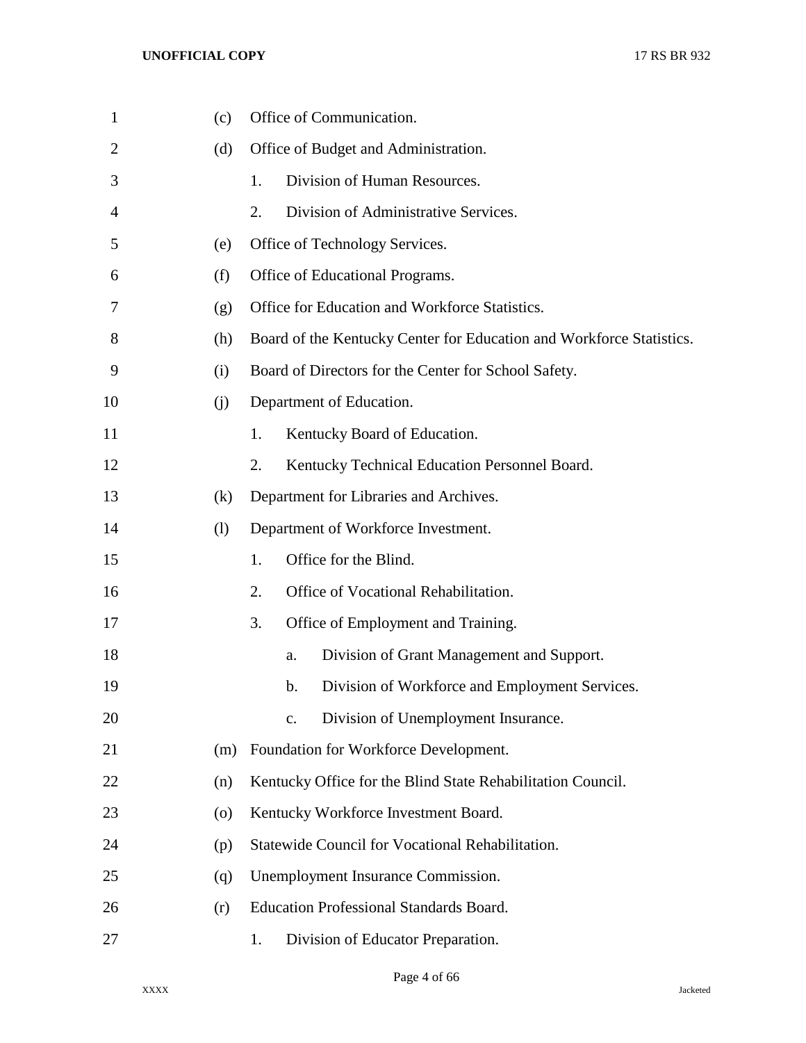(c) Office of Communication.

(d) Office of Budget and Administration.

  1. Division of Human Resources.

  2. Division of Administrative Services.

(e) Office of Technology Services.

(f) Office of Educational Programs.

(g) Office for Education and Workforce Statistics.

(h) Board of the Kentucky Center for Education and Workforce Statistics.

(i) Board of Directors for the Center for School Safety.

(j) Department of Education.

  1. Kentucky Board of Education.

  2. Kentucky Technical Education Personnel Board.

(k) Department for Libraries and Archives.

(l) Department of Workforce Investment.

  1. Office for the Blind.

  2. Office of Vocational Rehabilitation.

  3. Office of Employment and Training.

    a. Division of Grant Management and Support.

    b. Division of Workforce and Employment Services.

    c. Division of Unemployment Insurance.

(m) Foundation for Workforce Development.

(n) Kentucky Office for the Blind State Rehabilitation Council.

(o) Kentucky Workforce Investment Board.

(p) Statewide Council for Vocational Rehabilitation.

(q) Unemployment Insurance Commission.

(r) Education Professional Standards Board.

  1. Division of Educator Preparation.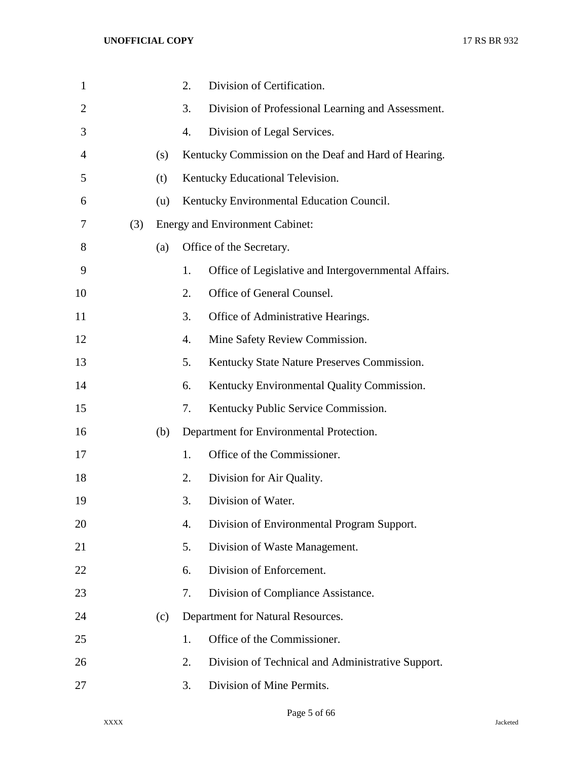2. Division of Certification.

3. Division of Professional Learning and Assessment.

4. Division of Legal Services.

(s) Kentucky Commission on the Deaf and Hard of Hearing.

(t) Kentucky Educational Television.

(u) Kentucky Environmental Education Council.

(3) Energy and Environment Cabinet:

(a) Office of the Secretary.

1. Office of Legislative and Intergovernmental Affairs.

2. Office of General Counsel.

3. Office of Administrative Hearings.

4. Mine Safety Review Commission.

5. Kentucky State Nature Preserves Commission.

6. Kentucky Environmental Quality Commission.

7. Kentucky Public Service Commission.

(b) Department for Environmental Protection.

1. Office of the Commissioner.

2. Division for Air Quality.

3. Division of Water.

4. Division of Environmental Program Support.

5. Division of Waste Management.

6. Division of Enforcement.

7. Division of Compliance Assistance.

(c) Department for Natural Resources.

1. Office of the Commissioner.

2. Division of Technical and Administrative Support.

3. Division of Mine Permits.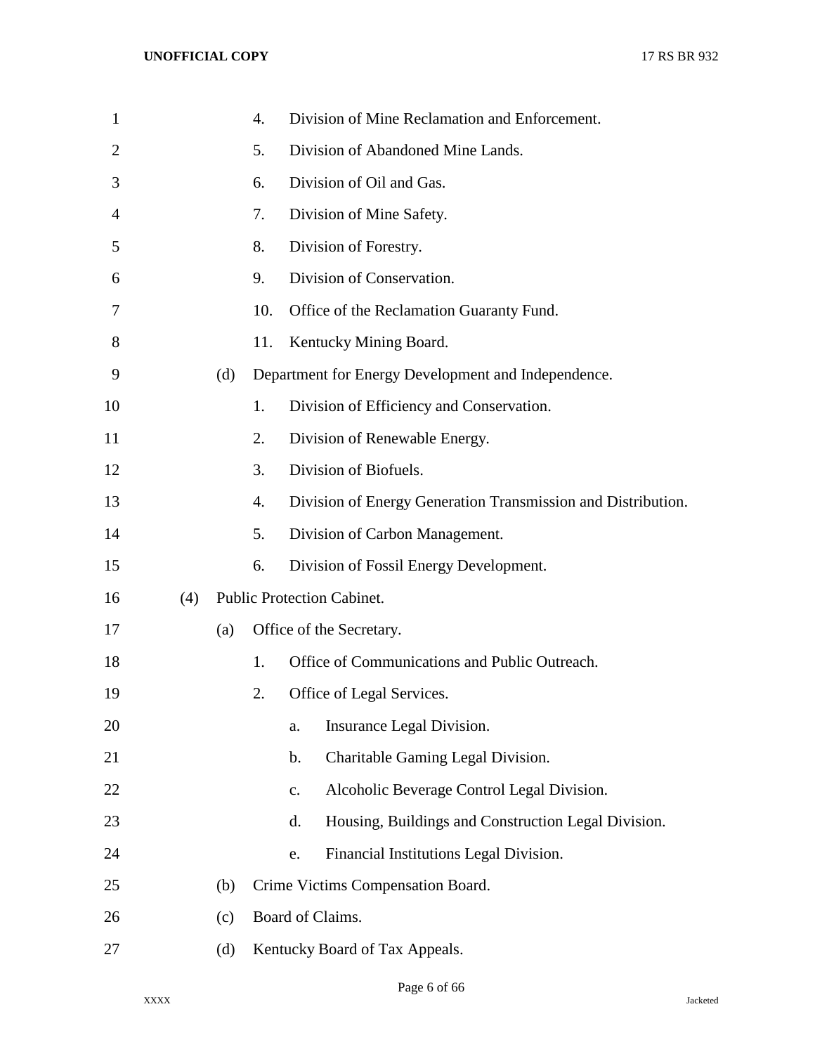4. Division of Mine Reclamation and Enforcement.
5. Division of Abandoned Mine Lands.
6. Division of Oil and Gas.
7. Division of Mine Safety.
8. Division of Forestry.
9. Division of Conservation.
10. Office of the Reclamation Guaranty Fund.
11. Kentucky Mining Board.

(d) Department for Energy Development and Independence.

1. Division of Efficiency and Conservation.
2. Division of Renewable Energy.
3. Division of Biofuels.
4. Division of Energy Generation Transmission and Distribution.
5. Division of Carbon Management.
6. Division of Fossil Energy Development.

(4) Public Protection Cabinet.

(a) Office of the Secretary.

1. Office of Communications and Public Outreach.
2. Office of Legal Services.
   a. Insurance Legal Division.
   b. Charitable Gaming Legal Division.
   c. Alcoholic Beverage Control Legal Division.
   d. Housing, Buildings and Construction Legal Division.
   e. Financial Institutions Legal Division.

(b) Crime Victims Compensation Board.

(c) Board of Claims.

(d) Kentucky Board of Tax Appeals.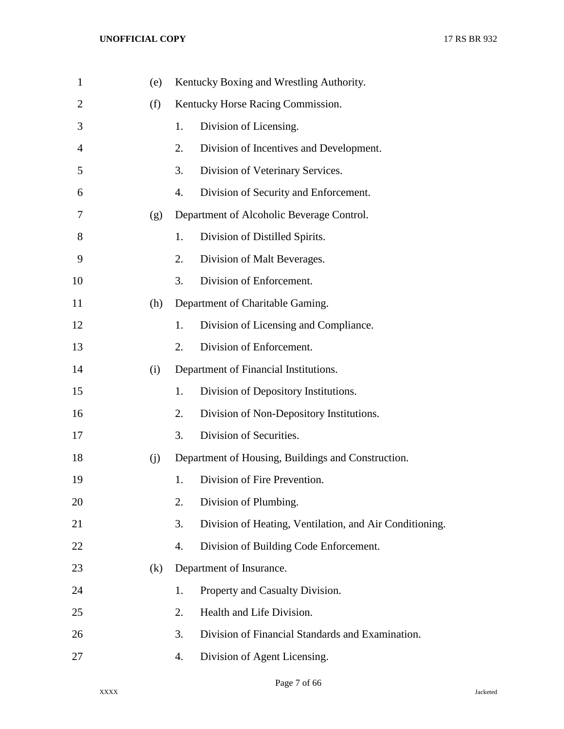(e) Kentucky Boxing and Wrestling Authority.

(f) Kentucky Horse Racing Commission.

1. Division of Licensing.
2. Division of Incentives and Development.
3. Division of Veterinary Services.
4. Division of Security and Enforcement.

(g) Department of Alcoholic Beverage Control.

1. Division of Distilled Spirits.
2. Division of Malt Beverages.
3. Division of Enforcement.

(h) Department of Charitable Gaming.

1. Division of Licensing and Compliance.
2. Division of Enforcement.

(i) Department of Financial Institutions.

1. Division of Depository Institutions.
2. Division of Non-Depository Institutions.
3. Division of Securities.

(j) Department of Housing, Buildings and Construction.

1. Division of Fire Prevention.
2. Division of Plumbing.
3. Division of Heating, Ventilation, and Air Conditioning.
4. Division of Building Code Enforcement.

(k) Department of Insurance.

1. Property and Casualty Division.
2. Health and Life Division.
3. Division of Financial Standards and Examination.
4. Division of Agent Licensing.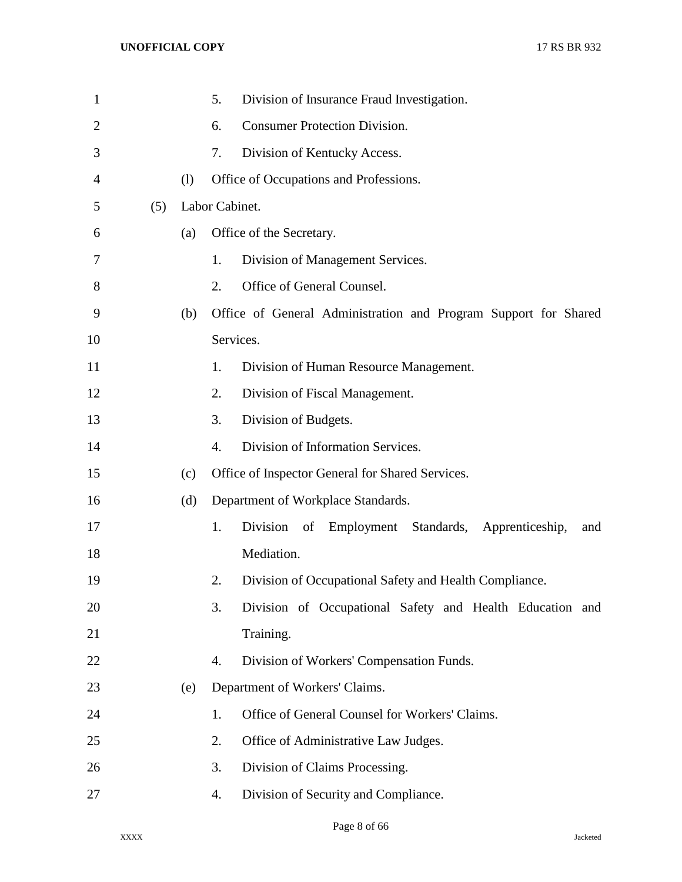5. Division of Insurance Fraud Investigation.
6. Consumer Protection Division.
7. Division of Kentucky Access.

(l) Office of Occupations and Professions.

(5) Labor Cabinet.

(a) Office of the Secretary.
1. Division of Management Services.
2. Office of General Counsel.

(b) Office of General Administration and Program Support for Shared Services.
1. Division of Human Resource Management.
2. Division of Fiscal Management.
3. Division of Budgets.
4. Division of Information Services.

(c) Office of Inspector General for Shared Services.

(d) Department of Workplace Standards.
1. Division of Employment Standards, Apprenticeship, and Mediation.
2. Division of Occupational Safety and Health Compliance.
3. Division of Occupational Safety and Health Education and Training.
4. Division of Workers' Compensation Funds.

(e) Department of Workers' Claims.
1. Office of General Counsel for Workers' Claims.
2. Office of Administrative Law Judges.
3. Division of Claims Processing.
4. Division of Security and Compliance.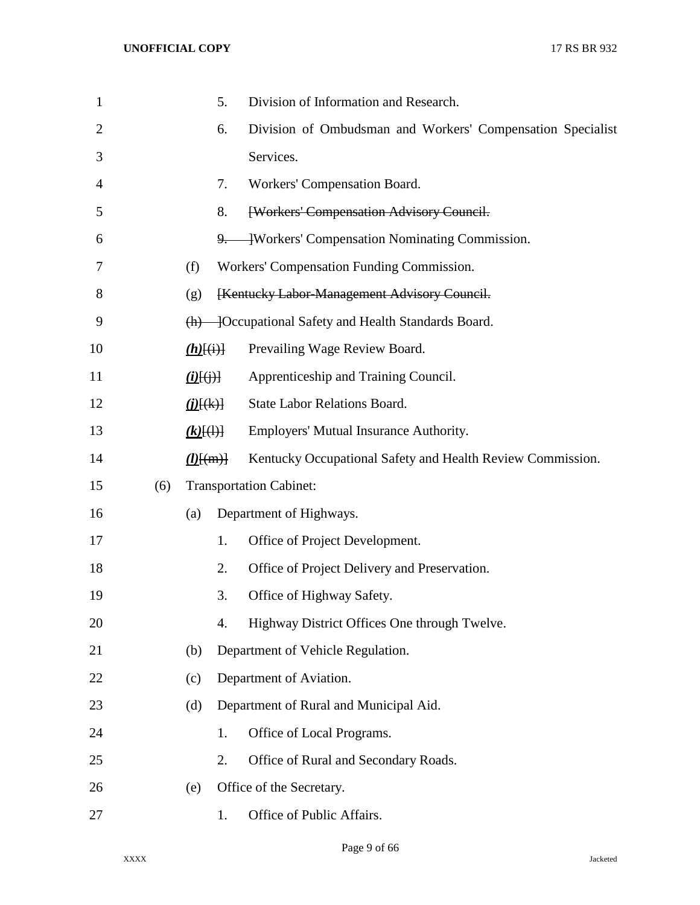5. Division of Information and Research.

6. Division of Ombudsman and Workers' Compensation Specialist Services.

7. Workers' Compensation Board.

8. ~~[Workers' Compensation Advisory Council.~~

~~9.~~ ~~]~~Workers' Compensation Nominating Commission.

(f) Workers' Compensation Funding Commission.

(g) ~~[Kentucky Labor-Management Advisory Council.~~

~~(h)~~ ~~]~~Occupational Safety and Health Standards Board.

***(h)***~~[(i)]~~ Prevailing Wage Review Board.

***(i)***~~[(j)]~~ Apprenticeship and Training Council.

***(j)***~~[(k)]~~ State Labor Relations Board.

***(k)***~~[(l)]~~ Employers' Mutual Insurance Authority.

***(l)***~~[(m)]~~ Kentucky Occupational Safety and Health Review Commission.

(6) Transportation Cabinet:

(a) Department of Highways.

1. Office of Project Development.

2. Office of Project Delivery and Preservation.

3. Office of Highway Safety.

4. Highway District Offices One through Twelve.

(b) Department of Vehicle Regulation.

(c) Department of Aviation.

(d) Department of Rural and Municipal Aid.

1. Office of Local Programs.

2. Office of Rural and Secondary Roads.

(e) Office of the Secretary.

1. Office of Public Affairs.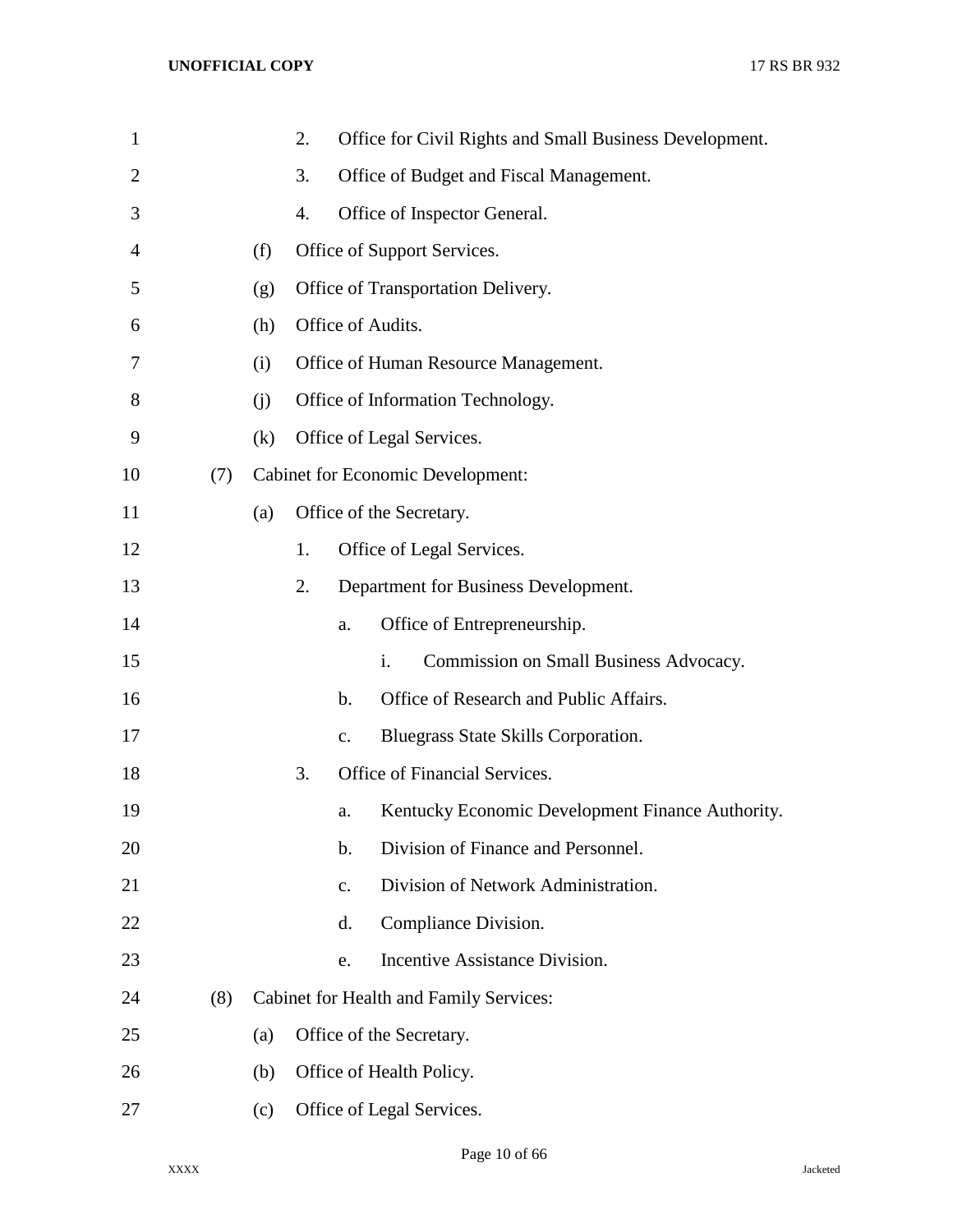2. Office for Civil Rights and Small Business Development.

3. Office of Budget and Fiscal Management.

4. Office of Inspector General.

(f) Office of Support Services.

(g) Office of Transportation Delivery.

(h) Office of Audits.

(i) Office of Human Resource Management.

(j) Office of Information Technology.

(k) Office of Legal Services.

(7) Cabinet for Economic Development:

(a) Office of the Secretary.

1. Office of Legal Services.

2. Department for Business Development.

a. Office of Entrepreneurship.

i. Commission on Small Business Advocacy.

b. Office of Research and Public Affairs.

c. Bluegrass State Skills Corporation.

3. Office of Financial Services.

a. Kentucky Economic Development Finance Authority.

b. Division of Finance and Personnel.

c. Division of Network Administration.

d. Compliance Division.

e. Incentive Assistance Division.

(8) Cabinet for Health and Family Services:

(a) Office of the Secretary.

(b) Office of Health Policy.

(c) Office of Legal Services.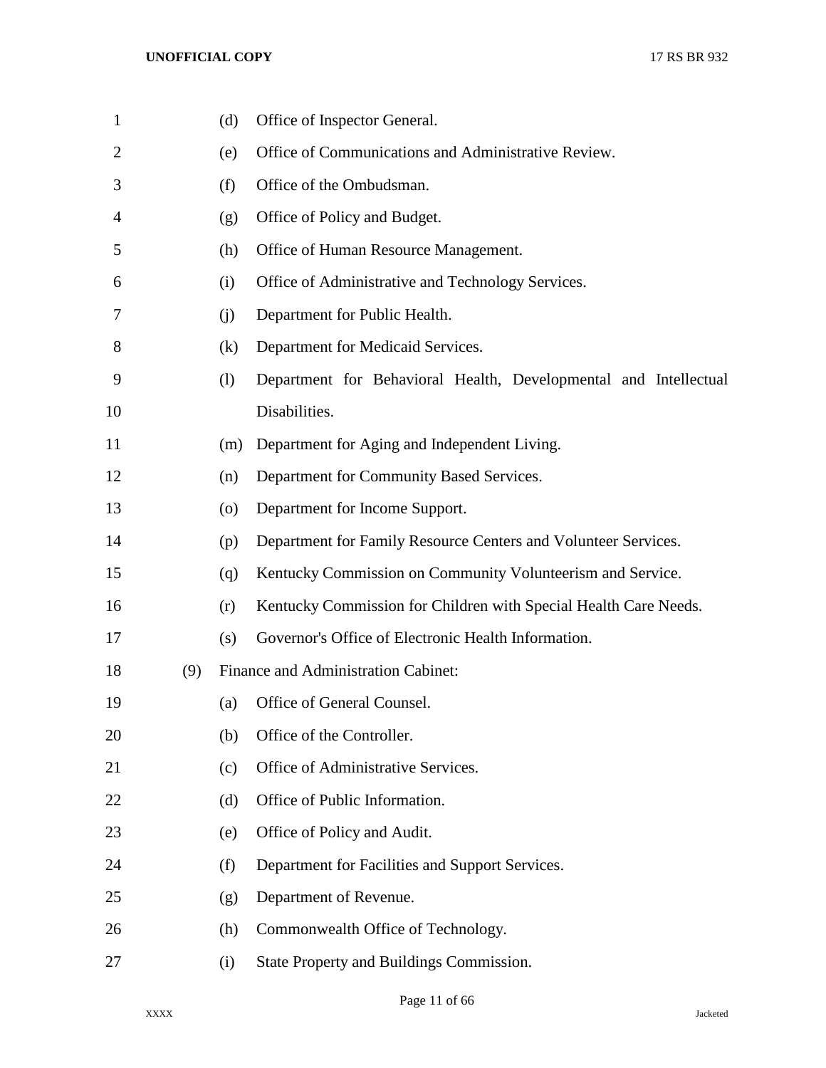(d) Office of Inspector General.

(e) Office of Communications and Administrative Review.

(f) Office of the Ombudsman.

(g) Office of Policy and Budget.

(h) Office of Human Resource Management.

(i) Office of Administrative and Technology Services.

(j) Department for Public Health.

(k) Department for Medicaid Services.

(l) Department for Behavioral Health, Developmental and Intellectual Disabilities.

(m) Department for Aging and Independent Living.

(n) Department for Community Based Services.

(o) Department for Income Support.

(p) Department for Family Resource Centers and Volunteer Services.

(q) Kentucky Commission on Community Volunteerism and Service.

(r) Kentucky Commission for Children with Special Health Care Needs.

(s) Governor's Office of Electronic Health Information.

(9) Finance and Administration Cabinet:

(a) Office of General Counsel.

(b) Office of the Controller.

(c) Office of Administrative Services.

(d) Office of Public Information.

(e) Office of Policy and Audit.

(f) Department for Facilities and Support Services.

(g) Department of Revenue.

(h) Commonwealth Office of Technology.

(i) State Property and Buildings Commission.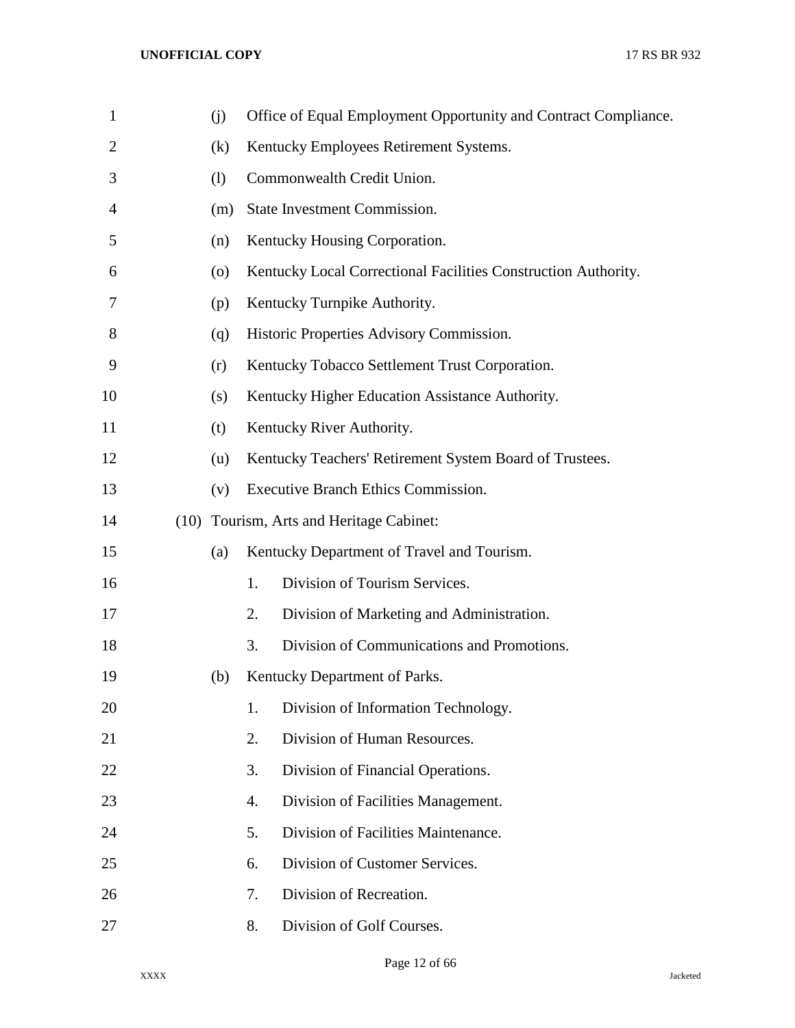(j) Office of Equal Employment Opportunity and Contract Compliance.

(k) Kentucky Employees Retirement Systems.

(l) Commonwealth Credit Union.

(m) State Investment Commission.

(n) Kentucky Housing Corporation.

(o) Kentucky Local Correctional Facilities Construction Authority.

(p) Kentucky Turnpike Authority.

(q) Historic Properties Advisory Commission.

(r) Kentucky Tobacco Settlement Trust Corporation.

(s) Kentucky Higher Education Assistance Authority.

(t) Kentucky River Authority.

(u) Kentucky Teachers' Retirement System Board of Trustees.

(v) Executive Branch Ethics Commission.

(10) Tourism, Arts and Heritage Cabinet:

(a) Kentucky Department of Travel and Tourism.

1. Division of Tourism Services.
2. Division of Marketing and Administration.
3. Division of Communications and Promotions.

(b) Kentucky Department of Parks.

1. Division of Information Technology.
2. Division of Human Resources.
3. Division of Financial Operations.
4. Division of Facilities Management.
5. Division of Facilities Maintenance.
6. Division of Customer Services.
7. Division of Recreation.
8. Division of Golf Courses.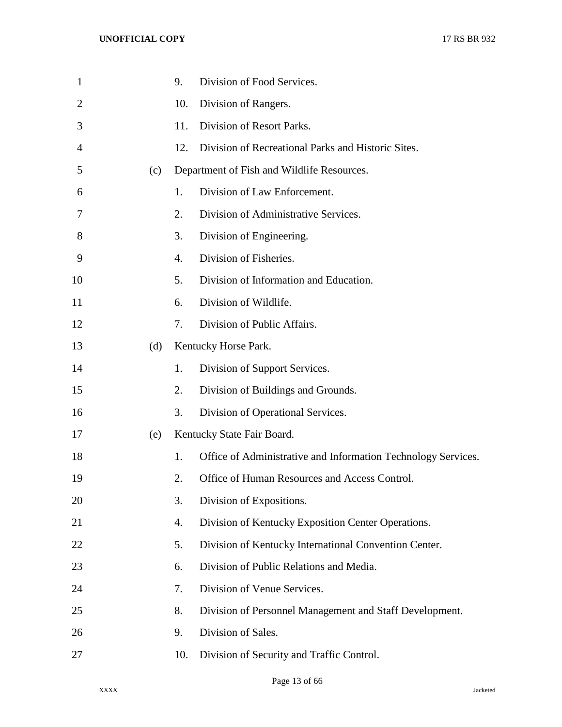9. Division of Food Services.

10. Division of Rangers.

11. Division of Resort Parks.

12. Division of Recreational Parks and Historic Sites.

(c) Department of Fish and Wildlife Resources.

1. Division of Law Enforcement.

2. Division of Administrative Services.

3. Division of Engineering.

4. Division of Fisheries.

5. Division of Information and Education.

6. Division of Wildlife.

7. Division of Public Affairs.

(d) Kentucky Horse Park.

1. Division of Support Services.

2. Division of Buildings and Grounds.

3. Division of Operational Services.

(e) Kentucky State Fair Board.

1. Office of Administrative and Information Technology Services.

2. Office of Human Resources and Access Control.

3. Division of Expositions.

4. Division of Kentucky Exposition Center Operations.

5. Division of Kentucky International Convention Center.

6. Division of Public Relations and Media.

7. Division of Venue Services.

8. Division of Personnel Management and Staff Development.

9. Division of Sales.

10. Division of Security and Traffic Control.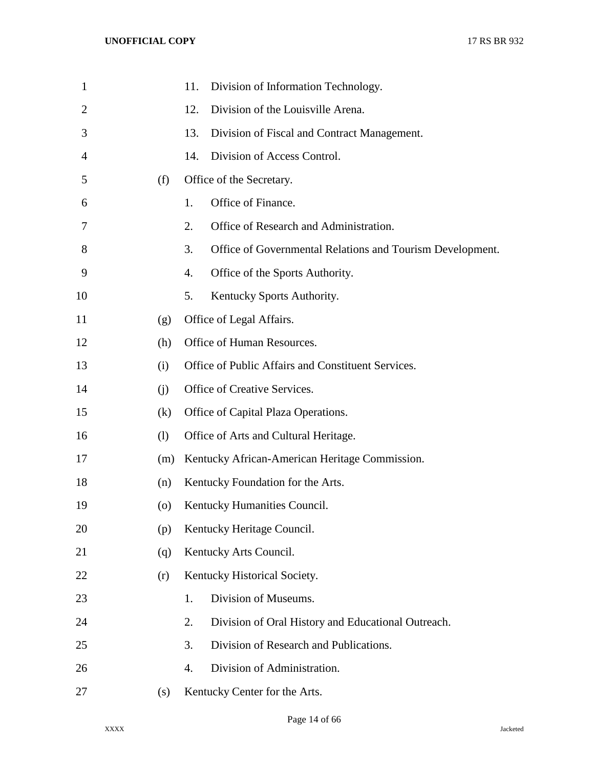11. Division of Information Technology.
12. Division of the Louisville Arena.
13. Division of Fiscal and Contract Management.
14. Division of Access Control.

(f) Office of the Secretary.

1. Office of Finance.
2. Office of Research and Administration.
3. Office of Governmental Relations and Tourism Development.
4. Office of the Sports Authority.
5. Kentucky Sports Authority.

(g) Office of Legal Affairs.

(h) Office of Human Resources.

(i) Office of Public Affairs and Constituent Services.

(j) Office of Creative Services.

(k) Office of Capital Plaza Operations.

(l) Office of Arts and Cultural Heritage.

(m) Kentucky African-American Heritage Commission.

(n) Kentucky Foundation for the Arts.

(o) Kentucky Humanities Council.

(p) Kentucky Heritage Council.

(q) Kentucky Arts Council.

(r) Kentucky Historical Society.

1. Division of Museums.
2. Division of Oral History and Educational Outreach.
3. Division of Research and Publications.
4. Division of Administration.

(s) Kentucky Center for the Arts.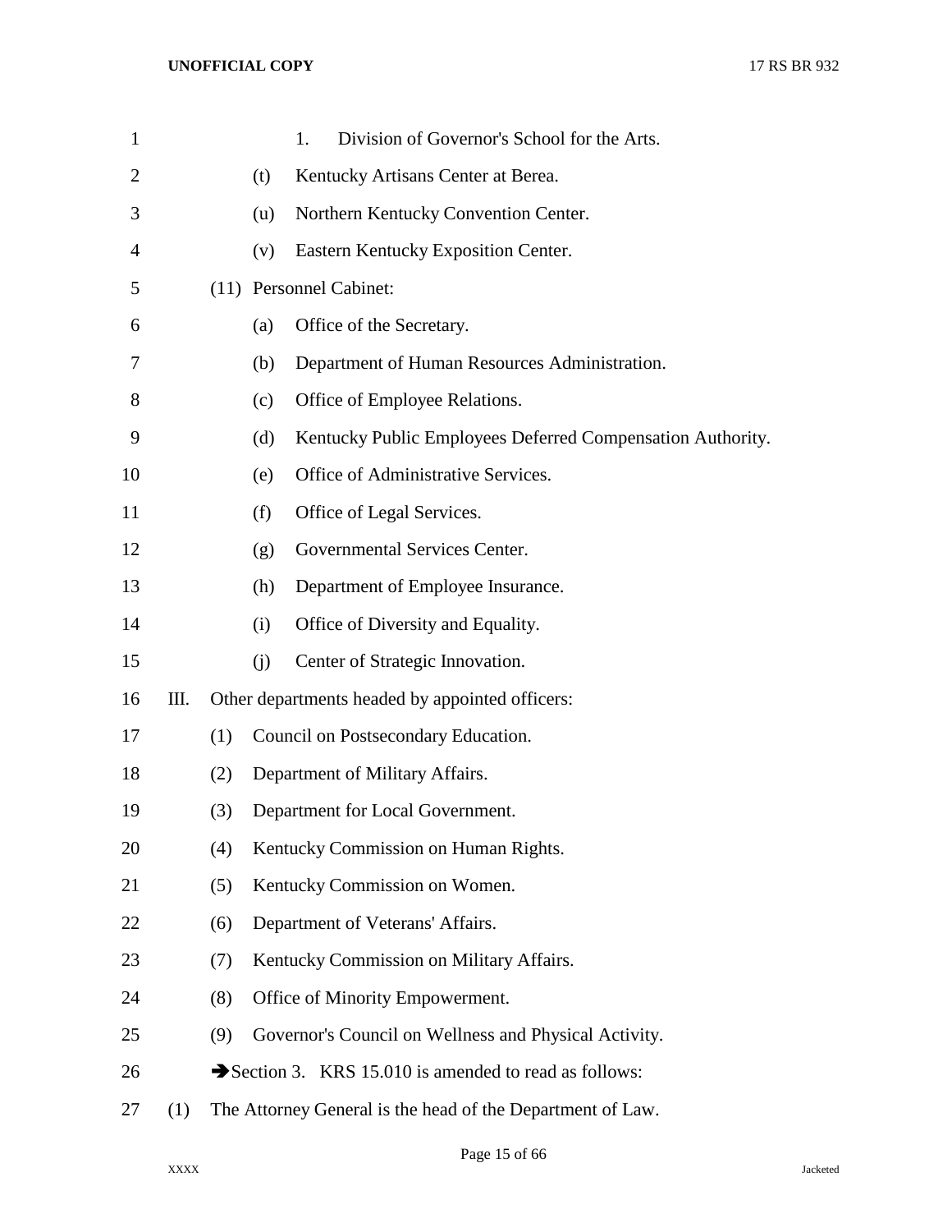1. Division of Governor's School for the Arts.

(t) Kentucky Artisans Center at Berea.

(u) Northern Kentucky Convention Center.

(v) Eastern Kentucky Exposition Center.

(11) Personnel Cabinet:

(a) Office of the Secretary.

(b) Department of Human Resources Administration.

(c) Office of Employee Relations.

(d) Kentucky Public Employees Deferred Compensation Authority.

(e) Office of Administrative Services.

(f) Office of Legal Services.

(g) Governmental Services Center.

(h) Department of Employee Insurance.

(i) Office of Diversity and Equality.

(j) Center of Strategic Innovation.

III. Other departments headed by appointed officers:

(1) Council on Postsecondary Education.

(2) Department of Military Affairs.

(3) Department for Local Government.

(4) Kentucky Commission on Human Rights.

(5) Kentucky Commission on Women.

(6) Department of Veterans' Affairs.

(7) Kentucky Commission on Military Affairs.

(8) Office of Minority Empowerment.

(9) Governor's Council on Wellness and Physical Activity.

➔Section 3. KRS 15.010 is amended to read as follows:

(1) The Attorney General is the head of the Department of Law.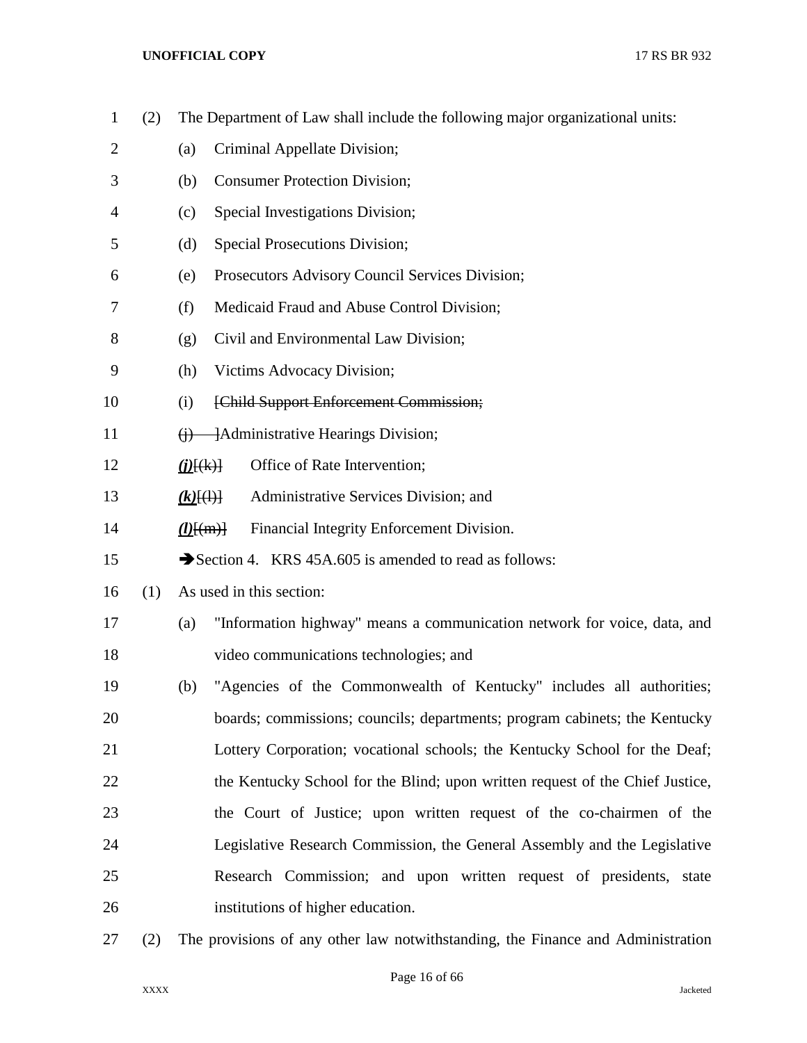(2) The Department of Law shall include the following major organizational units:

(a) Criminal Appellate Division;

(b) Consumer Protection Division;

(c) Special Investigations Division;

(d) Special Prosecutions Division;

(e) Prosecutors Advisory Council Services Division;

(f) Medicaid Fraud and Abuse Control Division;

(g) Civil and Environmental Law Division;

(h) Victims Advocacy Division;

(i) ~~[Child Support Enforcement Commission;~~

~~(j)~~ ]Administrative Hearings Division;

***(j)***[~~(k)~~] Office of Rate Intervention;

***(k)***[~~(l)~~] Administrative Services Division; and

***(l)***[~~(m)~~] Financial Integrity Enforcement Division.

➔Section 4. KRS 45A.605 is amended to read as follows:

(1) As used in this section:

(a) "Information highway" means a communication network for voice, data, and video communications technologies; and

(b) "Agencies of the Commonwealth of Kentucky" includes all authorities; boards; commissions; councils; departments; program cabinets; the Kentucky Lottery Corporation; vocational schools; the Kentucky School for the Deaf; the Kentucky School for the Blind; upon written request of the Chief Justice, the Court of Justice; upon written request of the co-chairmen of the Legislative Research Commission, the General Assembly and the Legislative Research Commission; and upon written request of presidents, state institutions of higher education.

(2) The provisions of any other law notwithstanding, the Finance and Administration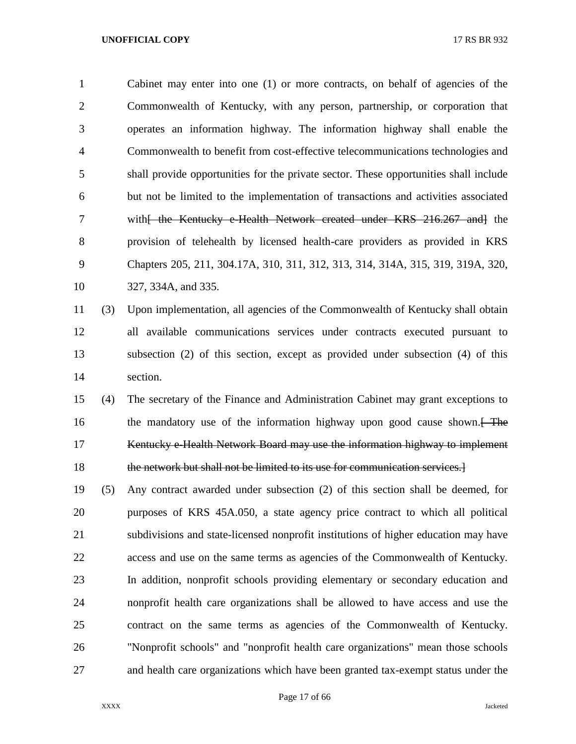Cabinet may enter into one (1) or more contracts, on behalf of agencies of the Commonwealth of Kentucky, with any person, partnership, or corporation that operates an information highway. The information highway shall enable the Commonwealth to benefit from cost-effective telecommunications technologies and shall provide opportunities for the private sector. These opportunities shall include but not be limited to the implementation of transactions and activities associated with~~[ the Kentucky e-Health Network created under KRS 216.267 and]~~ the provision of telehealth by licensed health-care providers as provided in KRS Chapters 205, 211, 304.17A, 310, 311, 312, 313, 314, 314A, 315, 319, 319A, 320, 327, 334A, and 335.

(3) Upon implementation, all agencies of the Commonwealth of Kentucky shall obtain all available communications services under contracts executed pursuant to subsection (2) of this section, except as provided under subsection (4) of this section.

(4) The secretary of the Finance and Administration Cabinet may grant exceptions to the mandatory use of the information highway upon good cause shown.~~[ The Kentucky e-Health Network Board may use the information highway to implement the network but shall not be limited to its use for communication services.]~~

(5) Any contract awarded under subsection (2) of this section shall be deemed, for purposes of KRS 45A.050, a state agency price contract to which all political subdivisions and state-licensed nonprofit institutions of higher education may have access and use on the same terms as agencies of the Commonwealth of Kentucky. In addition, nonprofit schools providing elementary or secondary education and nonprofit health care organizations shall be allowed to have access and use the contract on the same terms as agencies of the Commonwealth of Kentucky. "Nonprofit schools" and "nonprofit health care organizations" mean those schools and health care organizations which have been granted tax-exempt status under the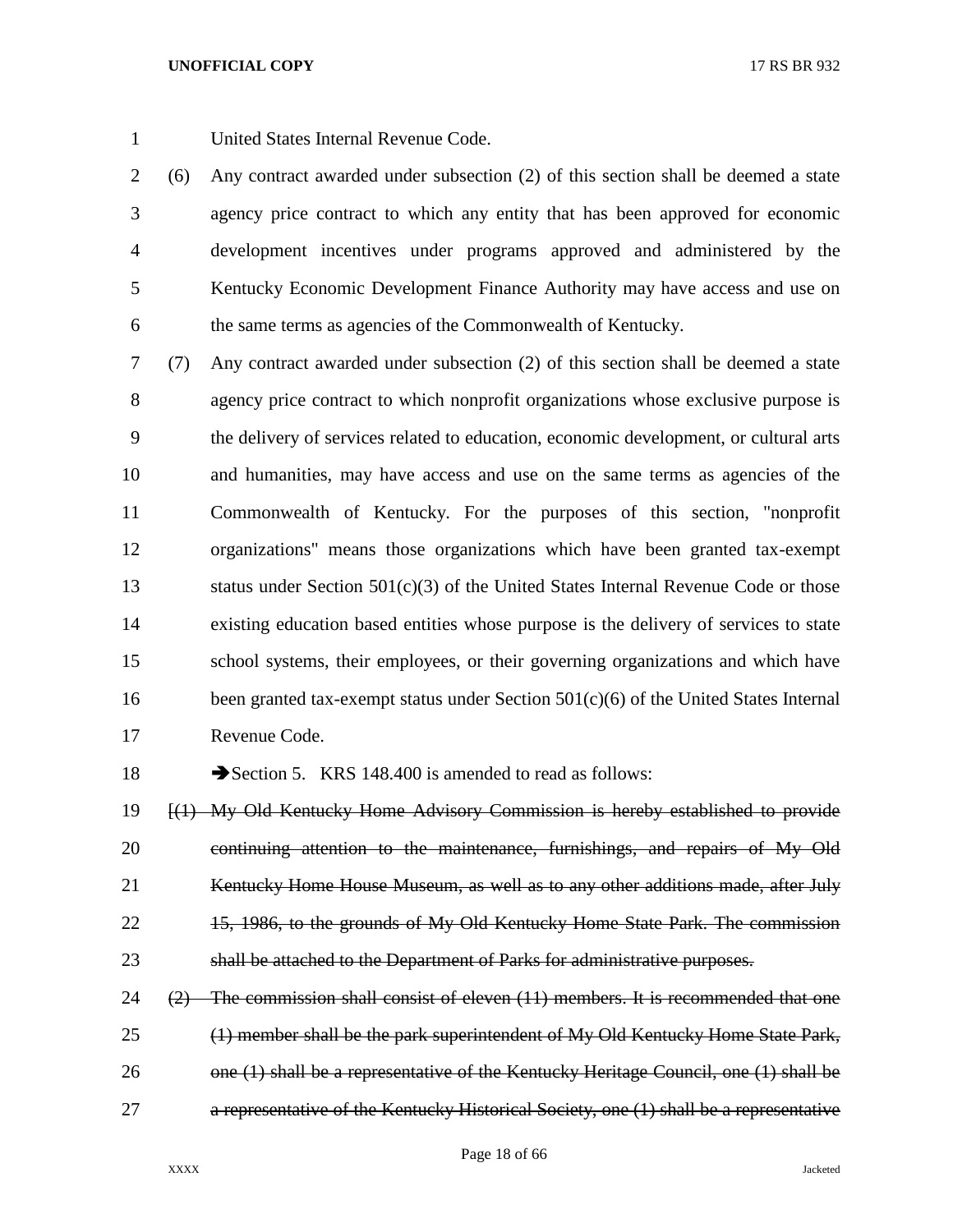United States Internal Revenue Code.

(6) Any contract awarded under subsection (2) of this section shall be deemed a state agency price contract to which any entity that has been approved for economic development incentives under programs approved and administered by the Kentucky Economic Development Finance Authority may have access and use on the same terms as agencies of the Commonwealth of Kentucky.

(7) Any contract awarded under subsection (2) of this section shall be deemed a state agency price contract to which nonprofit organizations whose exclusive purpose is the delivery of services related to education, economic development, or cultural arts and humanities, may have access and use on the same terms as agencies of the Commonwealth of Kentucky. For the purposes of this section, "nonprofit organizations" means those organizations which have been granted tax-exempt status under Section 501(c)(3) of the United States Internal Revenue Code or those existing education based entities whose purpose is the delivery of services to state school systems, their employees, or their governing organizations and which have been granted tax-exempt status under Section 501(c)(6) of the United States Internal Revenue Code.

➔Section 5. KRS 148.400 is amended to read as follows:

~~[(1) My Old Kentucky Home Advisory Commission is hereby established to provide continuing attention to the maintenance, furnishings, and repairs of My Old Kentucky Home House Museum, as well as to any other additions made, after July 15, 1986, to the grounds of My Old Kentucky Home State Park. The commission shall be attached to the Department of Parks for administrative purposes.~~

~~(2) The commission shall consist of eleven (11) members. It is recommended that one (1) member shall be the park superintendent of My Old Kentucky Home State Park, one (1) shall be a representative of the Kentucky Heritage Council, one (1) shall be a representative of the Kentucky Historical Society, one (1) shall be a representative~~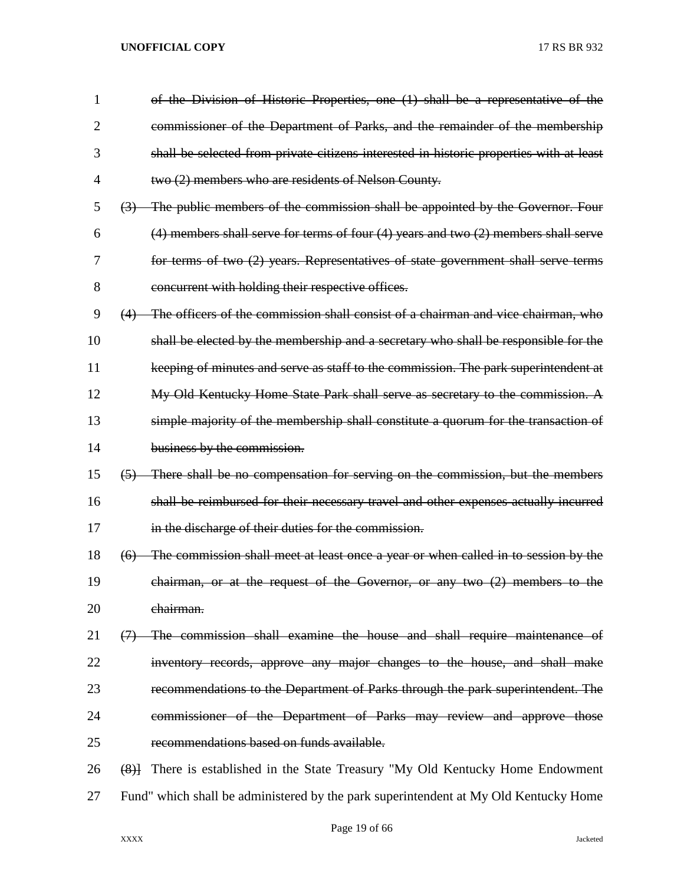~~of the Division of Historic Properties, one (1) shall be a representative of the commissioner of the Department of Parks, and the remainder of the membership shall be selected from private citizens interested in historic properties with at least two (2) members who are residents of Nelson County.~~

~~(3) The public members of the commission shall be appointed by the Governor. Four (4) members shall serve for terms of four (4) years and two (2) members shall serve for terms of two (2) years. Representatives of state government shall serve terms concurrent with holding their respective offices.~~

~~(4) The officers of the commission shall consist of a chairman and vice chairman, who shall be elected by the membership and a secretary who shall be responsible for the keeping of minutes and serve as staff to the commission. The park superintendent at My Old Kentucky Home State Park shall serve as secretary to the commission. A simple majority of the membership shall constitute a quorum for the transaction of business by the commission.~~

~~(5) There shall be no compensation for serving on the commission, but the members shall be reimbursed for their necessary travel and other expenses actually incurred in the discharge of their duties for the commission.~~

~~(6) The commission shall meet at least once a year or when called in to session by the chairman, or at the request of the Governor, or any two (2) members to the chairman.~~

~~(7) The commission shall examine the house and shall require maintenance of inventory records, approve any major changes to the house, and shall make recommendations to the Department of Parks through the park superintendent. The commissioner of the Department of Parks may review and approve those recommendations based on funds available.~~

~~(8)]~~ There is established in the State Treasury "My Old Kentucky Home Endowment Fund" which shall be administered by the park superintendent at My Old Kentucky Home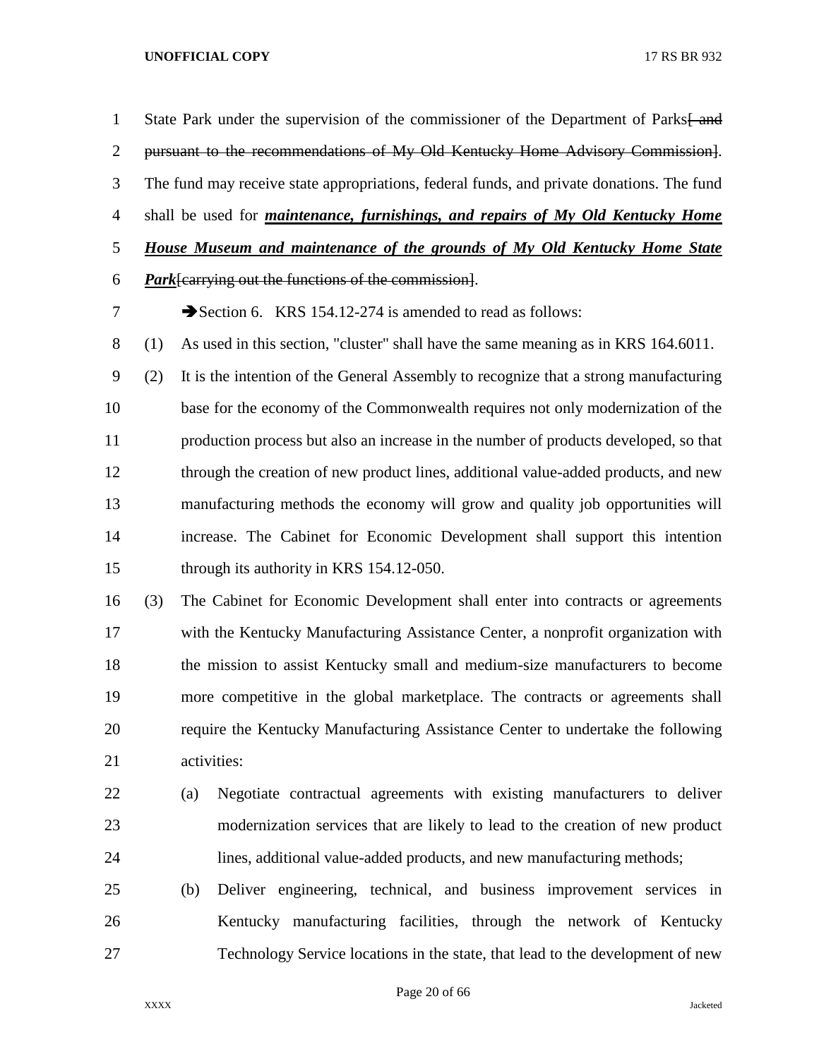State Park under the supervision of the commissioner of the Department of Parks~~[ and pursuant to the recommendations of My Old Kentucky Home Advisory Commission]~~. The fund may receive state appropriations, federal funds, and private donations. The fund shall be used for ***maintenance, furnishings, and repairs of My Old Kentucky Home House Museum and maintenance of the grounds of My Old Kentucky Home State Park***~~[carrying out the functions of the commission]~~.

➔Section 6. KRS 154.12-274 is amended to read as follows:

(1) As used in this section, "cluster" shall have the same meaning as in KRS 164.6011.

(2) It is the intention of the General Assembly to recognize that a strong manufacturing base for the economy of the Commonwealth requires not only modernization of the production process but also an increase in the number of products developed, so that through the creation of new product lines, additional value-added products, and new manufacturing methods the economy will grow and quality job opportunities will increase. The Cabinet for Economic Development shall support this intention through its authority in KRS 154.12-050.

(3) The Cabinet for Economic Development shall enter into contracts or agreements with the Kentucky Manufacturing Assistance Center, a nonprofit organization with the mission to assist Kentucky small and medium-size manufacturers to become more competitive in the global marketplace. The contracts or agreements shall require the Kentucky Manufacturing Assistance Center to undertake the following activities:

(a) Negotiate contractual agreements with existing manufacturers to deliver modernization services that are likely to lead to the creation of new product lines, additional value-added products, and new manufacturing methods;

(b) Deliver engineering, technical, and business improvement services in Kentucky manufacturing facilities, through the network of Kentucky Technology Service locations in the state, that lead to the development of new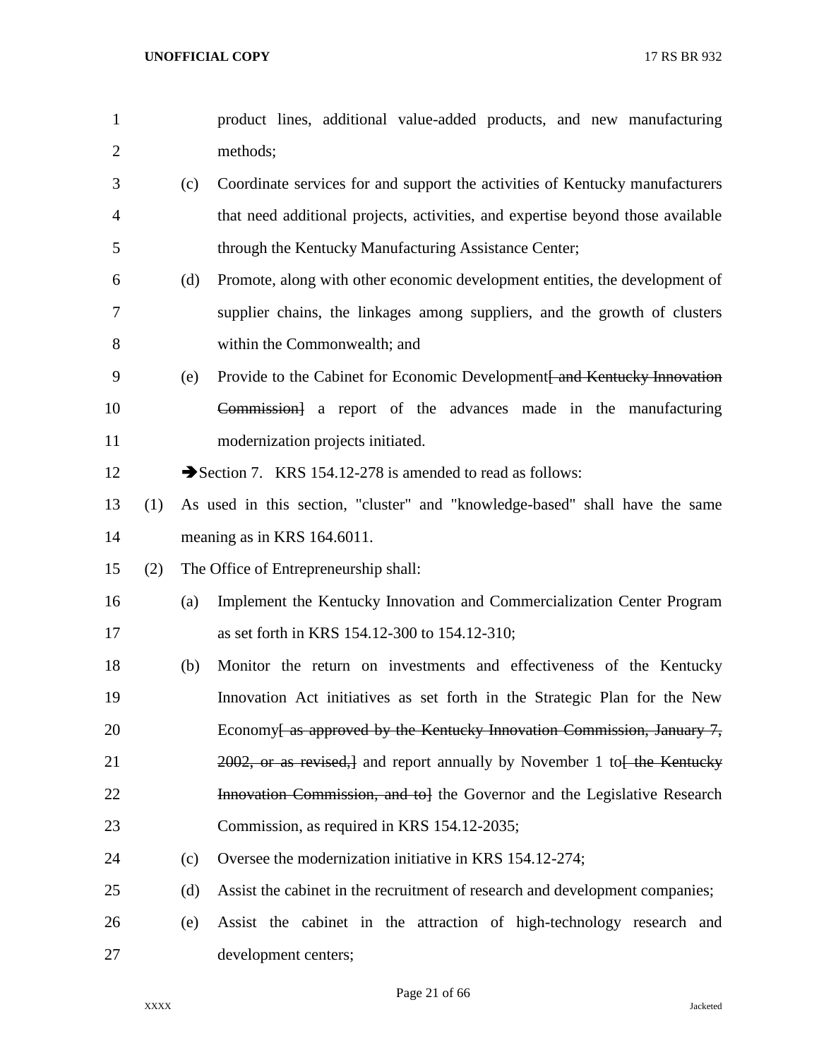product lines, additional value-added products, and new manufacturing methods;

(c) Coordinate services for and support the activities of Kentucky manufacturers that need additional projects, activities, and expertise beyond those available through the Kentucky Manufacturing Assistance Center;

(d) Promote, along with other economic development entities, the development of supplier chains, the linkages among suppliers, and the growth of clusters within the Commonwealth; and

(e) Provide to the Cabinet for Economic Development~~[ and Kentucky Innovation Commission]~~ a report of the advances made in the manufacturing modernization projects initiated.

➔Section 7. KRS 154.12-278 is amended to read as follows:

(1) As used in this section, "cluster" and "knowledge-based" shall have the same meaning as in KRS 164.6011.

(2) The Office of Entrepreneurship shall:

(a) Implement the Kentucky Innovation and Commercialization Center Program as set forth in KRS 154.12-300 to 154.12-310;

(b) Monitor the return on investments and effectiveness of the Kentucky Innovation Act initiatives as set forth in the Strategic Plan for the New Economy~~[ as approved by the Kentucky Innovation Commission, January 7, 2002, or as revised,]~~ and report annually by November 1 to~~[ the Kentucky Innovation Commission, and to]~~ the Governor and the Legislative Research Commission, as required in KRS 154.12-2035;

(c) Oversee the modernization initiative in KRS 154.12-274;

(d) Assist the cabinet in the recruitment of research and development companies;

(e) Assist the cabinet in the attraction of high-technology research and development centers;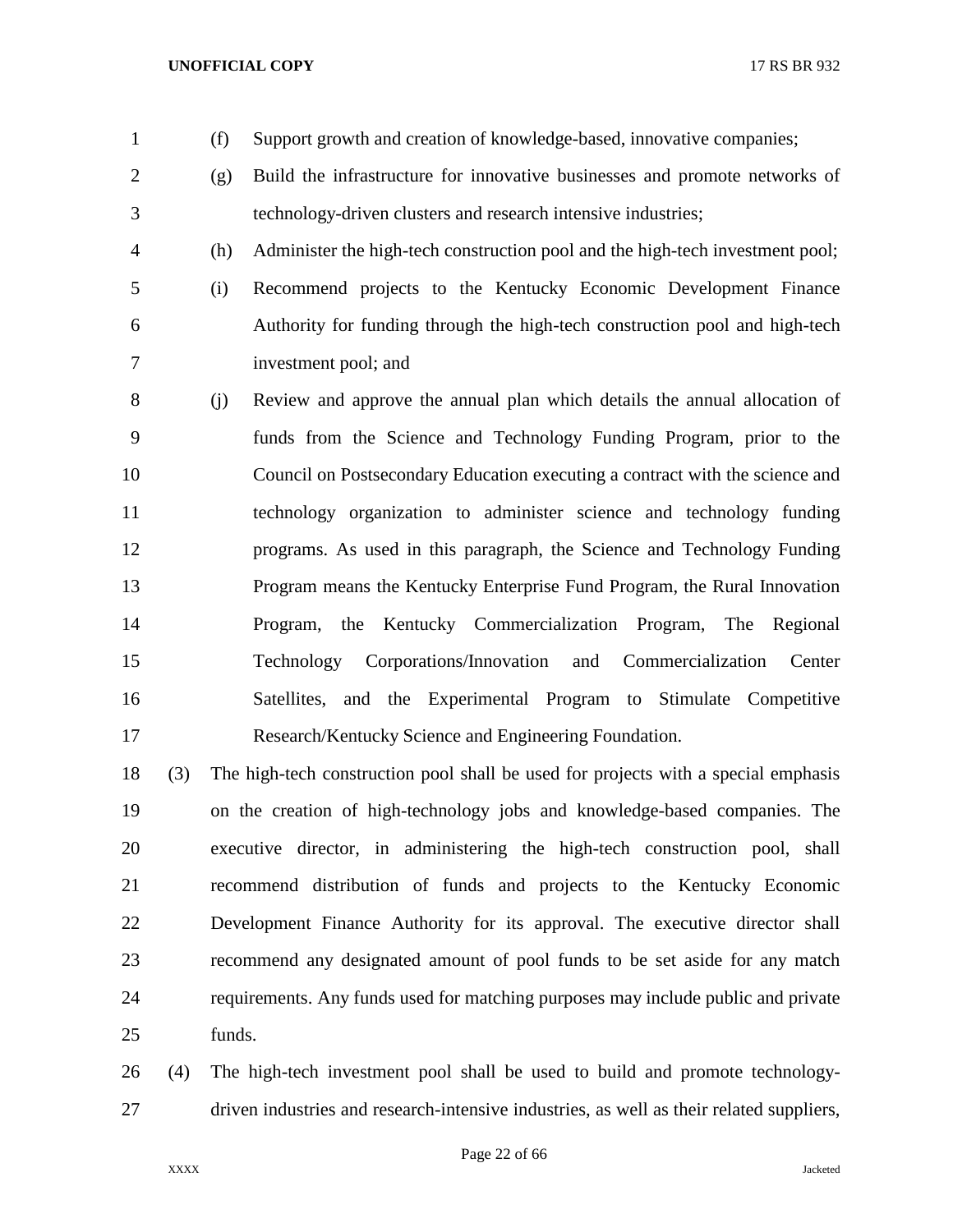(f) Support growth and creation of knowledge-based, innovative companies;

(g) Build the infrastructure for innovative businesses and promote networks of technology-driven clusters and research intensive industries;

(h) Administer the high-tech construction pool and the high-tech investment pool;

(i) Recommend projects to the Kentucky Economic Development Finance Authority for funding through the high-tech construction pool and high-tech investment pool; and

(j) Review and approve the annual plan which details the annual allocation of funds from the Science and Technology Funding Program, prior to the Council on Postsecondary Education executing a contract with the science and technology organization to administer science and technology funding programs. As used in this paragraph, the Science and Technology Funding Program means the Kentucky Enterprise Fund Program, the Rural Innovation Program, the Kentucky Commercialization Program, The Regional Technology Corporations/Innovation and Commercialization Center Satellites, and the Experimental Program to Stimulate Competitive Research/Kentucky Science and Engineering Foundation.

(3) The high-tech construction pool shall be used for projects with a special emphasis on the creation of high-technology jobs and knowledge-based companies. The executive director, in administering the high-tech construction pool, shall recommend distribution of funds and projects to the Kentucky Economic Development Finance Authority for its approval. The executive director shall recommend any designated amount of pool funds to be set aside for any match requirements. Any funds used for matching purposes may include public and private funds.

(4) The high-tech investment pool shall be used to build and promote technology-driven industries and research-intensive industries, as well as their related suppliers,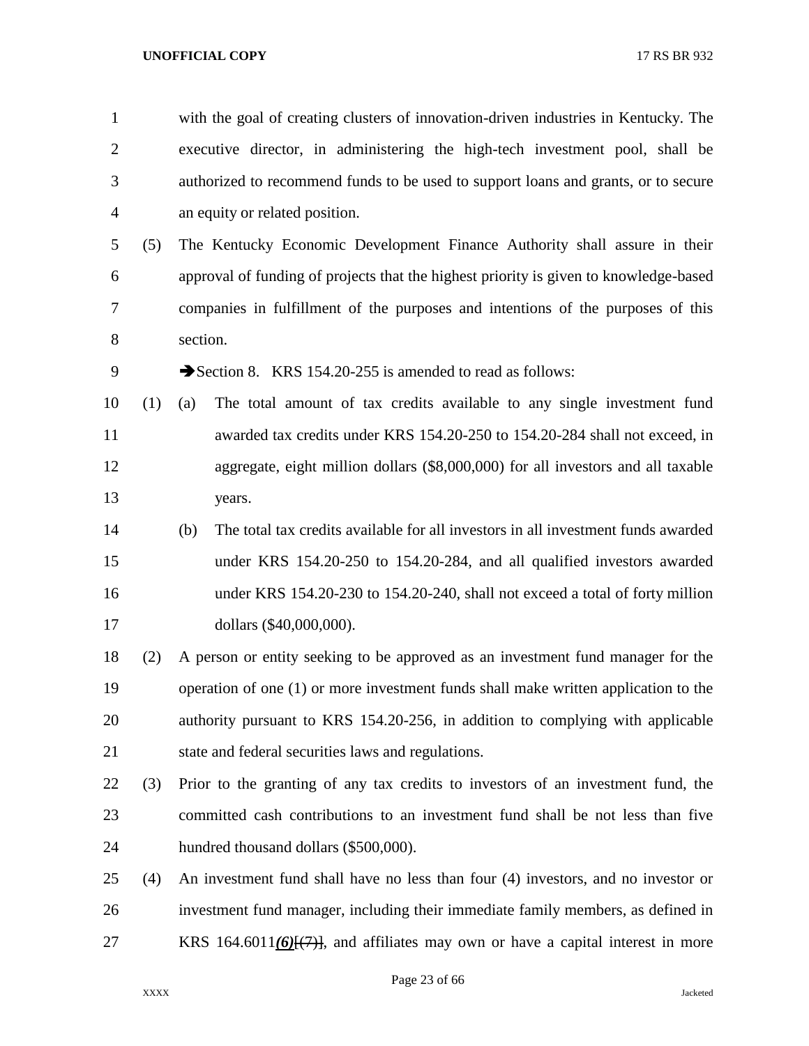with the goal of creating clusters of innovation-driven industries in Kentucky. The executive director, in administering the high-tech investment pool, shall be authorized to recommend funds to be used to support loans and grants, or to secure an equity or related position.

(5) The Kentucky Economic Development Finance Authority shall assure in their approval of funding of projects that the highest priority is given to knowledge-based companies in fulfillment of the purposes and intentions of the purposes of this section.

➔Section 8. KRS 154.20-255 is amended to read as follows:

(1) (a) The total amount of tax credits available to any single investment fund awarded tax credits under KRS 154.20-250 to 154.20-284 shall not exceed, in aggregate, eight million dollars ($8,000,000) for all investors and all taxable years.

(b) The total tax credits available for all investors in all investment funds awarded under KRS 154.20-250 to 154.20-284, and all qualified investors awarded under KRS 154.20-230 to 154.20-240, shall not exceed a total of forty million dollars ($40,000,000).

(2) A person or entity seeking to be approved as an investment fund manager for the operation of one (1) or more investment funds shall make written application to the authority pursuant to KRS 154.20-256, in addition to complying with applicable state and federal securities laws and regulations.

(3) Prior to the granting of any tax credits to investors of an investment fund, the committed cash contributions to an investment fund shall be not less than five hundred thousand dollars ($500,000).

(4) An investment fund shall have no less than four (4) investors, and no investor or investment fund manager, including their immediate family members, as defined in KRS 164.6011***(6)***~~[(7)]~~, and affiliates may own or have a capital interest in more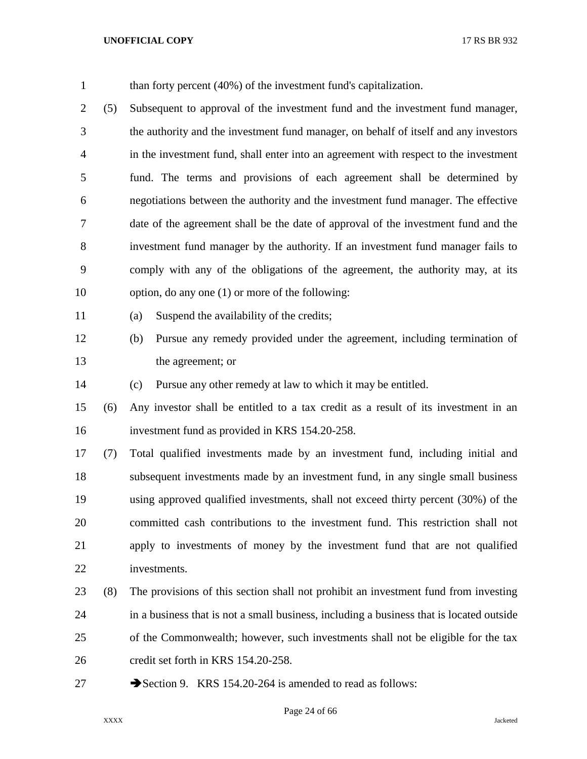than forty percent (40%) of the investment fund's capitalization.

(5) Subsequent to approval of the investment fund and the investment fund manager, the authority and the investment fund manager, on behalf of itself and any investors in the investment fund, shall enter into an agreement with respect to the investment fund. The terms and provisions of each agreement shall be determined by negotiations between the authority and the investment fund manager. The effective date of the agreement shall be the date of approval of the investment fund and the investment fund manager by the authority. If an investment fund manager fails to comply with any of the obligations of the agreement, the authority may, at its option, do any one (1) or more of the following:

(a) Suspend the availability of the credits;

(b) Pursue any remedy provided under the agreement, including termination of the agreement; or

(c) Pursue any other remedy at law to which it may be entitled.

(6) Any investor shall be entitled to a tax credit as a result of its investment in an investment fund as provided in KRS 154.20-258.

(7) Total qualified investments made by an investment fund, including initial and subsequent investments made by an investment fund, in any single small business using approved qualified investments, shall not exceed thirty percent (30%) of the committed cash contributions to the investment fund. This restriction shall not apply to investments of money by the investment fund that are not qualified investments.

(8) The provisions of this section shall not prohibit an investment fund from investing in a business that is not a small business, including a business that is located outside of the Commonwealth; however, such investments shall not be eligible for the tax credit set forth in KRS 154.20-258.

➔Section 9. KRS 154.20-264 is amended to read as follows: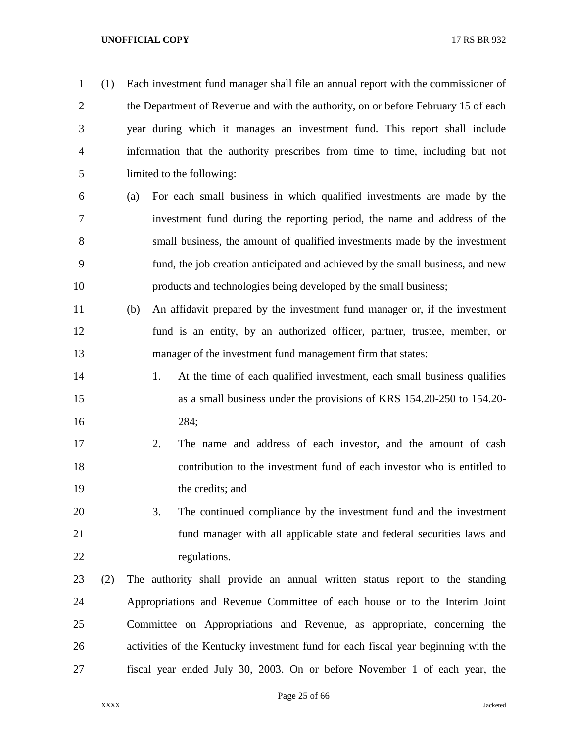(1) Each investment fund manager shall file an annual report with the commissioner of the Department of Revenue and with the authority, on or before February 15 of each year during which it manages an investment fund. This report shall include information that the authority prescribes from time to time, including but not limited to the following:

(a) For each small business in which qualified investments are made by the investment fund during the reporting period, the name and address of the small business, the amount of qualified investments made by the investment fund, the job creation anticipated and achieved by the small business, and new products and technologies being developed by the small business;

(b) An affidavit prepared by the investment fund manager or, if the investment fund is an entity, by an authorized officer, partner, trustee, member, or manager of the investment fund management firm that states:

1. At the time of each qualified investment, each small business qualifies as a small business under the provisions of KRS 154.20-250 to 154.20-284;

2. The name and address of each investor, and the amount of cash contribution to the investment fund of each investor who is entitled to the credits; and

3. The continued compliance by the investment fund and the investment fund manager with all applicable state and federal securities laws and regulations.

(2) The authority shall provide an annual written status report to the standing Appropriations and Revenue Committee of each house or to the Interim Joint Committee on Appropriations and Revenue, as appropriate, concerning the activities of the Kentucky investment fund for each fiscal year beginning with the fiscal year ended July 30, 2003. On or before November 1 of each year, the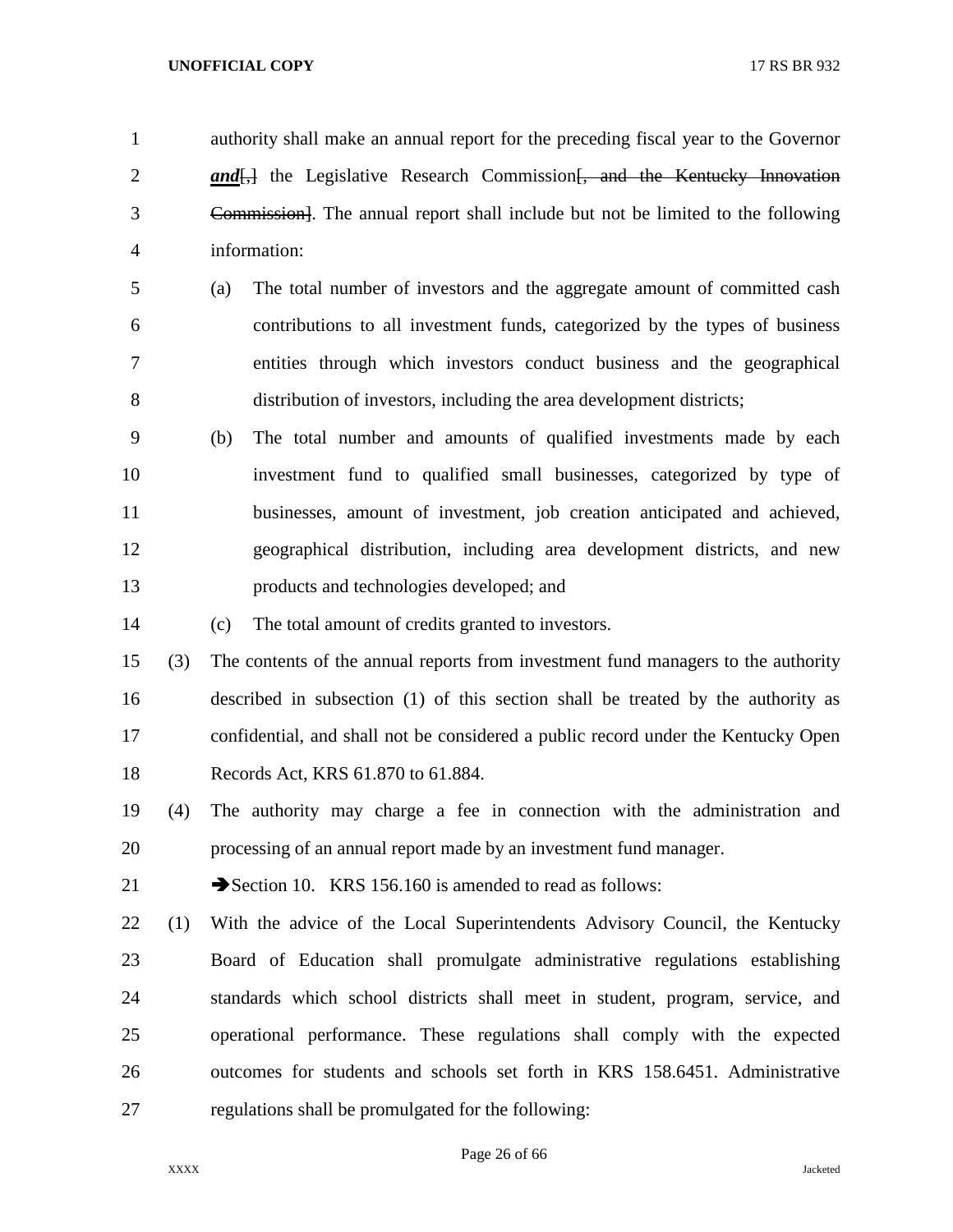authority shall make an annual report for the preceding fiscal year to the Governor ***and***[,] the Legislative Research Commission~~[, and the Kentucky Innovation Commission]~~. The annual report shall include but not be limited to the following information:

(a) The total number of investors and the aggregate amount of committed cash contributions to all investment funds, categorized by the types of business entities through which investors conduct business and the geographical distribution of investors, including the area development districts;

(b) The total number and amounts of qualified investments made by each investment fund to qualified small businesses, categorized by type of businesses, amount of investment, job creation anticipated and achieved, geographical distribution, including area development districts, and new products and technologies developed; and

(c) The total amount of credits granted to investors.

(3) The contents of the annual reports from investment fund managers to the authority described in subsection (1) of this section shall be treated by the authority as confidential, and shall not be considered a public record under the Kentucky Open Records Act, KRS 61.870 to 61.884.

(4) The authority may charge a fee in connection with the administration and processing of an annual report made by an investment fund manager.

➔Section 10. KRS 156.160 is amended to read as follows:

(1) With the advice of the Local Superintendents Advisory Council, the Kentucky Board of Education shall promulgate administrative regulations establishing standards which school districts shall meet in student, program, service, and operational performance. These regulations shall comply with the expected outcomes for students and schools set forth in KRS 158.6451. Administrative regulations shall be promulgated for the following: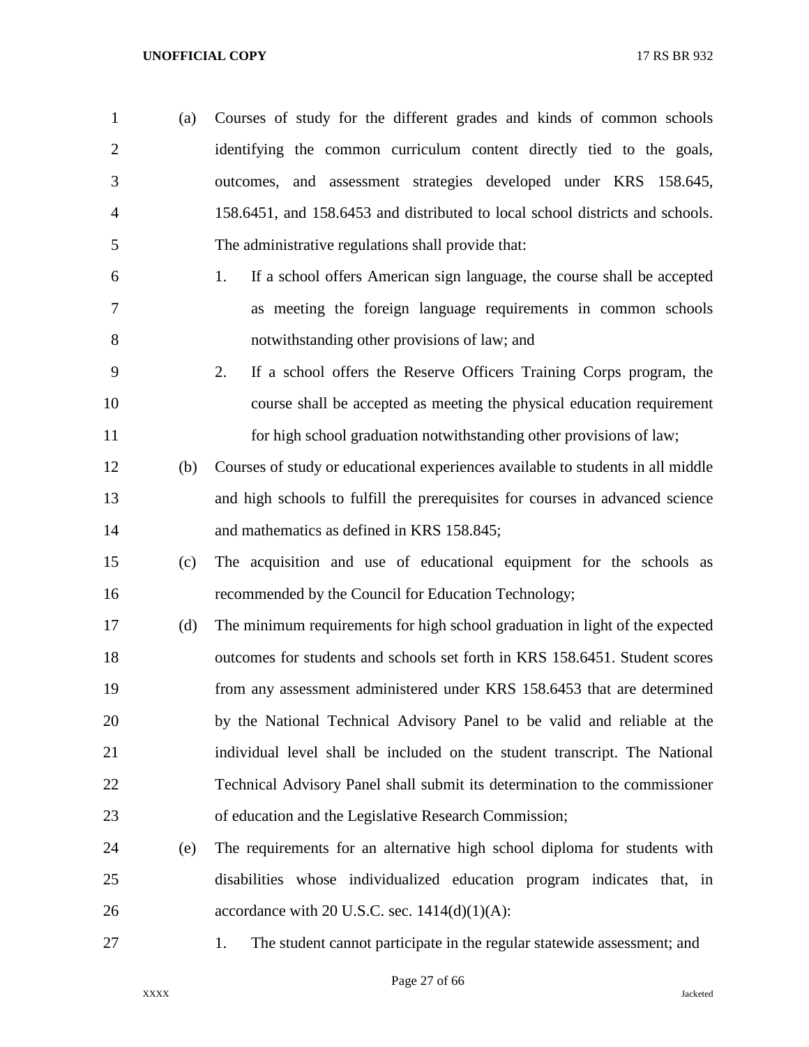(a) Courses of study for the different grades and kinds of common schools identifying the common curriculum content directly tied to the goals, outcomes, and assessment strategies developed under KRS 158.645, 158.6451, and 158.6453 and distributed to local school districts and schools. The administrative regulations shall provide that:

1. If a school offers American sign language, the course shall be accepted as meeting the foreign language requirements in common schools notwithstanding other provisions of law; and
2. If a school offers the Reserve Officers Training Corps program, the course shall be accepted as meeting the physical education requirement for high school graduation notwithstanding other provisions of law;

(b) Courses of study or educational experiences available to students in all middle and high schools to fulfill the prerequisites for courses in advanced science and mathematics as defined in KRS 158.845;

(c) The acquisition and use of educational equipment for the schools as recommended by the Council for Education Technology;

(d) The minimum requirements for high school graduation in light of the expected outcomes for students and schools set forth in KRS 158.6451. Student scores from any assessment administered under KRS 158.6453 that are determined by the National Technical Advisory Panel to be valid and reliable at the individual level shall be included on the student transcript. The National Technical Advisory Panel shall submit its determination to the commissioner of education and the Legislative Research Commission;

(e) The requirements for an alternative high school diploma for students with disabilities whose individualized education program indicates that, in accordance with 20 U.S.C. sec. 1414(d)(1)(A):

1. The student cannot participate in the regular statewide assessment; and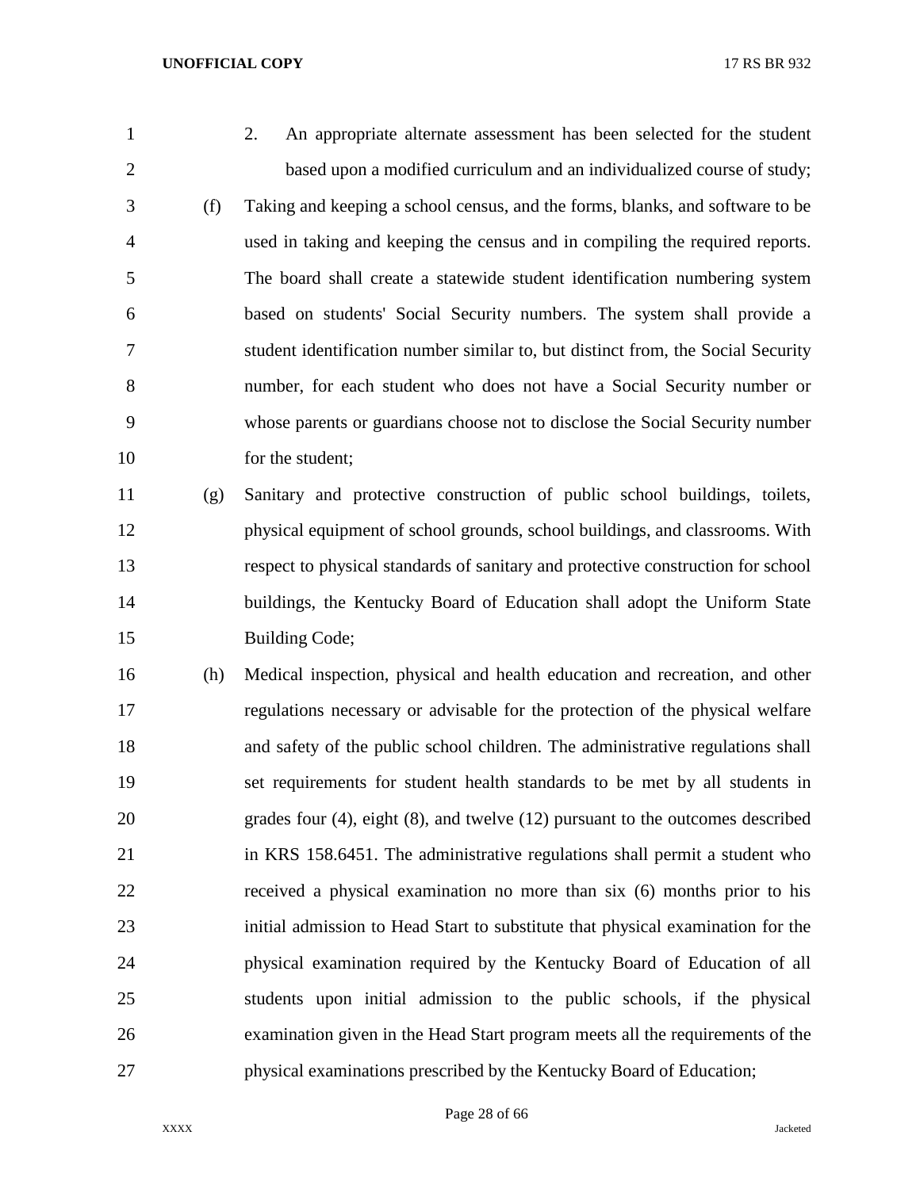2. An appropriate alternate assessment has been selected for the student based upon a modified curriculum and an individualized course of study;

(f) Taking and keeping a school census, and the forms, blanks, and software to be used in taking and keeping the census and in compiling the required reports. The board shall create a statewide student identification numbering system based on students' Social Security numbers. The system shall provide a student identification number similar to, but distinct from, the Social Security number, for each student who does not have a Social Security number or whose parents or guardians choose not to disclose the Social Security number for the student;

(g) Sanitary and protective construction of public school buildings, toilets, physical equipment of school grounds, school buildings, and classrooms. With respect to physical standards of sanitary and protective construction for school buildings, the Kentucky Board of Education shall adopt the Uniform State Building Code;

(h) Medical inspection, physical and health education and recreation, and other regulations necessary or advisable for the protection of the physical welfare and safety of the public school children. The administrative regulations shall set requirements for student health standards to be met by all students in grades four (4), eight (8), and twelve (12) pursuant to the outcomes described in KRS 158.6451. The administrative regulations shall permit a student who received a physical examination no more than six (6) months prior to his initial admission to Head Start to substitute that physical examination for the physical examination required by the Kentucky Board of Education of all students upon initial admission to the public schools, if the physical examination given in the Head Start program meets all the requirements of the physical examinations prescribed by the Kentucky Board of Education;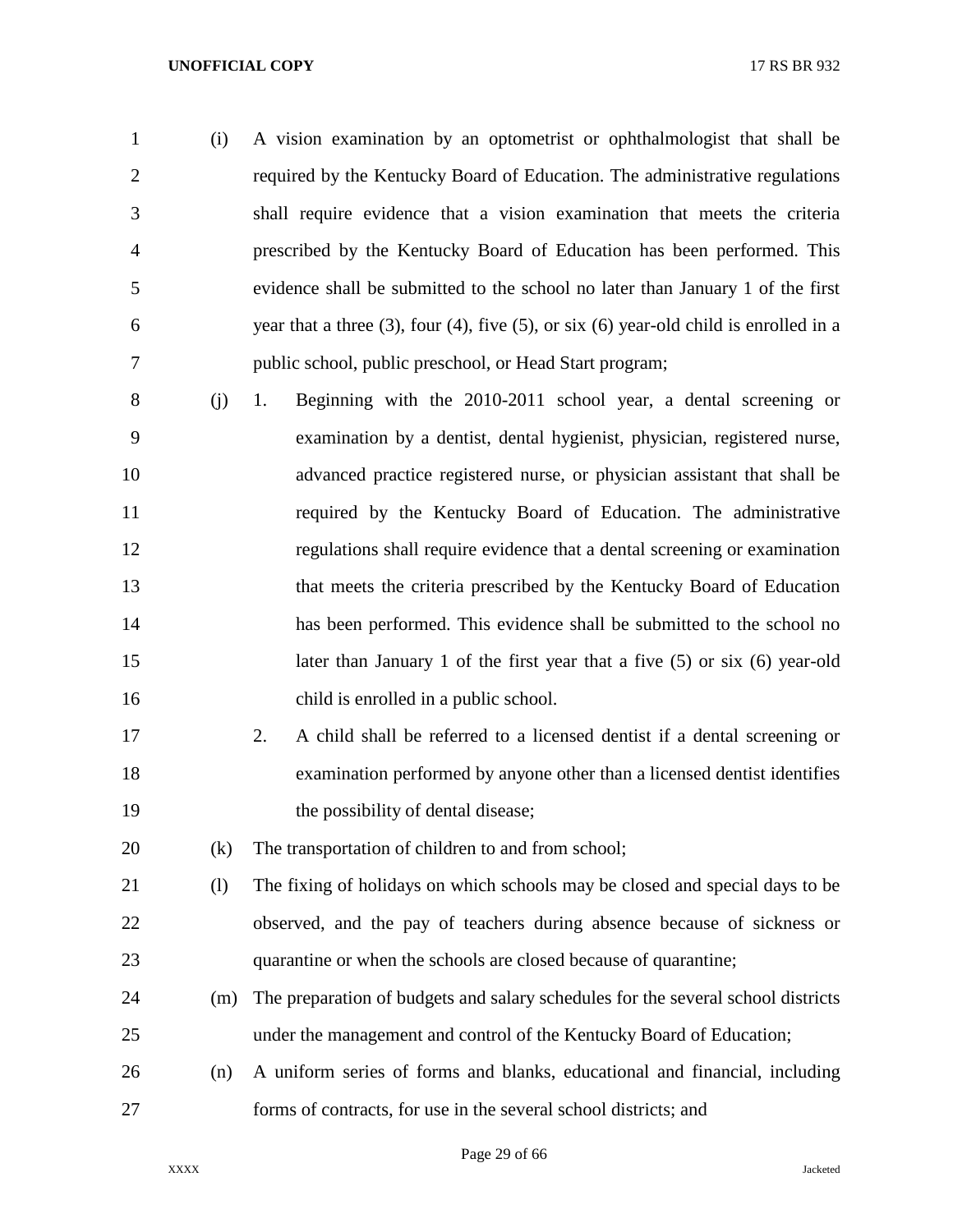(i) A vision examination by an optometrist or ophthalmologist that shall be required by the Kentucky Board of Education. The administrative regulations shall require evidence that a vision examination that meets the criteria prescribed by the Kentucky Board of Education has been performed. This evidence shall be submitted to the school no later than January 1 of the first year that a three (3), four (4), five (5), or six (6) year-old child is enrolled in a public school, public preschool, or Head Start program;

(j) 1. Beginning with the 2010-2011 school year, a dental screening or examination by a dentist, dental hygienist, physician, registered nurse, advanced practice registered nurse, or physician assistant that shall be required by the Kentucky Board of Education. The administrative regulations shall require evidence that a dental screening or examination that meets the criteria prescribed by the Kentucky Board of Education has been performed. This evidence shall be submitted to the school no later than January 1 of the first year that a five (5) or six (6) year-old child is enrolled in a public school.

2. A child shall be referred to a licensed dentist if a dental screening or examination performed by anyone other than a licensed dentist identifies the possibility of dental disease;

(k) The transportation of children to and from school;

(l) The fixing of holidays on which schools may be closed and special days to be observed, and the pay of teachers during absence because of sickness or quarantine or when the schools are closed because of quarantine;

(m) The preparation of budgets and salary schedules for the several school districts under the management and control of the Kentucky Board of Education;

(n) A uniform series of forms and blanks, educational and financial, including forms of contracts, for use in the several school districts; and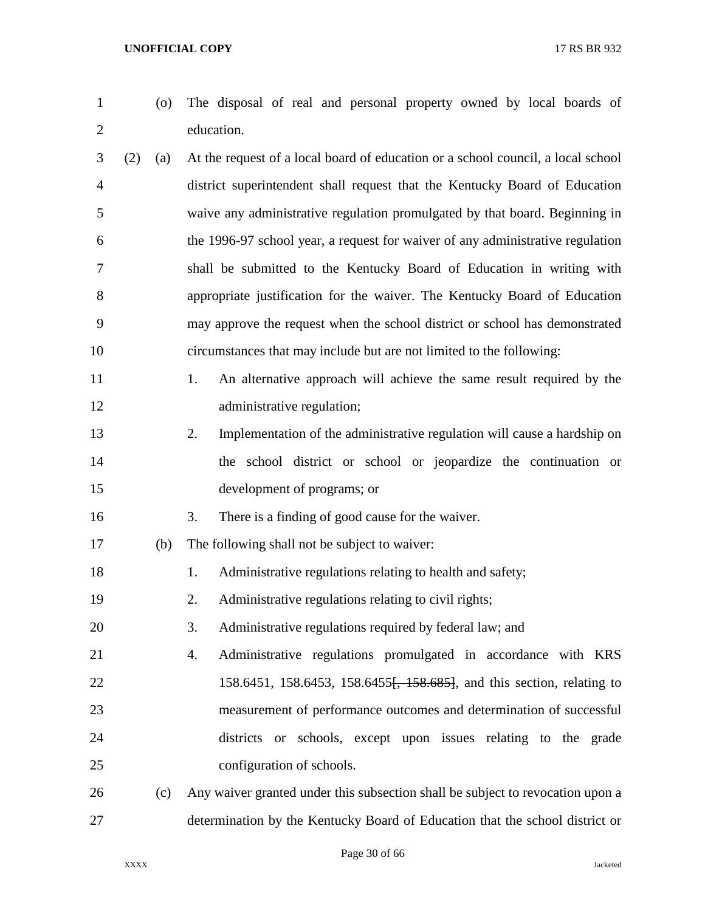(o) The disposal of real and personal property owned by local boards of education.

(2) (a) At the request of a local board of education or a school council, a local school district superintendent shall request that the Kentucky Board of Education waive any administrative regulation promulgated by that board. Beginning in the 1996-97 school year, a request for waiver of any administrative regulation shall be submitted to the Kentucky Board of Education in writing with appropriate justification for the waiver. The Kentucky Board of Education may approve the request when the school district or school has demonstrated circumstances that may include but are not limited to the following:

1. An alternative approach will achieve the same result required by the administrative regulation;
2. Implementation of the administrative regulation will cause a hardship on the school district or school or jeopardize the continuation or development of programs; or
3. There is a finding of good cause for the waiver.

(b) The following shall not be subject to waiver:

1. Administrative regulations relating to health and safety;
2. Administrative regulations relating to civil rights;
3. Administrative regulations required by federal law; and
4. Administrative regulations promulgated in accordance with KRS 158.6451, 158.6453, 158.6455~~[, 158.685]~~, and this section, relating to measurement of performance outcomes and determination of successful districts or schools, except upon issues relating to the grade configuration of schools.

(c) Any waiver granted under this subsection shall be subject to revocation upon a determination by the Kentucky Board of Education that the school district or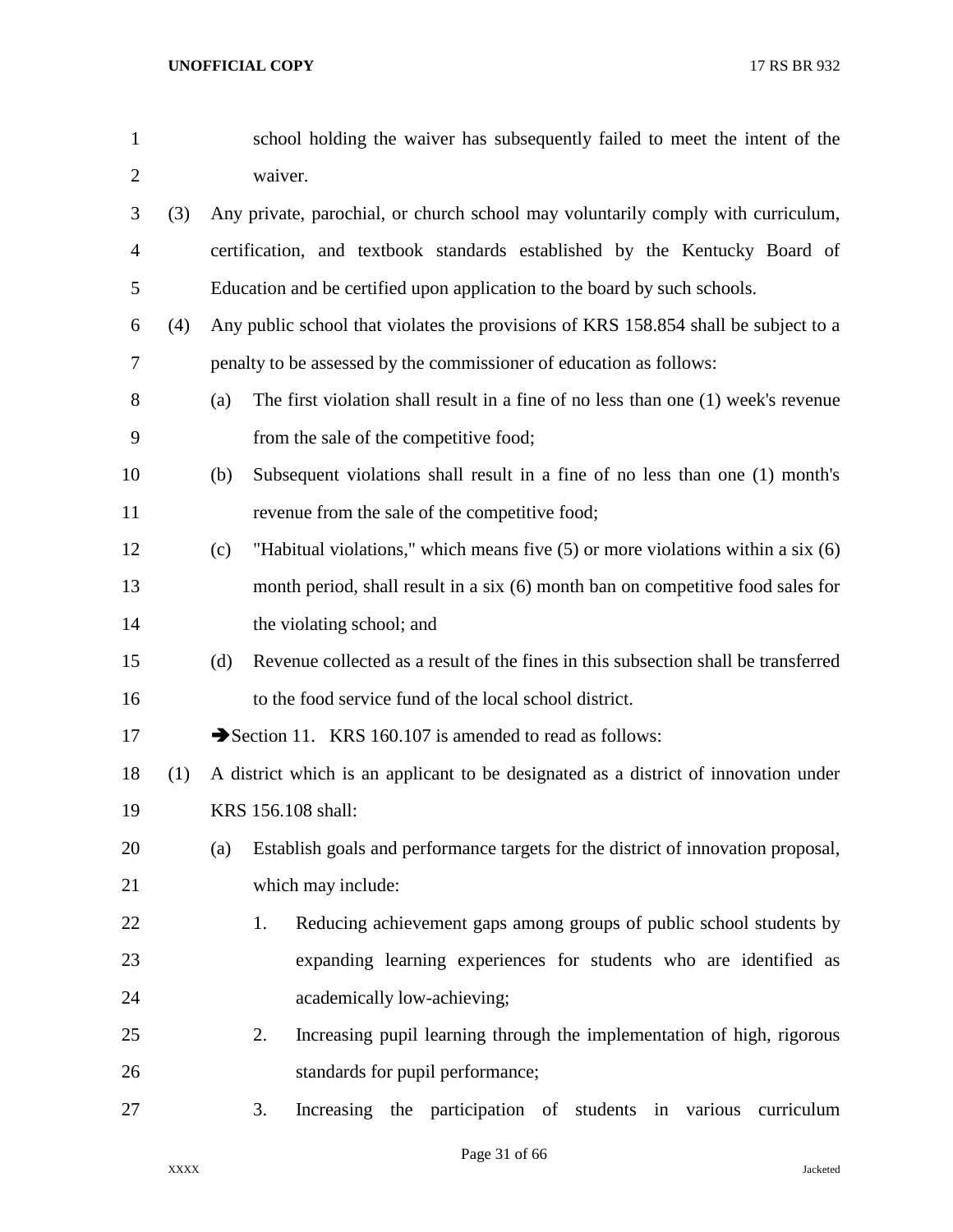school holding the waiver has subsequently failed to meet the intent of the waiver.

(3) Any private, parochial, or church school may voluntarily comply with curriculum, certification, and textbook standards established by the Kentucky Board of Education and be certified upon application to the board by such schools.

(4) Any public school that violates the provisions of KRS 158.854 shall be subject to a penalty to be assessed by the commissioner of education as follows:

(a) The first violation shall result in a fine of no less than one (1) week's revenue from the sale of the competitive food;

(b) Subsequent violations shall result in a fine of no less than one (1) month's revenue from the sale of the competitive food;

(c) "Habitual violations," which means five (5) or more violations within a six (6) month period, shall result in a six (6) month ban on competitive food sales for the violating school; and

(d) Revenue collected as a result of the fines in this subsection shall be transferred to the food service fund of the local school district.

➔Section 11. KRS 160.107 is amended to read as follows:

(1) A district which is an applicant to be designated as a district of innovation under KRS 156.108 shall:

(a) Establish goals and performance targets for the district of innovation proposal, which may include:

1. Reducing achievement gaps among groups of public school students by expanding learning experiences for students who are identified as academically low-achieving;

2. Increasing pupil learning through the implementation of high, rigorous standards for pupil performance;

3. Increasing the participation of students in various curriculum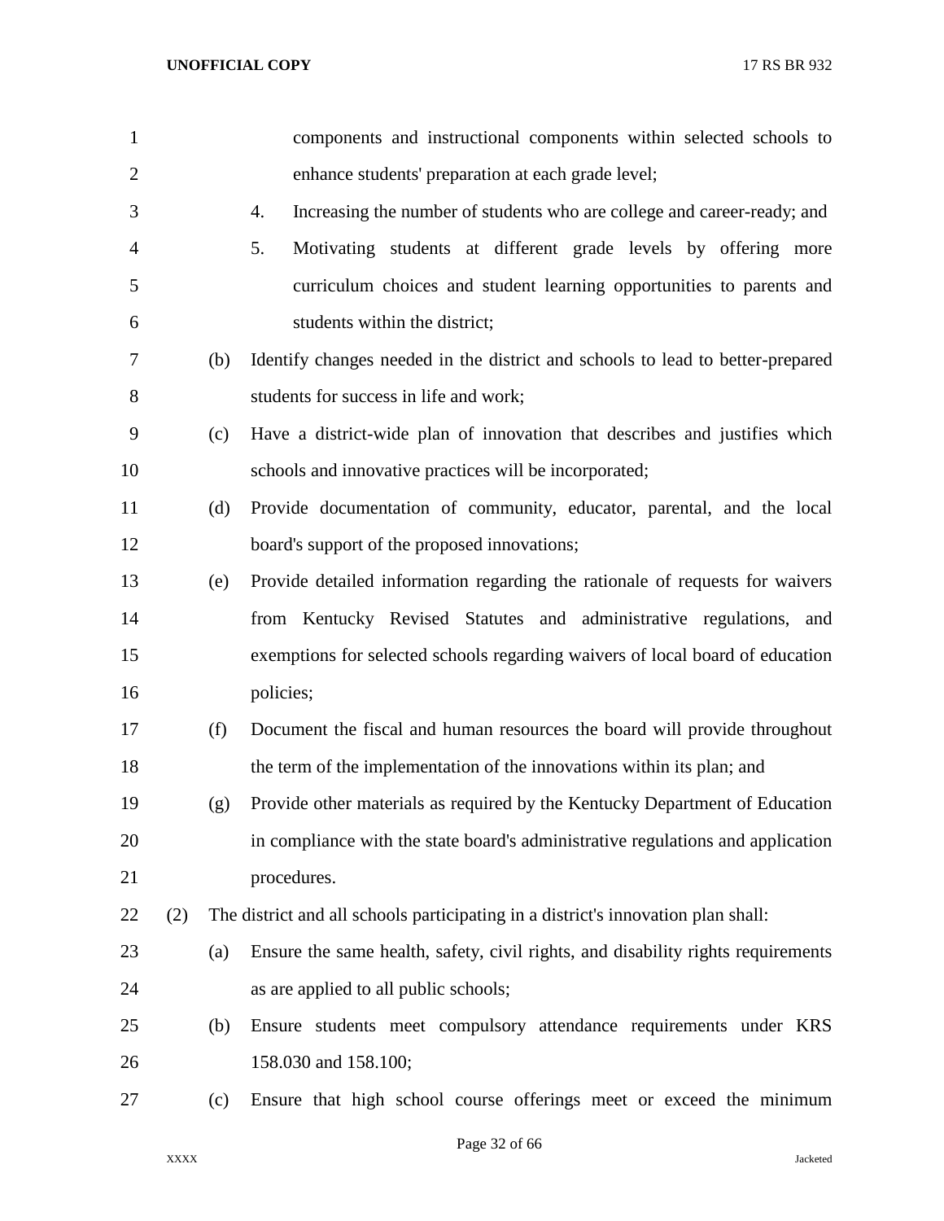components and instructional components within selected schools to enhance students' preparation at each grade level;

4. Increasing the number of students who are college and career-ready; and
5. Motivating students at different grade levels by offering more curriculum choices and student learning opportunities to parents and students within the district;

(b) Identify changes needed in the district and schools to lead to better-prepared students for success in life and work;

(c) Have a district-wide plan of innovation that describes and justifies which schools and innovative practices will be incorporated;

(d) Provide documentation of community, educator, parental, and the local board's support of the proposed innovations;

(e) Provide detailed information regarding the rationale of requests for waivers from Kentucky Revised Statutes and administrative regulations, and exemptions for selected schools regarding waivers of local board of education policies;

(f) Document the fiscal and human resources the board will provide throughout the term of the implementation of the innovations within its plan; and

(g) Provide other materials as required by the Kentucky Department of Education in compliance with the state board's administrative regulations and application procedures.

(2) The district and all schools participating in a district's innovation plan shall:

(a) Ensure the same health, safety, civil rights, and disability rights requirements as are applied to all public schools;

(b) Ensure students meet compulsory attendance requirements under KRS 158.030 and 158.100;

(c) Ensure that high school course offerings meet or exceed the minimum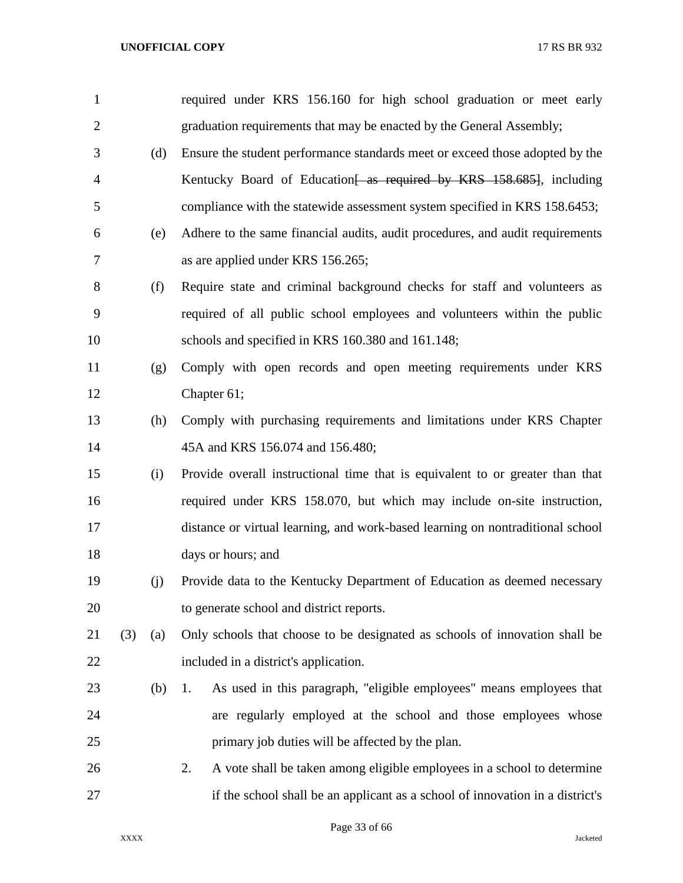required under KRS 156.160 for high school graduation or meet early graduation requirements that may be enacted by the General Assembly;

(d) Ensure the student performance standards meet or exceed those adopted by the Kentucky Board of Education~~[ as required by KRS 158.685]~~, including compliance with the statewide assessment system specified in KRS 158.6453;

(e) Adhere to the same financial audits, audit procedures, and audit requirements as are applied under KRS 156.265;

(f) Require state and criminal background checks for staff and volunteers as required of all public school employees and volunteers within the public schools and specified in KRS 160.380 and 161.148;

(g) Comply with open records and open meeting requirements under KRS Chapter 61;

(h) Comply with purchasing requirements and limitations under KRS Chapter 45A and KRS 156.074 and 156.480;

(i) Provide overall instructional time that is equivalent to or greater than that required under KRS 158.070, but which may include on-site instruction, distance or virtual learning, and work-based learning on nontraditional school days or hours; and

(j) Provide data to the Kentucky Department of Education as deemed necessary to generate school and district reports.

(3) (a) Only schools that choose to be designated as schools of innovation shall be included in a district's application.

(b) 1. As used in this paragraph, "eligible employees" means employees that are regularly employed at the school and those employees whose primary job duties will be affected by the plan.

2. A vote shall be taken among eligible employees in a school to determine if the school shall be an applicant as a school of innovation in a district's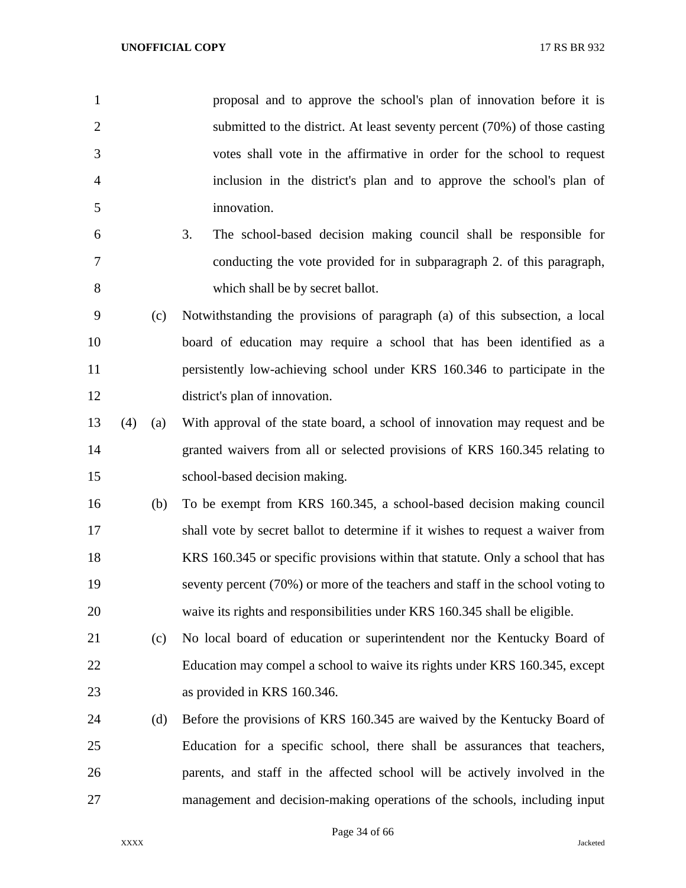proposal and to approve the school's plan of innovation before it is submitted to the district. At least seventy percent (70%) of those casting votes shall vote in the affirmative in order for the school to request inclusion in the district's plan and to approve the school's plan of innovation.

3. The school-based decision making council shall be responsible for conducting the vote provided for in subparagraph 2. of this paragraph, which shall be by secret ballot.

(c) Notwithstanding the provisions of paragraph (a) of this subsection, a local board of education may require a school that has been identified as a persistently low-achieving school under KRS 160.346 to participate in the district's plan of innovation.

(4) (a) With approval of the state board, a school of innovation may request and be granted waivers from all or selected provisions of KRS 160.345 relating to school-based decision making.

(b) To be exempt from KRS 160.345, a school-based decision making council shall vote by secret ballot to determine if it wishes to request a waiver from KRS 160.345 or specific provisions within that statute. Only a school that has seventy percent (70%) or more of the teachers and staff in the school voting to waive its rights and responsibilities under KRS 160.345 shall be eligible.

(c) No local board of education or superintendent nor the Kentucky Board of Education may compel a school to waive its rights under KRS 160.345, except as provided in KRS 160.346.

(d) Before the provisions of KRS 160.345 are waived by the Kentucky Board of Education for a specific school, there shall be assurances that teachers, parents, and staff in the affected school will be actively involved in the management and decision-making operations of the schools, including input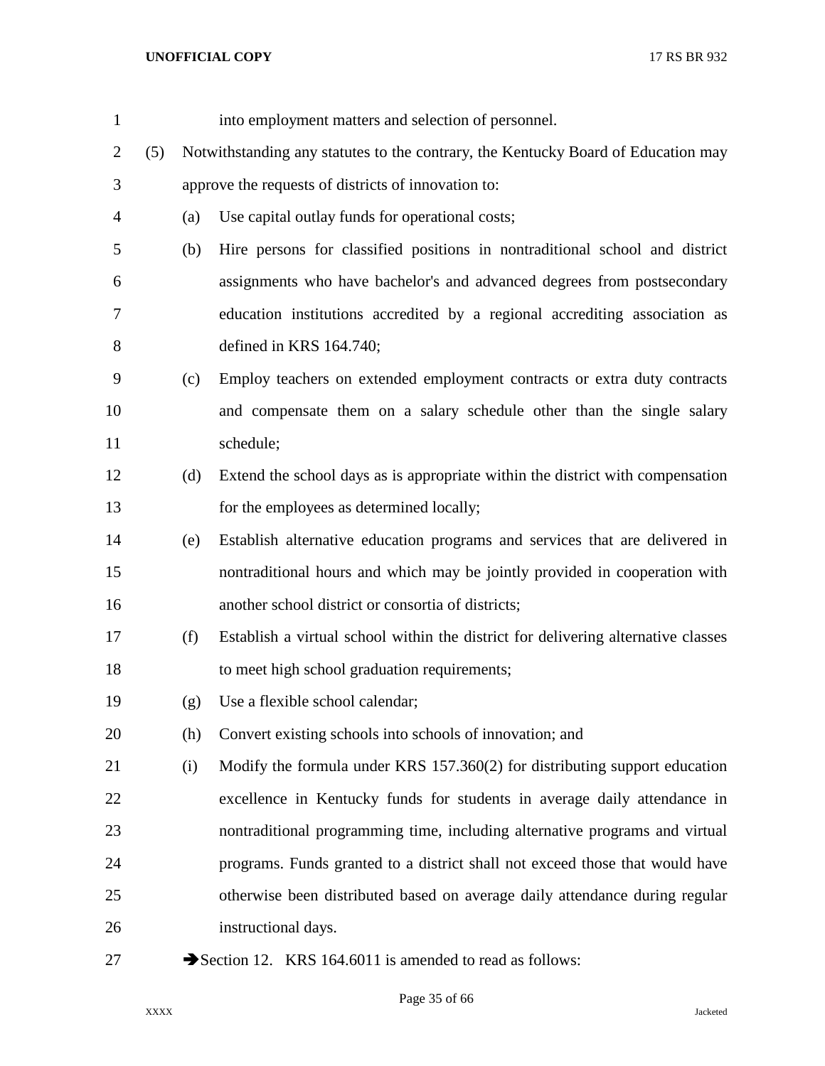into employment matters and selection of personnel.

(5) Notwithstanding any statutes to the contrary, the Kentucky Board of Education may approve the requests of districts of innovation to:

(a) Use capital outlay funds for operational costs;

(b) Hire persons for classified positions in nontraditional school and district assignments who have bachelor's and advanced degrees from postsecondary education institutions accredited by a regional accrediting association as defined in KRS 164.740;

(c) Employ teachers on extended employment contracts or extra duty contracts and compensate them on a salary schedule other than the single salary schedule;

(d) Extend the school days as is appropriate within the district with compensation for the employees as determined locally;

(e) Establish alternative education programs and services that are delivered in nontraditional hours and which may be jointly provided in cooperation with another school district or consortia of districts;

(f) Establish a virtual school within the district for delivering alternative classes to meet high school graduation requirements;

(g) Use a flexible school calendar;

(h) Convert existing schools into schools of innovation; and

(i) Modify the formula under KRS 157.360(2) for distributing support education excellence in Kentucky funds for students in average daily attendance in nontraditional programming time, including alternative programs and virtual programs. Funds granted to a district shall not exceed those that would have otherwise been distributed based on average daily attendance during regular instructional days.

➔Section 12. KRS 164.6011 is amended to read as follows: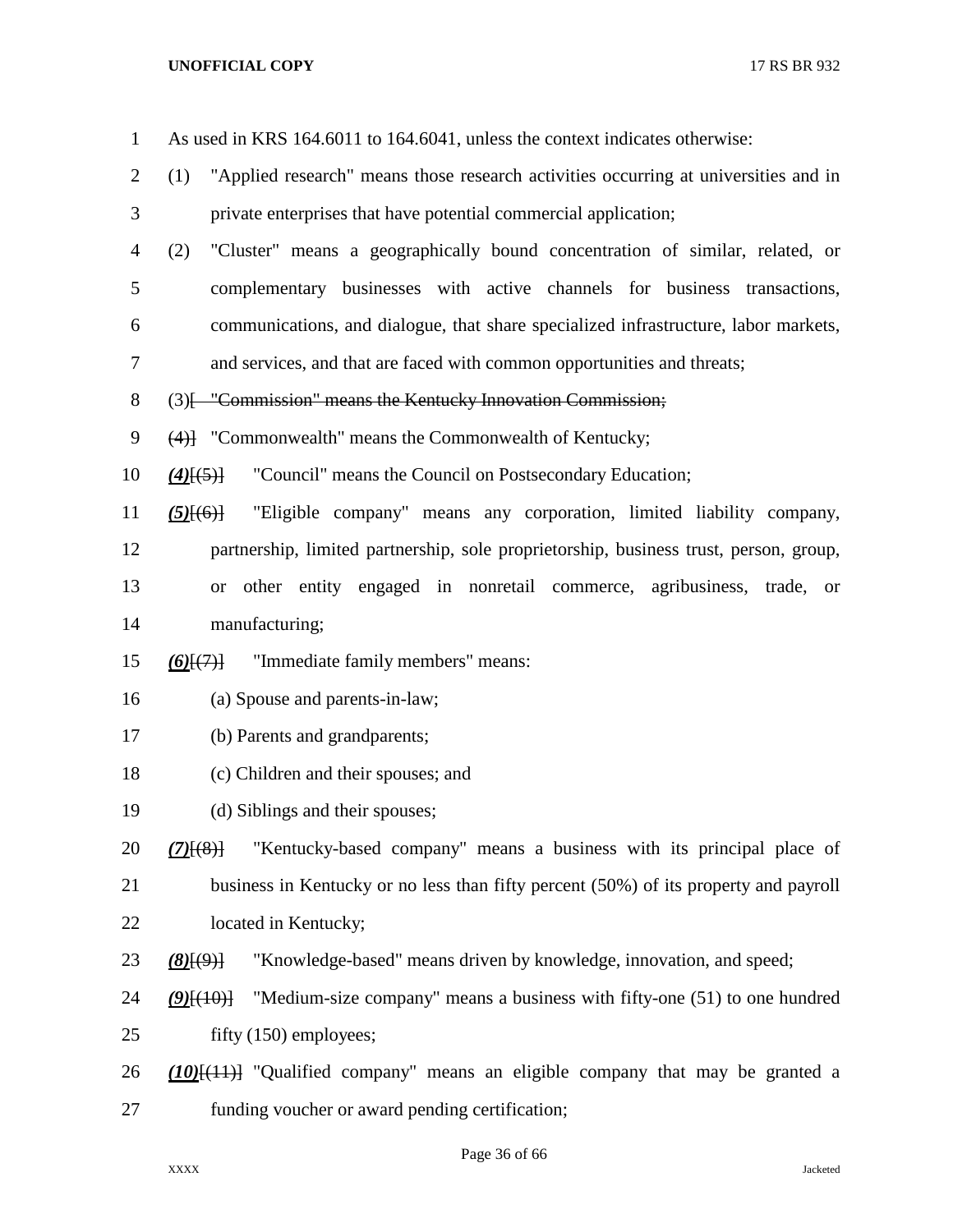As used in KRS 164.6011 to 164.6041, unless the context indicates otherwise:

(1) "Applied research" means those research activities occurring at universities and in private enterprises that have potential commercial application;

(2) "Cluster" means a geographically bound concentration of similar, related, or complementary businesses with active channels for business transactions, communications, and dialogue, that share specialized infrastructure, labor markets, and services, and that are faced with common opportunities and threats;

(3)[ ~~"Commission" means the Kentucky Innovation Commission;~~

~~(4)~~] "Commonwealth" means the Commonwealth of Kentucky;

***(4)***[~~(5)~~] "Council" means the Council on Postsecondary Education;

***(5)***[~~(6)~~] "Eligible company" means any corporation, limited liability company, partnership, limited partnership, sole proprietorship, business trust, person, group, or other entity engaged in nonretail commerce, agribusiness, trade, or manufacturing;

***(6)***[~~(7)~~] "Immediate family members" means:

(a) Spouse and parents-in-law;

(b) Parents and grandparents;

(c) Children and their spouses; and

(d) Siblings and their spouses;

***(7)***[~~(8)~~] "Kentucky-based company" means a business with its principal place of business in Kentucky or no less than fifty percent (50%) of its property and payroll located in Kentucky;

***(8)***[~~(9)~~] "Knowledge-based" means driven by knowledge, innovation, and speed;

***(9)***[~~(10)~~] "Medium-size company" means a business with fifty-one (51) to one hundred fifty (150) employees;

***(10)***[~~(11)~~] "Qualified company" means an eligible company that may be granted a funding voucher or award pending certification;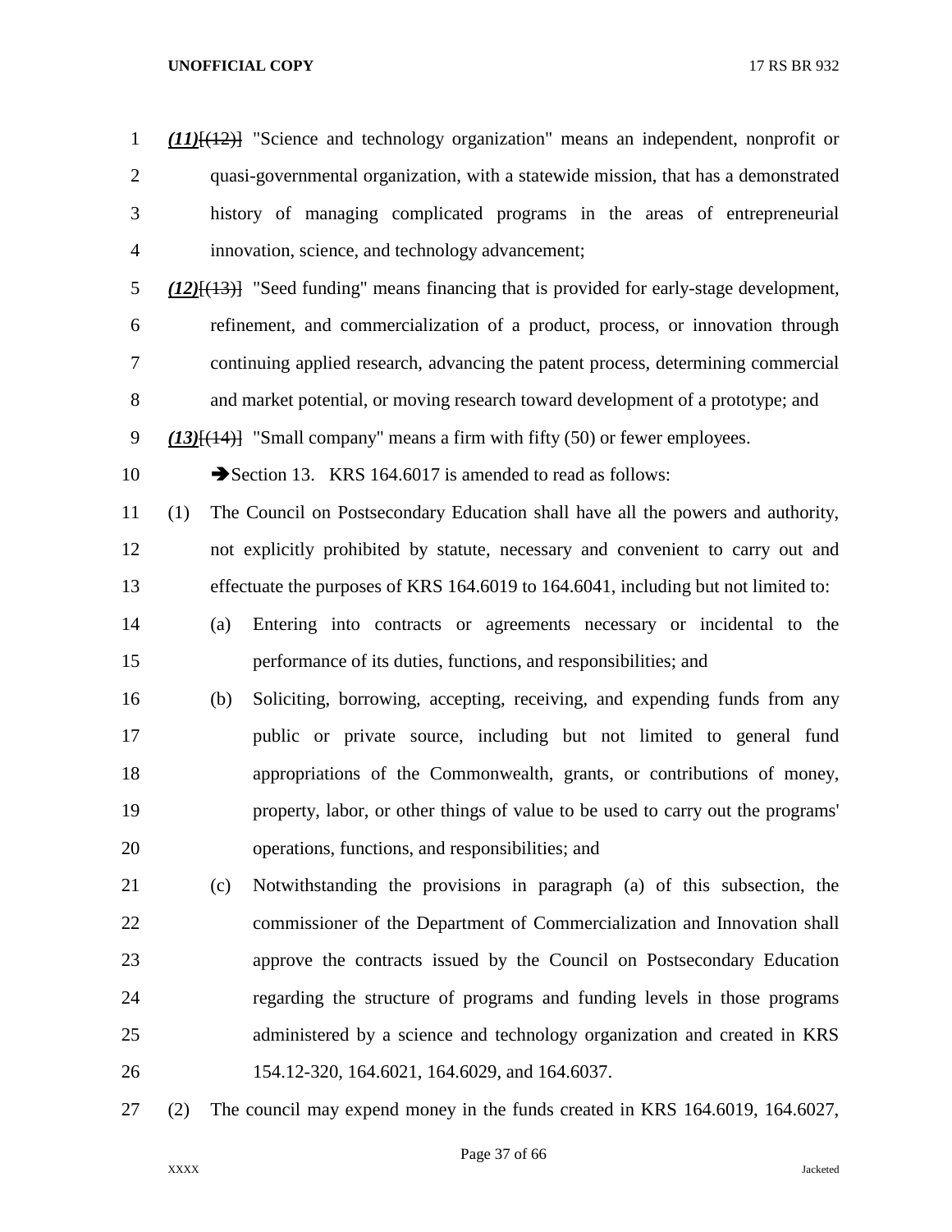*(11)*[(12)] "Science and technology organization" means an independent, nonprofit or quasi-governmental organization, with a statewide mission, that has a demonstrated history of managing complicated programs in the areas of entrepreneurial innovation, science, and technology advancement;

*(12)*[(13)] "Seed funding" means financing that is provided for early-stage development, refinement, and commercialization of a product, process, or innovation through continuing applied research, advancing the patent process, determining commercial and market potential, or moving research toward development of a prototype; and

*(13)*[(14)] "Small company" means a firm with fifty (50) or fewer employees.

➔Section 13. KRS 164.6017 is amended to read as follows:

(1) The Council on Postsecondary Education shall have all the powers and authority, not explicitly prohibited by statute, necessary and convenient to carry out and effectuate the purposes of KRS 164.6019 to 164.6041, including but not limited to:

(a) Entering into contracts or agreements necessary or incidental to the performance of its duties, functions, and responsibilities; and

(b) Soliciting, borrowing, accepting, receiving, and expending funds from any public or private source, including but not limited to general fund appropriations of the Commonwealth, grants, or contributions of money, property, labor, or other things of value to be used to carry out the programs' operations, functions, and responsibilities; and

(c) Notwithstanding the provisions in paragraph (a) of this subsection, the commissioner of the Department of Commercialization and Innovation shall approve the contracts issued by the Council on Postsecondary Education regarding the structure of programs and funding levels in those programs administered by a science and technology organization and created in KRS 154.12-320, 164.6021, 164.6029, and 164.6037.

(2) The council may expend money in the funds created in KRS 164.6019, 164.6027,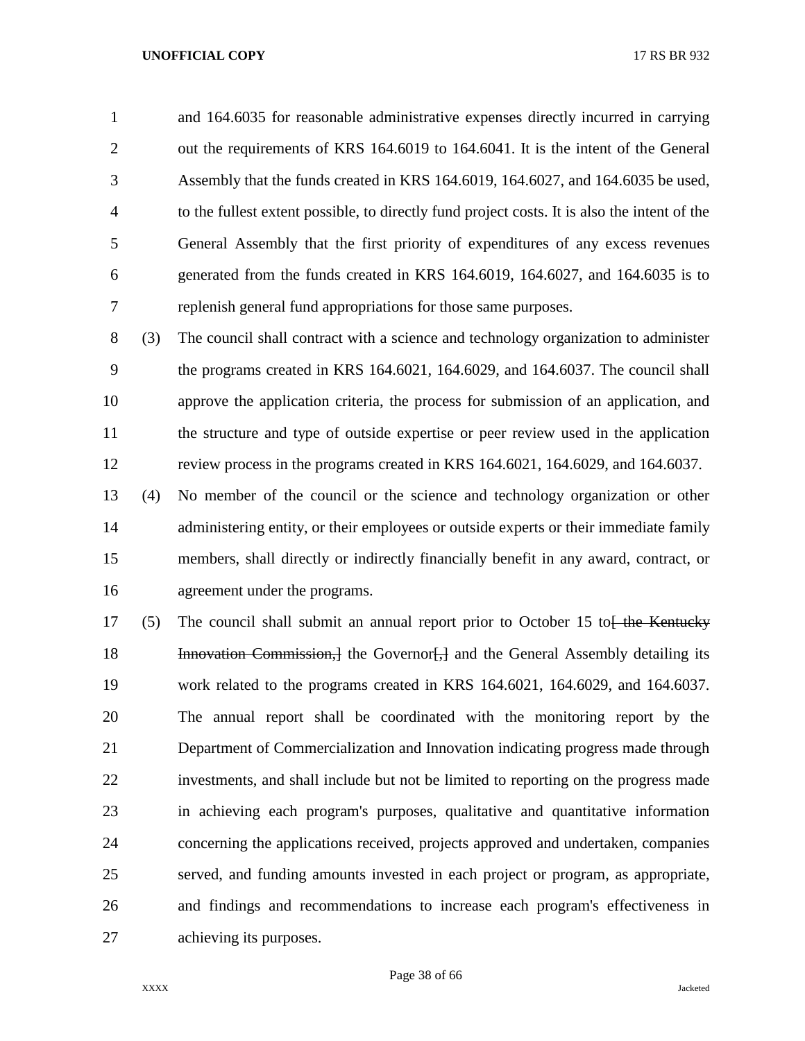and 164.6035 for reasonable administrative expenses directly incurred in carrying out the requirements of KRS 164.6019 to 164.6041. It is the intent of the General Assembly that the funds created in KRS 164.6019, 164.6027, and 164.6035 be used, to the fullest extent possible, to directly fund project costs. It is also the intent of the General Assembly that the first priority of expenditures of any excess revenues generated from the funds created in KRS 164.6019, 164.6027, and 164.6035 is to replenish general fund appropriations for those same purposes.

(3) The council shall contract with a science and technology organization to administer the programs created in KRS 164.6021, 164.6029, and 164.6037. The council shall approve the application criteria, the process for submission of an application, and the structure and type of outside expertise or peer review used in the application review process in the programs created in KRS 164.6021, 164.6029, and 164.6037.

(4) No member of the council or the science and technology organization or other administering entity, or their employees or outside experts or their immediate family members, shall directly or indirectly financially benefit in any award, contract, or agreement under the programs.

(5) The council shall submit an annual report prior to October 15 to~~[ the Kentucky Innovation Commission,]~~ the Governor~~[,]~~ and the General Assembly detailing its work related to the programs created in KRS 164.6021, 164.6029, and 164.6037. The annual report shall be coordinated with the monitoring report by the Department of Commercialization and Innovation indicating progress made through investments, and shall include but not be limited to reporting on the progress made in achieving each program's purposes, qualitative and quantitative information concerning the applications received, projects approved and undertaken, companies served, and funding amounts invested in each project or program, as appropriate, and findings and recommendations to increase each program's effectiveness in achieving its purposes.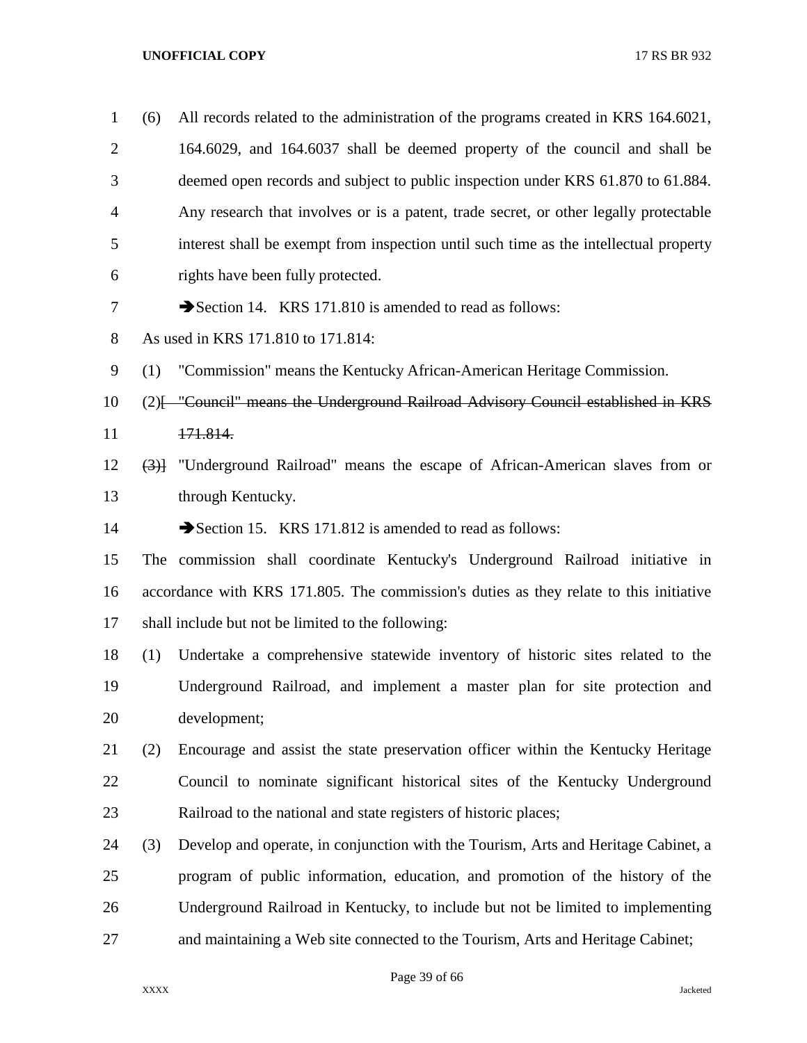(6) All records related to the administration of the programs created in KRS 164.6021, 164.6029, and 164.6037 shall be deemed property of the council and shall be deemed open records and subject to public inspection under KRS 61.870 to 61.884. Any research that involves or is a patent, trade secret, or other legally protectable interest shall be exempt from inspection until such time as the intellectual property rights have been fully protected.

➔Section 14. KRS 171.810 is amended to read as follows:

As used in KRS 171.810 to 171.814:

(1) "Commission" means the Kentucky African-American Heritage Commission.

(2)[ ~~"Council" means the Underground Railroad Advisory Council established in KRS 171.814.~~

~~(3)~~] "Underground Railroad" means the escape of African-American slaves from or through Kentucky.

➔Section 15. KRS 171.812 is amended to read as follows:

The commission shall coordinate Kentucky's Underground Railroad initiative in accordance with KRS 171.805. The commission's duties as they relate to this initiative shall include but not be limited to the following:

(1) Undertake a comprehensive statewide inventory of historic sites related to the Underground Railroad, and implement a master plan for site protection and development;

(2) Encourage and assist the state preservation officer within the Kentucky Heritage Council to nominate significant historical sites of the Kentucky Underground Railroad to the national and state registers of historic places;

(3) Develop and operate, in conjunction with the Tourism, Arts and Heritage Cabinet, a program of public information, education, and promotion of the history of the Underground Railroad in Kentucky, to include but not be limited to implementing and maintaining a Web site connected to the Tourism, Arts and Heritage Cabinet;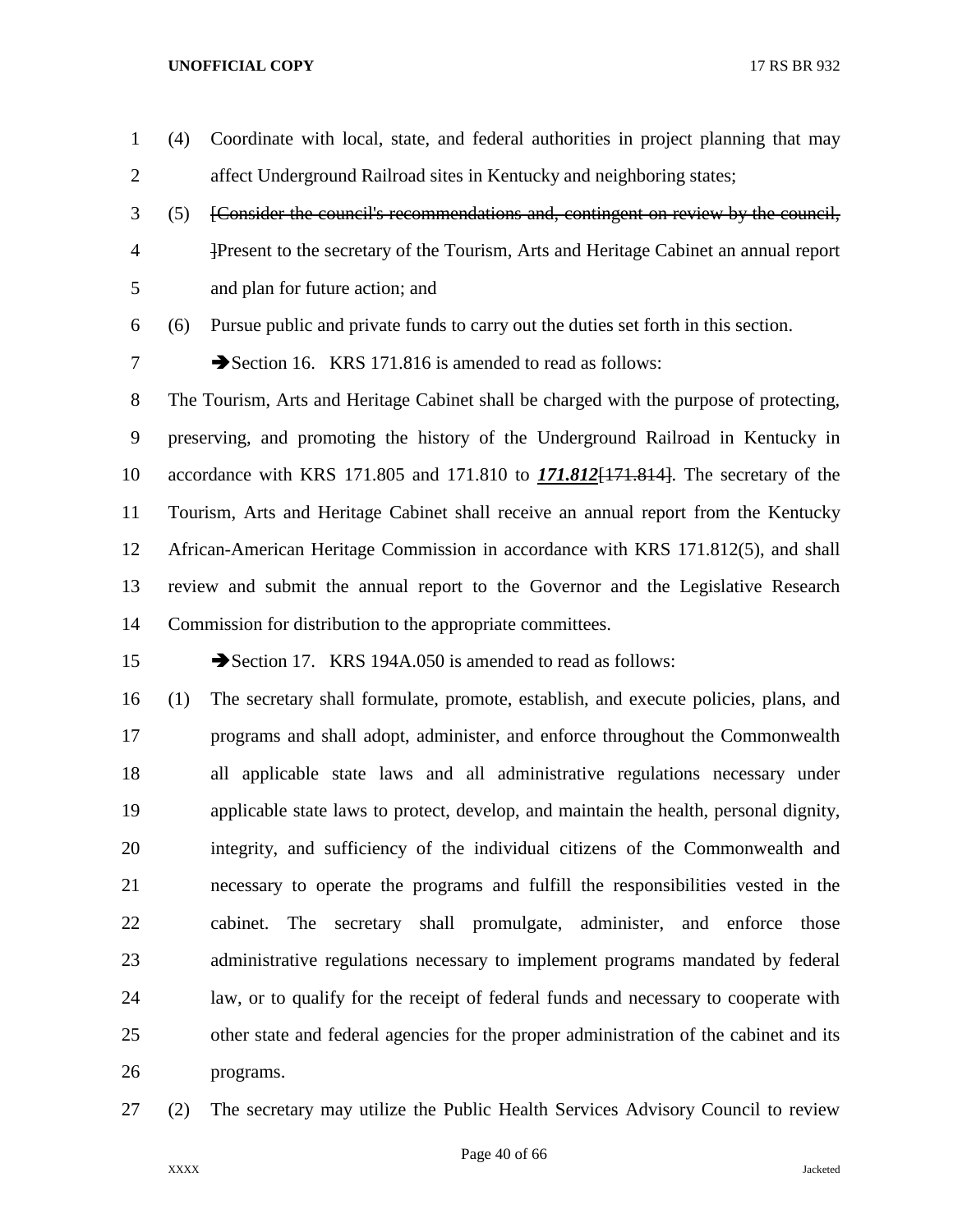(4) Coordinate with local, state, and federal authorities in project planning that may affect Underground Railroad sites in Kentucky and neighboring states;

(5) ~~[Consider the council's recommendations and, contingent on review by the council, ]~~Present to the secretary of the Tourism, Arts and Heritage Cabinet an annual report and plan for future action; and

(6) Pursue public and private funds to carry out the duties set forth in this section.

➔Section 16. KRS 171.816 is amended to read as follows:

The Tourism, Arts and Heritage Cabinet shall be charged with the purpose of protecting, preserving, and promoting the history of the Underground Railroad in Kentucky in accordance with KRS 171.805 and 171.810 to ***171.812***~~[171.814]~~. The secretary of the Tourism, Arts and Heritage Cabinet shall receive an annual report from the Kentucky African-American Heritage Commission in accordance with KRS 171.812(5), and shall review and submit the annual report to the Governor and the Legislative Research Commission for distribution to the appropriate committees.

➔Section 17. KRS 194A.050 is amended to read as follows:

(1) The secretary shall formulate, promote, establish, and execute policies, plans, and programs and shall adopt, administer, and enforce throughout the Commonwealth all applicable state laws and all administrative regulations necessary under applicable state laws to protect, develop, and maintain the health, personal dignity, integrity, and sufficiency of the individual citizens of the Commonwealth and necessary to operate the programs and fulfill the responsibilities vested in the cabinet. The secretary shall promulgate, administer, and enforce those administrative regulations necessary to implement programs mandated by federal law, or to qualify for the receipt of federal funds and necessary to cooperate with other state and federal agencies for the proper administration of the cabinet and its programs.

(2) The secretary may utilize the Public Health Services Advisory Council to review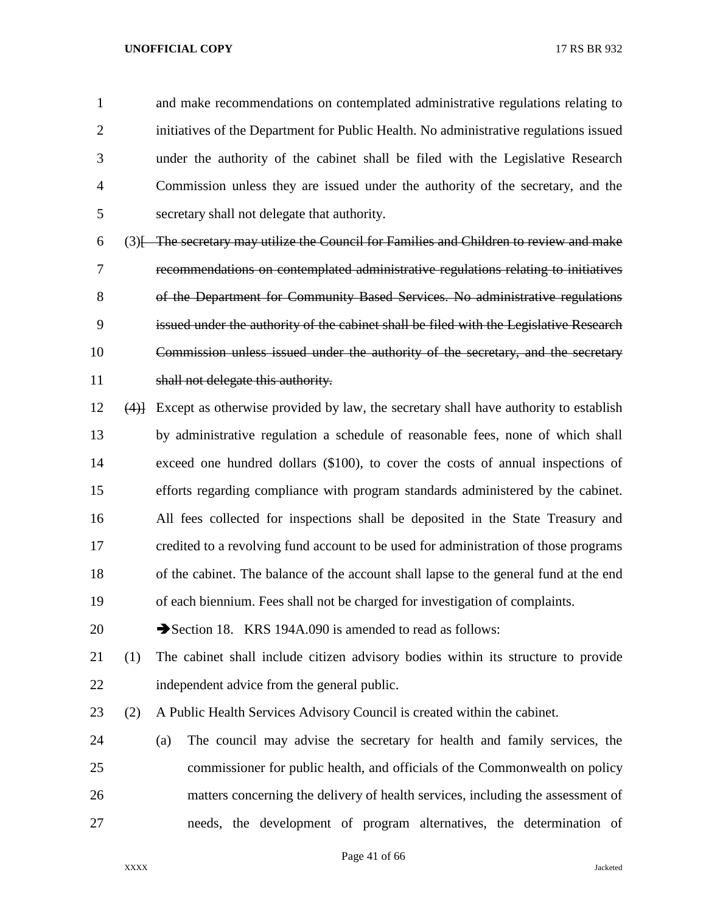and make recommendations on contemplated administrative regulations relating to initiatives of the Department for Public Health. No administrative regulations issued under the authority of the cabinet shall be filed with the Legislative Research Commission unless they are issued under the authority of the secretary, and the secretary shall not delegate that authority.

(3)[ ~~The secretary may utilize the Council for Families and Children to review and make recommendations on contemplated administrative regulations relating to initiatives of the Department for Community Based Services. No administrative regulations issued under the authority of the cabinet shall be filed with the Legislative Research Commission unless issued under the authority of the secretary, and the secretary shall not delegate this authority.~~

~~(4)~~] Except as otherwise provided by law, the secretary shall have authority to establish by administrative regulation a schedule of reasonable fees, none of which shall exceed one hundred dollars ($100), to cover the costs of annual inspections of efforts regarding compliance with program standards administered by the cabinet. All fees collected for inspections shall be deposited in the State Treasury and credited to a revolving fund account to be used for administration of those programs of the cabinet. The balance of the account shall lapse to the general fund at the end of each biennium. Fees shall not be charged for investigation of complaints.

➔Section 18. KRS 194A.090 is amended to read as follows:

(1) The cabinet shall include citizen advisory bodies within its structure to provide independent advice from the general public.

(2) A Public Health Services Advisory Council is created within the cabinet.

(a) The council may advise the secretary for health and family services, the commissioner for public health, and officials of the Commonwealth on policy matters concerning the delivery of health services, including the assessment of needs, the development of program alternatives, the determination of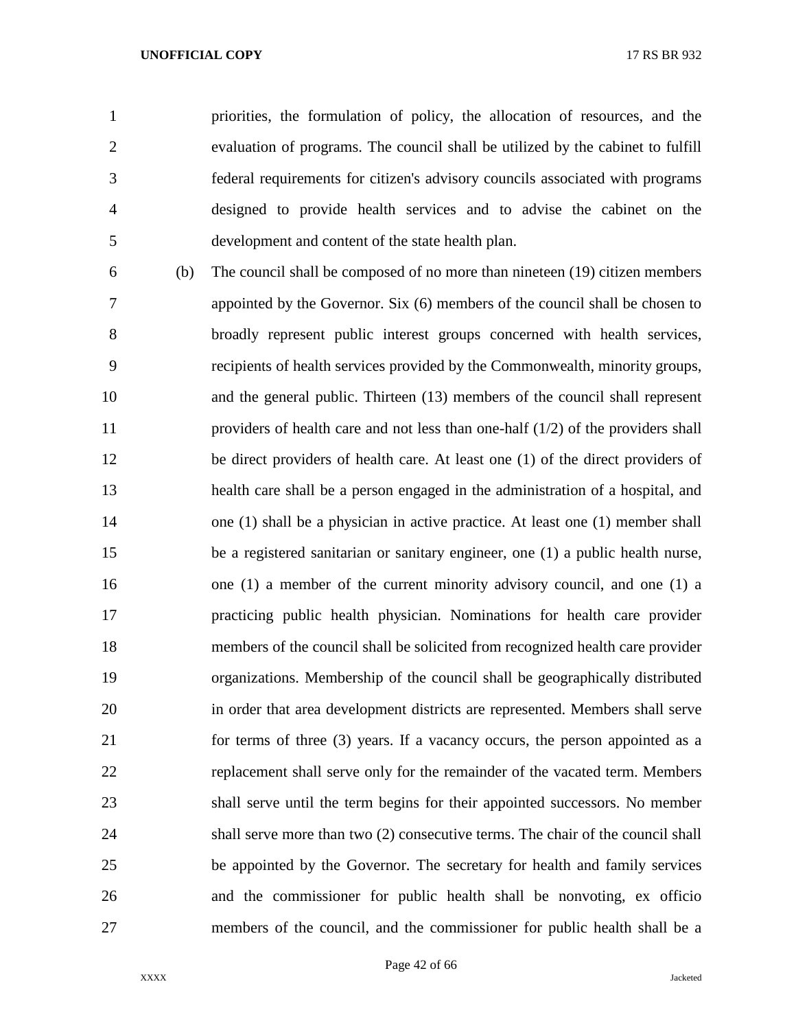priorities, the formulation of policy, the allocation of resources, and the evaluation of programs. The council shall be utilized by the cabinet to fulfill federal requirements for citizen's advisory councils associated with programs designed to provide health services and to advise the cabinet on the development and content of the state health plan.

(b) The council shall be composed of no more than nineteen (19) citizen members appointed by the Governor. Six (6) members of the council shall be chosen to broadly represent public interest groups concerned with health services, recipients of health services provided by the Commonwealth, minority groups, and the general public. Thirteen (13) members of the council shall represent providers of health care and not less than one-half (1/2) of the providers shall be direct providers of health care. At least one (1) of the direct providers of health care shall be a person engaged in the administration of a hospital, and one (1) shall be a physician in active practice. At least one (1) member shall be a registered sanitarian or sanitary engineer, one (1) a public health nurse, one (1) a member of the current minority advisory council, and one (1) a practicing public health physician. Nominations for health care provider members of the council shall be solicited from recognized health care provider organizations. Membership of the council shall be geographically distributed in order that area development districts are represented. Members shall serve for terms of three (3) years. If a vacancy occurs, the person appointed as a replacement shall serve only for the remainder of the vacated term. Members shall serve until the term begins for their appointed successors. No member shall serve more than two (2) consecutive terms. The chair of the council shall be appointed by the Governor. The secretary for health and family services and the commissioner for public health shall be nonvoting, ex officio members of the council, and the commissioner for public health shall be a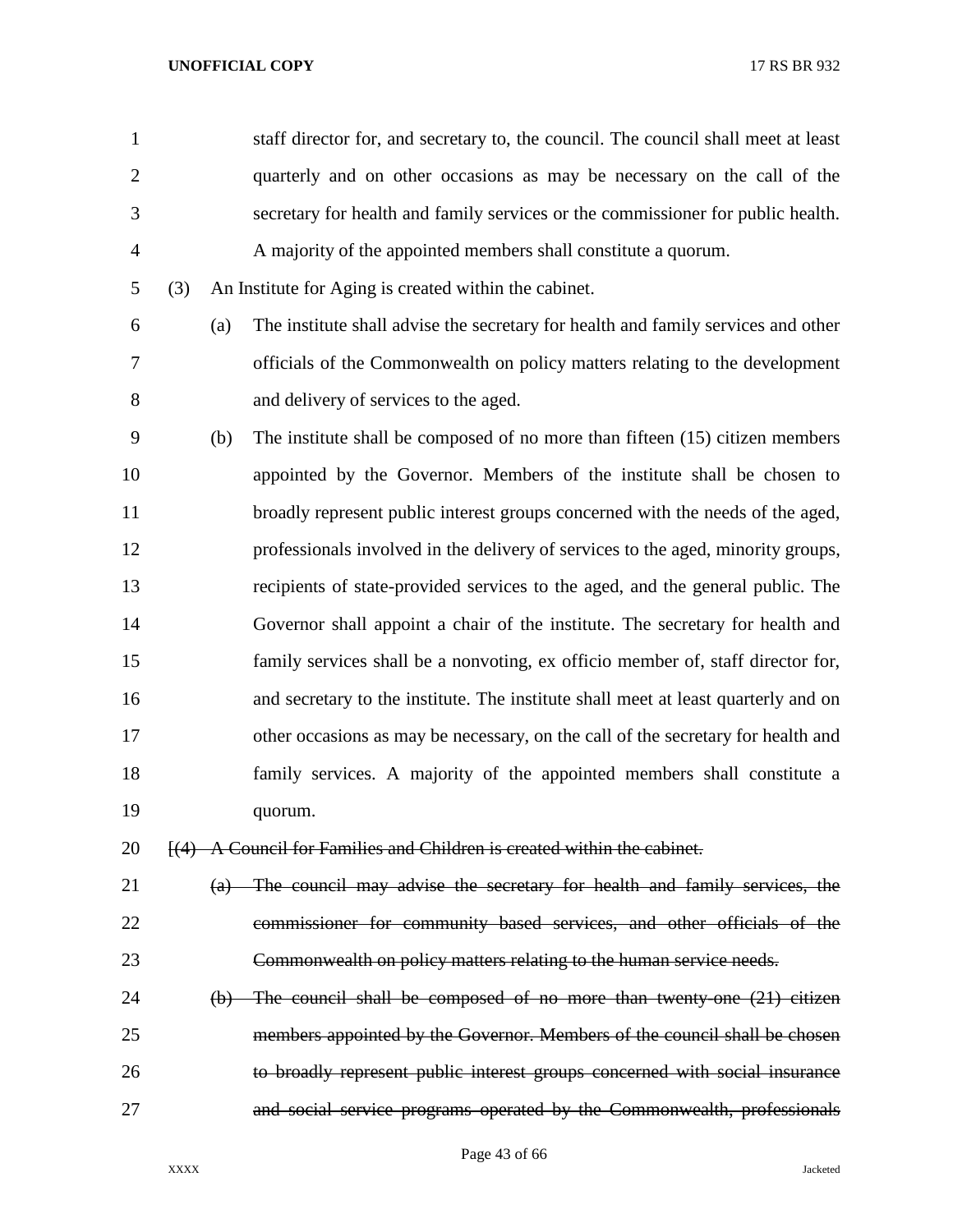staff director for, and secretary to, the council. The council shall meet at least quarterly and on other occasions as may be necessary on the call of the secretary for health and family services or the commissioner for public health. A majority of the appointed members shall constitute a quorum.

(3) An Institute for Aging is created within the cabinet.

(a) The institute shall advise the secretary for health and family services and other officials of the Commonwealth on policy matters relating to the development and delivery of services to the aged.

(b) The institute shall be composed of no more than fifteen (15) citizen members appointed by the Governor. Members of the institute shall be chosen to broadly represent public interest groups concerned with the needs of the aged, professionals involved in the delivery of services to the aged, minority groups, recipients of state-provided services to the aged, and the general public. The Governor shall appoint a chair of the institute. The secretary for health and family services shall be a nonvoting, ex officio member of, staff director for, and secretary to the institute. The institute shall meet at least quarterly and on other occasions as may be necessary, on the call of the secretary for health and family services. A majority of the appointed members shall constitute a quorum.

[~~(4) A Council for Families and Children is created within the cabinet.~~

~~(a) The council may advise the secretary for health and family services, the commissioner for community based services, and other officials of the Commonwealth on policy matters relating to the human service needs.~~

~~(b) The council shall be composed of no more than twenty-one (21) citizen members appointed by the Governor. Members of the council shall be chosen to broadly represent public interest groups concerned with social insurance and social service programs operated by the Commonwealth, professionals~~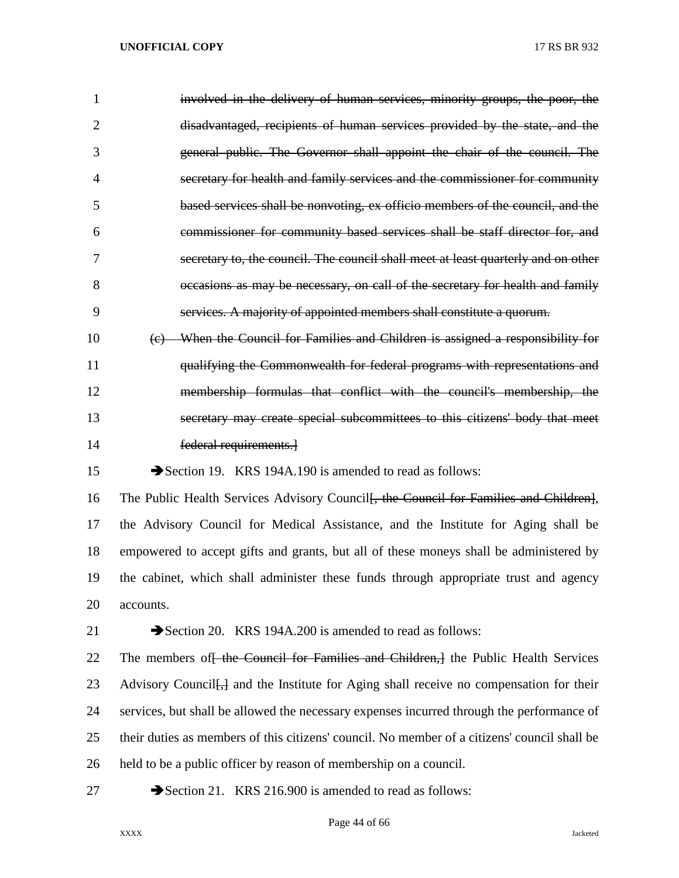~~involved in the delivery of human services, minority groups, the poor, the disadvantaged, recipients of human services provided by the state, and the general public. The Governor shall appoint the chair of the council. The secretary for health and family services and the commissioner for community based services shall be nonvoting, ex officio members of the council, and the commissioner for community based services shall be staff director for, and secretary to, the council. The council shall meet at least quarterly and on other occasions as may be necessary, on call of the secretary for health and family services. A majority of appointed members shall constitute a quorum.~~

~~(c) When the Council for Families and Children is assigned a responsibility for qualifying the Commonwealth for federal programs with representations and membership formulas that conflict with the council's membership, the secretary may create special subcommittees to this citizens' body that meet federal requirements.]~~

➔Section 19. KRS 194A.190 is amended to read as follows:

The Public Health Services Advisory Council[~~, the Council for Families and Children~~], the Advisory Council for Medical Assistance, and the Institute for Aging shall be empowered to accept gifts and grants, but all of these moneys shall be administered by the cabinet, which shall administer these funds through appropriate trust and agency accounts.

➔Section 20. KRS 194A.200 is amended to read as follows:

The members of[~~ the Council for Families and Children,~~] the Public Health Services Advisory Council[~~,~~] and the Institute for Aging shall receive no compensation for their services, but shall be allowed the necessary expenses incurred through the performance of their duties as members of this citizens' council. No member of a citizens' council shall be held to be a public officer by reason of membership on a council.

➔Section 21. KRS 216.900 is amended to read as follows: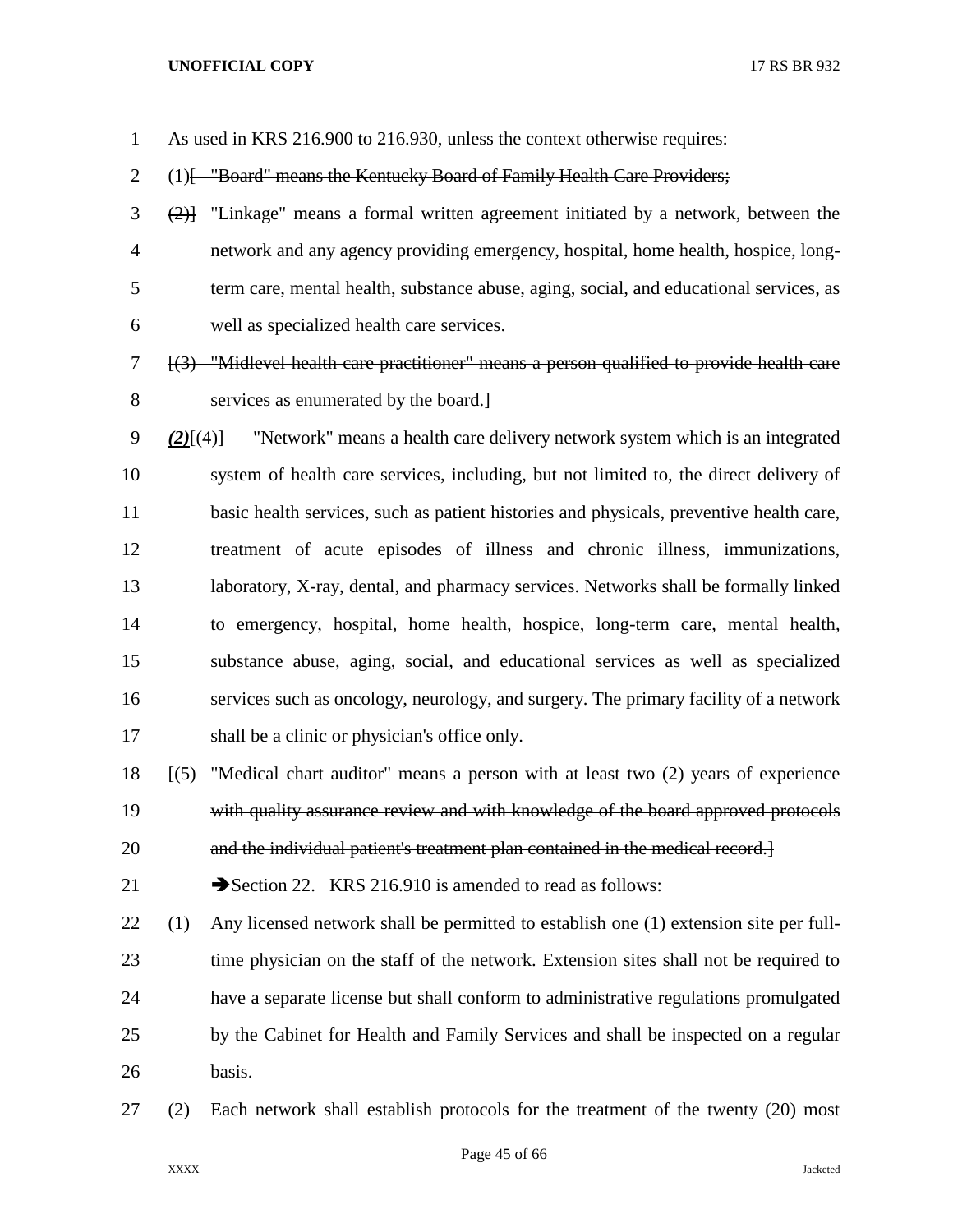As used in KRS 216.900 to 216.930, unless the context otherwise requires:

(1)~~[ "Board" means the Kentucky Board of Family Health Care Providers;~~

~~(2)]~~ "Linkage" means a formal written agreement initiated by a network, between the network and any agency providing emergency, hospital, home health, hospice, long-term care, mental health, substance abuse, aging, social, and educational services, as well as specialized health care services.

~~[(3) "Midlevel health care practitioner" means a person qualified to provide health care services as enumerated by the board.]~~

***(2)***~~[(4)]~~ "Network" means a health care delivery network system which is an integrated system of health care services, including, but not limited to, the direct delivery of basic health services, such as patient histories and physicals, preventive health care, treatment of acute episodes of illness and chronic illness, immunizations, laboratory, X-ray, dental, and pharmacy services. Networks shall be formally linked to emergency, hospital, home health, hospice, long-term care, mental health, substance abuse, aging, social, and educational services as well as specialized services such as oncology, neurology, and surgery. The primary facility of a network shall be a clinic or physician's office only.

~~[(5) "Medical chart auditor" means a person with at least two (2) years of experience with quality assurance review and with knowledge of the board approved protocols and the individual patient's treatment plan contained in the medical record.]~~

➔Section 22. KRS 216.910 is amended to read as follows:

(1) Any licensed network shall be permitted to establish one (1) extension site per full-time physician on the staff of the network. Extension sites shall not be required to have a separate license but shall conform to administrative regulations promulgated by the Cabinet for Health and Family Services and shall be inspected on a regular basis.

(2) Each network shall establish protocols for the treatment of the twenty (20) most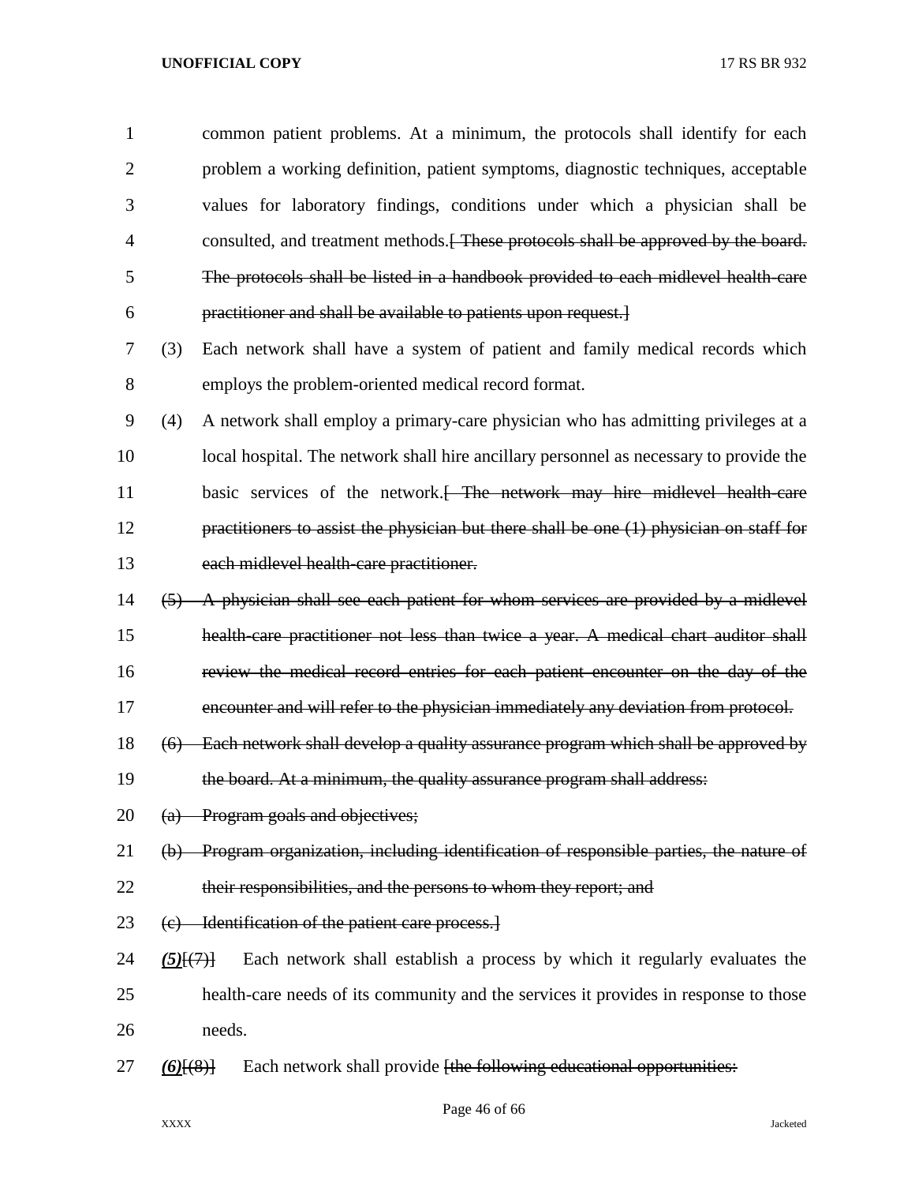common patient problems. At a minimum, the protocols shall identify for each problem a working definition, patient symptoms, diagnostic techniques, acceptable values for laboratory findings, conditions under which a physician shall be consulted, and treatment methods.~~[ These protocols shall be approved by the board. The protocols shall be listed in a handbook provided to each midlevel health-care practitioner and shall be available to patients upon request.]~~

(3) Each network shall have a system of patient and family medical records which employs the problem-oriented medical record format.

(4) A network shall employ a primary-care physician who has admitting privileges at a local hospital. The network shall hire ancillary personnel as necessary to provide the basic services of the network.~~[ The network may hire midlevel health-care practitioners to assist the physician but there shall be one (1) physician on staff for each midlevel health-care practitioner.~~

~~(5) A physician shall see each patient for whom services are provided by a midlevel health-care practitioner not less than twice a year. A medical chart auditor shall review the medical record entries for each patient encounter on the day of the encounter and will refer to the physician immediately any deviation from protocol.~~

~~(6) Each network shall develop a quality assurance program which shall be approved by the board. At a minimum, the quality assurance program shall address:~~

~~(a) Program goals and objectives;~~

~~(b) Program organization, including identification of responsible parties, the nature of their responsibilities, and the persons to whom they report; and~~

~~(c) Identification of the patient care process.]~~

***(5)***~~[(7)]~~ Each network shall establish a process by which it regularly evaluates the health-care needs of its community and the services it provides in response to those needs.

***(6)***~~[(8)]~~ Each network shall provide ~~[the following educational opportunities:~~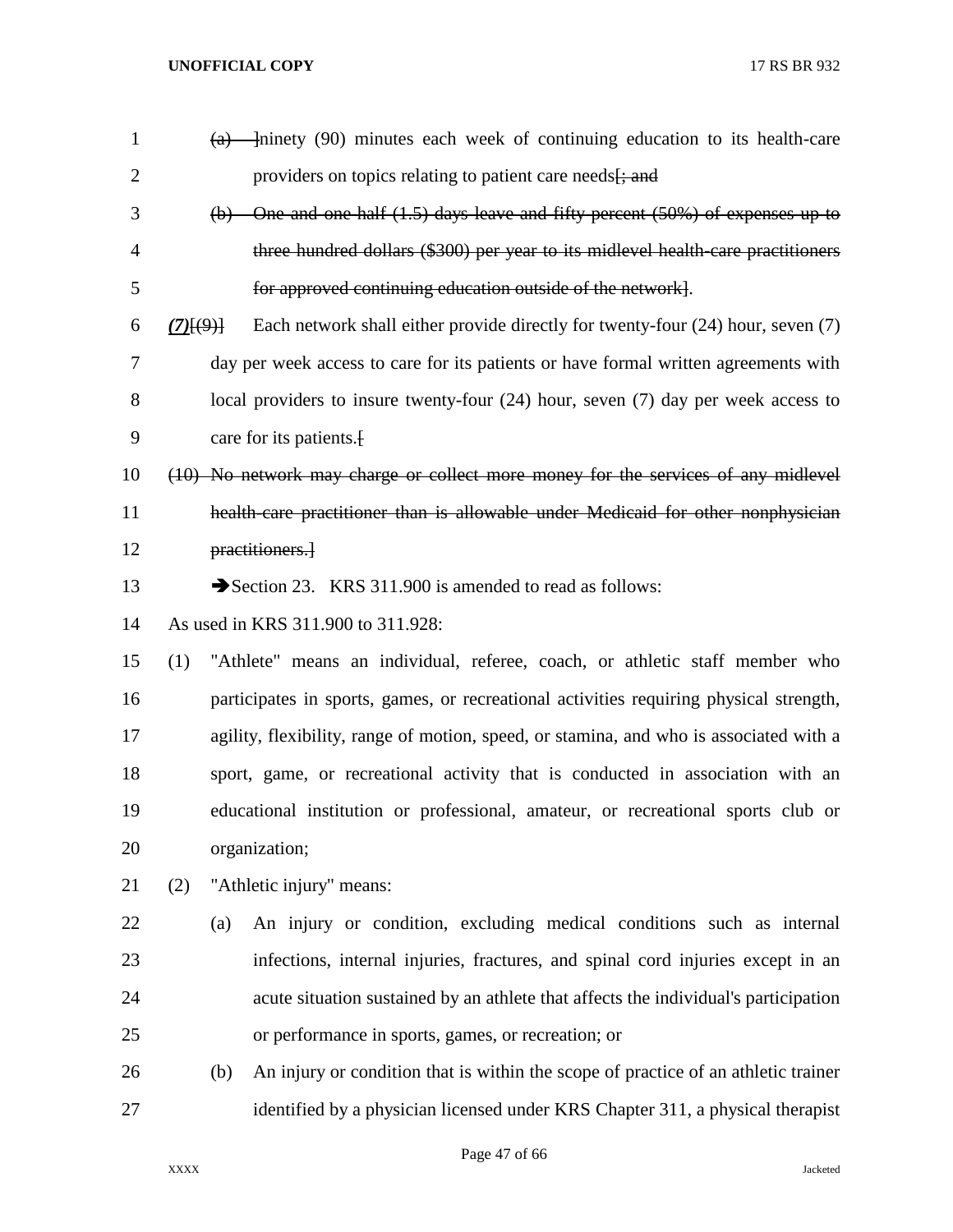(a) ]ninety (90) minutes each week of continuing education to its health-care providers on topics relating to patient care needs[; and

(b) One and one half (1.5) days leave and fifty percent (50%) of expenses up to three hundred dollars ($300) per year to its midlevel health-care practitioners for approved continuing education outside of the network].

*(7)*[(9)] Each network shall either provide directly for twenty-four (24) hour, seven (7) day per week access to care for its patients or have formal written agreements with local providers to insure twenty-four (24) hour, seven (7) day per week access to care for its patients.[

(10) No network may charge or collect more money for the services of any midlevel health-care practitioner than is allowable under Medicaid for other nonphysician practitioners.]

➔Section 23. KRS 311.900 is amended to read as follows:

As used in KRS 311.900 to 311.928:

(1) "Athlete" means an individual, referee, coach, or athletic staff member who participates in sports, games, or recreational activities requiring physical strength, agility, flexibility, range of motion, speed, or stamina, and who is associated with a sport, game, or recreational activity that is conducted in association with an educational institution or professional, amateur, or recreational sports club or organization;

(2) "Athletic injury" means:

(a) An injury or condition, excluding medical conditions such as internal infections, internal injuries, fractures, and spinal cord injuries except in an acute situation sustained by an athlete that affects the individual's participation or performance in sports, games, or recreation; or

(b) An injury or condition that is within the scope of practice of an athletic trainer identified by a physician licensed under KRS Chapter 311, a physical therapist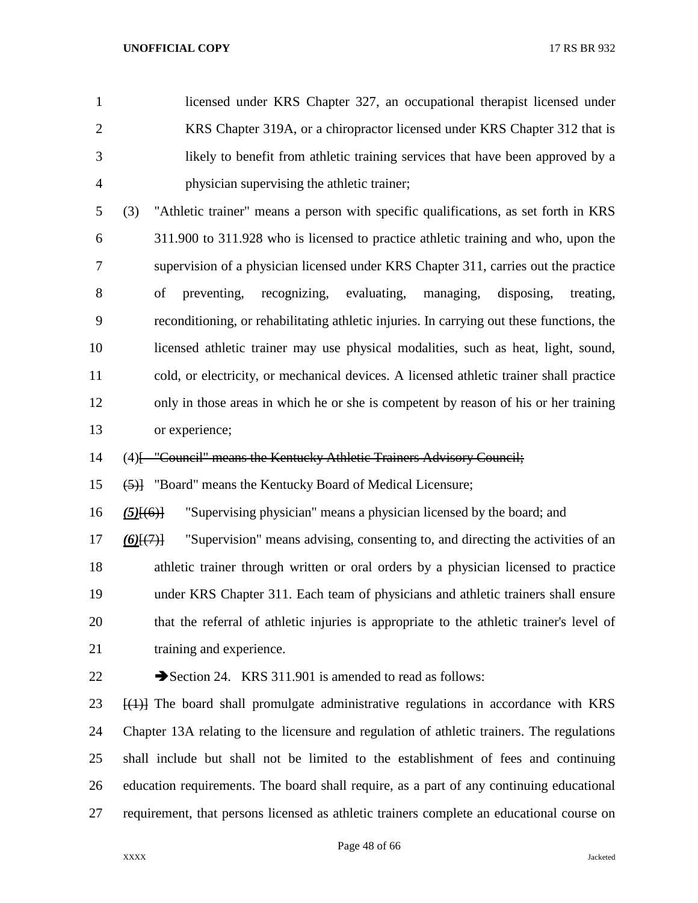licensed under KRS Chapter 327, an occupational therapist licensed under KRS Chapter 319A, or a chiropractor licensed under KRS Chapter 312 that is likely to benefit from athletic training services that have been approved by a physician supervising the athletic trainer;

(3) "Athletic trainer" means a person with specific qualifications, as set forth in KRS 311.900 to 311.928 who is licensed to practice athletic training and who, upon the supervision of a physician licensed under KRS Chapter 311, carries out the practice of preventing, recognizing, evaluating, managing, disposing, treating, reconditioning, or rehabilitating athletic injuries. In carrying out these functions, the licensed athletic trainer may use physical modalities, such as heat, light, sound, cold, or electricity, or mechanical devices. A licensed athletic trainer shall practice only in those areas in which he or she is competent by reason of his or her training or experience;

(4)[ "Council" means the Kentucky Athletic Trainers Advisory Council;

(5)] "Board" means the Kentucky Board of Medical Licensure;

***(5)***[(6)] "Supervising physician" means a physician licensed by the board; and

***(6)***[(7)] "Supervision" means advising, consenting to, and directing the activities of an athletic trainer through written or oral orders by a physician licensed to practice under KRS Chapter 311. Each team of physicians and athletic trainers shall ensure that the referral of athletic injuries is appropriate to the athletic trainer's level of training and experience.

➔Section 24. KRS 311.901 is amended to read as follows:

[(1)] The board shall promulgate administrative regulations in accordance with KRS Chapter 13A relating to the licensure and regulation of athletic trainers. The regulations shall include but shall not be limited to the establishment of fees and continuing education requirements. The board shall require, as a part of any continuing educational requirement, that persons licensed as athletic trainers complete an educational course on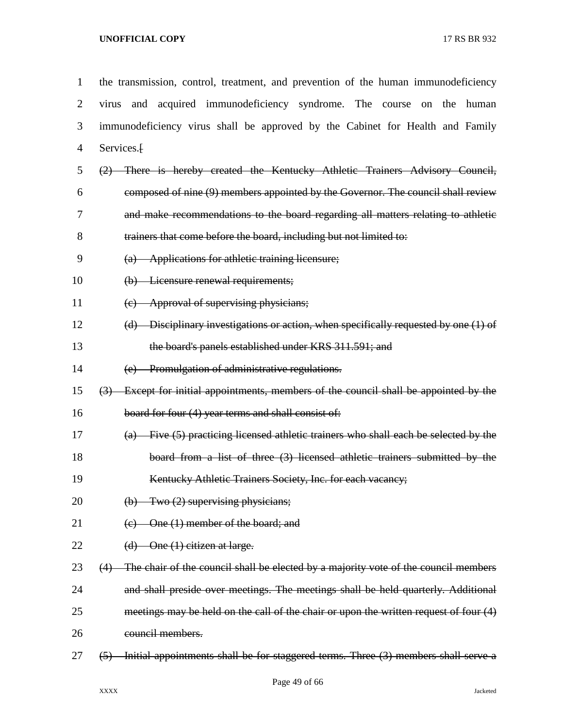the transmission, control, treatment, and prevention of the human immunodeficiency virus and acquired immunodeficiency syndrome. The course on the human immunodeficiency virus shall be approved by the Cabinet for Health and Family Services.[

~~(2) There is hereby created the Kentucky Athletic Trainers Advisory Council, composed of nine (9) members appointed by the Governor. The council shall review and make recommendations to the board regarding all matters relating to athletic trainers that come before the board, including but not limited to:~~

~~(a) Applications for athletic training licensure;~~

~~(b) Licensure renewal requirements;~~

~~(c) Approval of supervising physicians;~~

~~(d) Disciplinary investigations or action, when specifically requested by one (1) of the board's panels established under KRS 311.591; and~~

~~(e) Promulgation of administrative regulations.~~

~~(3) Except for initial appointments, members of the council shall be appointed by the board for four (4) year terms and shall consist of:~~

~~(a) Five (5) practicing licensed athletic trainers who shall each be selected by the board from a list of three (3) licensed athletic trainers submitted by the Kentucky Athletic Trainers Society, Inc. for each vacancy;~~

~~(b) Two (2) supervising physicians;~~

~~(c) One (1) member of the board; and~~

~~(d) One (1) citizen at large.~~

~~(4) The chair of the council shall be elected by a majority vote of the council members and shall preside over meetings. The meetings shall be held quarterly. Additional meetings may be held on the call of the chair or upon the written request of four (4) council members.~~

~~(5) Initial appointments shall be for staggered terms. Three (3) members shall serve a~~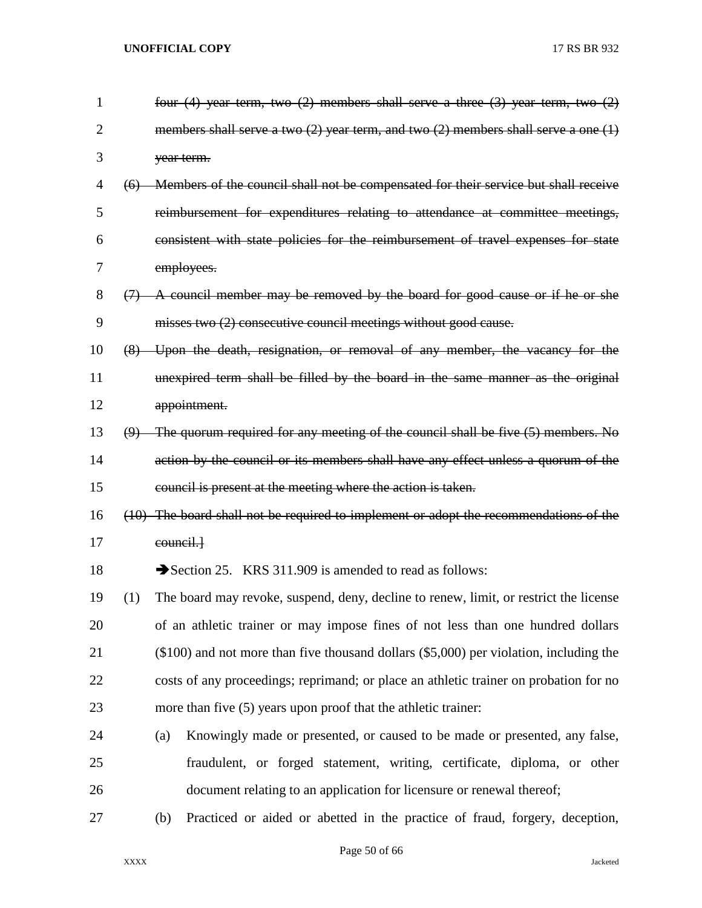~~four (4) year term, two (2) members shall serve a three (3) year term, two (2) members shall serve a two (2) year term, and two (2) members shall serve a one (1) year term.~~

~~(6) Members of the council shall not be compensated for their service but shall receive reimbursement for expenditures relating to attendance at committee meetings, consistent with state policies for the reimbursement of travel expenses for state employees.~~

~~(7) A council member may be removed by the board for good cause or if he or she misses two (2) consecutive council meetings without good cause.~~

~~(8) Upon the death, resignation, or removal of any member, the vacancy for the unexpired term shall be filled by the board in the same manner as the original appointment.~~

~~(9) The quorum required for any meeting of the council shall be five (5) members. No action by the council or its members shall have any effect unless a quorum of the council is present at the meeting where the action is taken.~~

~~(10) The board shall not be required to implement or adopt the recommendations of the council.]~~

➔Section 25. KRS 311.909 is amended to read as follows:

(1) The board may revoke, suspend, deny, decline to renew, limit, or restrict the license of an athletic trainer or may impose fines of not less than one hundred dollars ($100) and not more than five thousand dollars ($5,000) per violation, including the costs of any proceedings; reprimand; or place an athletic trainer on probation for no more than five (5) years upon proof that the athletic trainer:

(a) Knowingly made or presented, or caused to be made or presented, any false, fraudulent, or forged statement, writing, certificate, diploma, or other document relating to an application for licensure or renewal thereof;

(b) Practiced or aided or abetted in the practice of fraud, forgery, deception,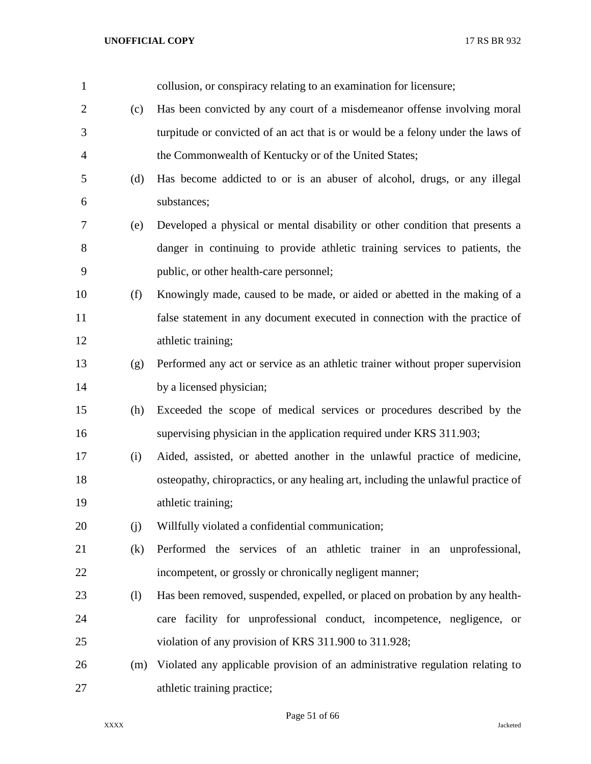collusion, or conspiracy relating to an examination for licensure;

(c) Has been convicted by any court of a misdemeanor offense involving moral turpitude or convicted of an act that is or would be a felony under the laws of the Commonwealth of Kentucky or of the United States;

(d) Has become addicted to or is an abuser of alcohol, drugs, or any illegal substances;

(e) Developed a physical or mental disability or other condition that presents a danger in continuing to provide athletic training services to patients, the public, or other health-care personnel;

(f) Knowingly made, caused to be made, or aided or abetted in the making of a false statement in any document executed in connection with the practice of athletic training;

(g) Performed any act or service as an athletic trainer without proper supervision by a licensed physician;

(h) Exceeded the scope of medical services or procedures described by the supervising physician in the application required under KRS 311.903;

(i) Aided, assisted, or abetted another in the unlawful practice of medicine, osteopathy, chiropractics, or any healing art, including the unlawful practice of athletic training;

(j) Willfully violated a confidential communication;

(k) Performed the services of an athletic trainer in an unprofessional, incompetent, or grossly or chronically negligent manner;

(l) Has been removed, suspended, expelled, or placed on probation by any health-care facility for unprofessional conduct, incompetence, negligence, or violation of any provision of KRS 311.900 to 311.928;

(m) Violated any applicable provision of an administrative regulation relating to athletic training practice;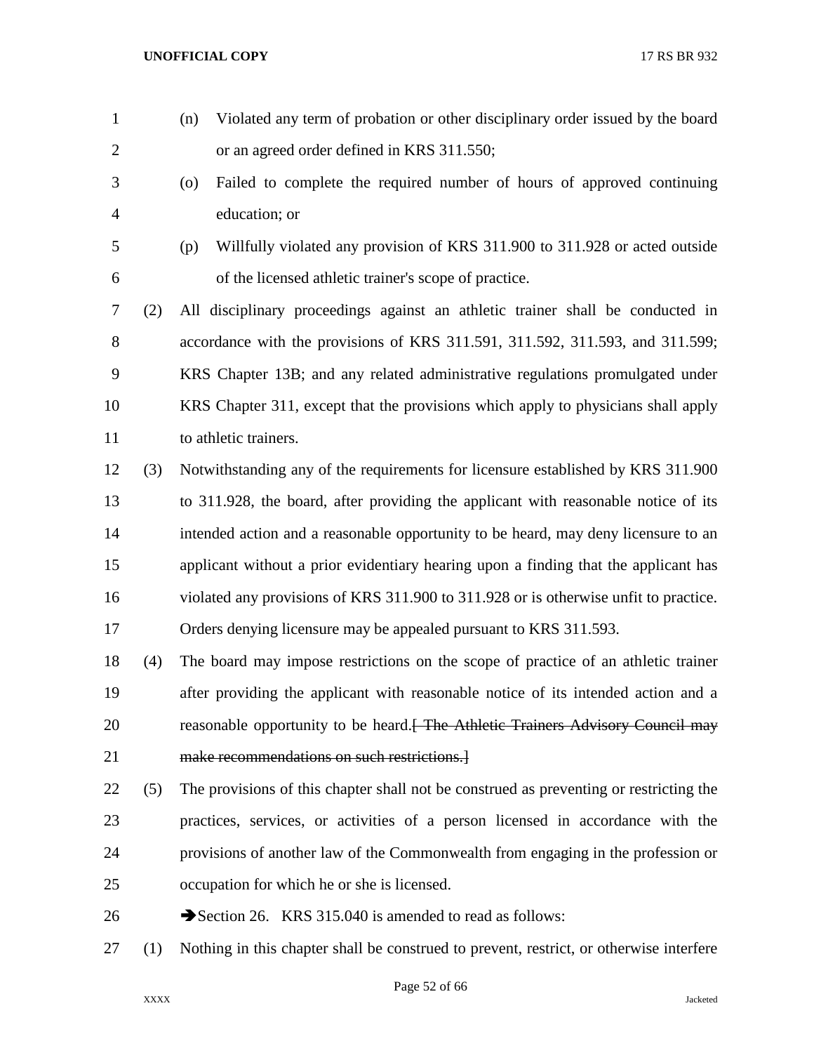(n) Violated any term of probation or other disciplinary order issued by the board or an agreed order defined in KRS 311.550;

(o) Failed to complete the required number of hours of approved continuing education; or

(p) Willfully violated any provision of KRS 311.900 to 311.928 or acted outside of the licensed athletic trainer's scope of practice.

(2) All disciplinary proceedings against an athletic trainer shall be conducted in accordance with the provisions of KRS 311.591, 311.592, 311.593, and 311.599; KRS Chapter 13B; and any related administrative regulations promulgated under KRS Chapter 311, except that the provisions which apply to physicians shall apply to athletic trainers.

(3) Notwithstanding any of the requirements for licensure established by KRS 311.900 to 311.928, the board, after providing the applicant with reasonable notice of its intended action and a reasonable opportunity to be heard, may deny licensure to an applicant without a prior evidentiary hearing upon a finding that the applicant has violated any provisions of KRS 311.900 to 311.928 or is otherwise unfit to practice. Orders denying licensure may be appealed pursuant to KRS 311.593.

(4) The board may impose restrictions on the scope of practice of an athletic trainer after providing the applicant with reasonable notice of its intended action and a reasonable opportunity to be heard.~~[ The Athletic Trainers Advisory Council may make recommendations on such restrictions.]~~

(5) The provisions of this chapter shall not be construed as preventing or restricting the practices, services, or activities of a person licensed in accordance with the provisions of another law of the Commonwealth from engaging in the profession or occupation for which he or she is licensed.

➔Section 26. KRS 315.040 is amended to read as follows:

(1) Nothing in this chapter shall be construed to prevent, restrict, or otherwise interfere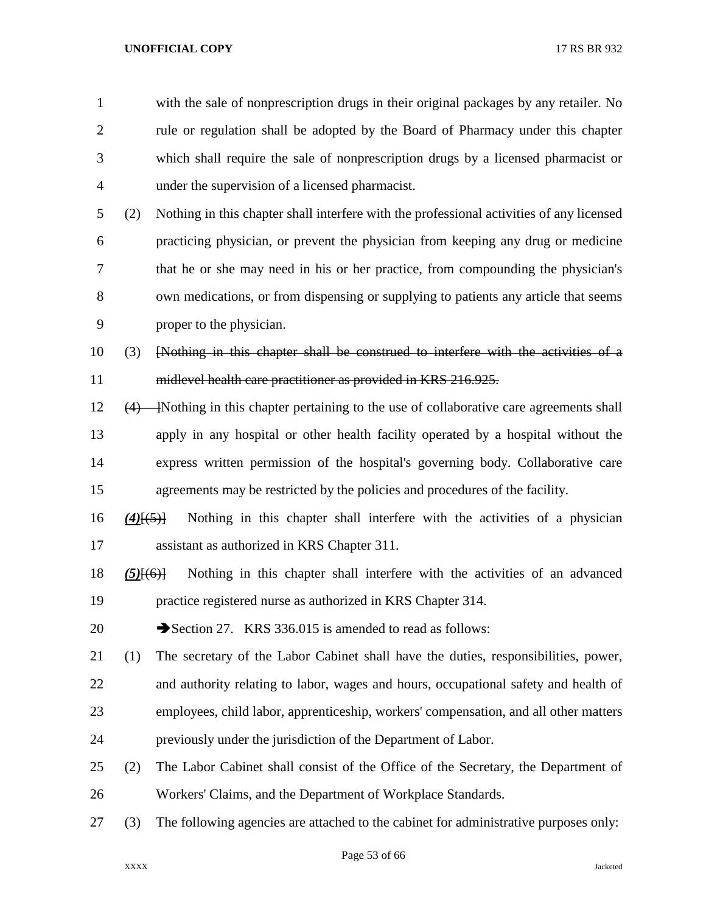with the sale of nonprescription drugs in their original packages by any retailer. No rule or regulation shall be adopted by the Board of Pharmacy under this chapter which shall require the sale of nonprescription drugs by a licensed pharmacist or under the supervision of a licensed pharmacist.

(2) Nothing in this chapter shall interfere with the professional activities of any licensed practicing physician, or prevent the physician from keeping any drug or medicine that he or she may need in his or her practice, from compounding the physician's own medications, or from dispensing or supplying to patients any article that seems proper to the physician.

(3) ~~[Nothing in this chapter shall be construed to interfere with the activities of a midlevel health care practitioner as provided in KRS 216.925.~~

~~(4) ]~~Nothing in this chapter pertaining to the use of collaborative care agreements shall apply in any hospital or other health facility operated by a hospital without the express written permission of the hospital's governing body. Collaborative care agreements may be restricted by the policies and procedures of the facility.

***(4)***~~[(5)]~~ Nothing in this chapter shall interfere with the activities of a physician assistant as authorized in KRS Chapter 311.

***(5)***~~[(6)]~~ Nothing in this chapter shall interfere with the activities of an advanced practice registered nurse as authorized in KRS Chapter 314.

➔Section 27. KRS 336.015 is amended to read as follows:

(1) The secretary of the Labor Cabinet shall have the duties, responsibilities, power, and authority relating to labor, wages and hours, occupational safety and health of employees, child labor, apprenticeship, workers' compensation, and all other matters previously under the jurisdiction of the Department of Labor.

(2) The Labor Cabinet shall consist of the Office of the Secretary, the Department of Workers' Claims, and the Department of Workplace Standards.

(3) The following agencies are attached to the cabinet for administrative purposes only: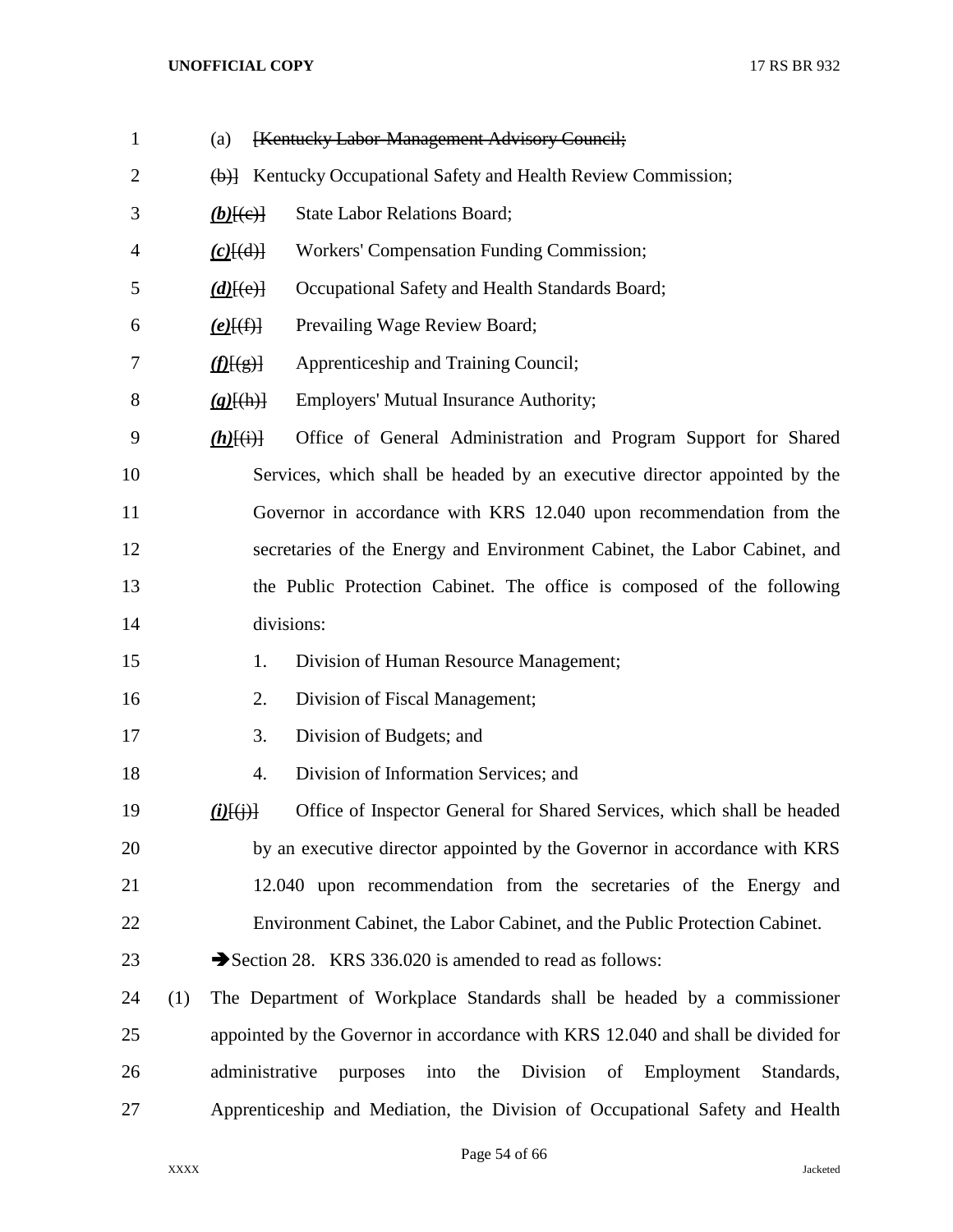(a) ~~[Kentucky Labor-Management Advisory Council;~~

~~(b)]~~ Kentucky Occupational Safety and Health Review Commission;

***(b)***~~[(c)]~~ State Labor Relations Board;

***(c)***~~[(d)]~~ Workers' Compensation Funding Commission;

***(d)***~~[(e)]~~ Occupational Safety and Health Standards Board;

***(e)***~~[(f)]~~ Prevailing Wage Review Board;

***(f)***~~[(g)]~~ Apprenticeship and Training Council;

***(g)***~~[(h)]~~ Employers' Mutual Insurance Authority;

***(h)***~~[(i)]~~ Office of General Administration and Program Support for Shared Services, which shall be headed by an executive director appointed by the Governor in accordance with KRS 12.040 upon recommendation from the secretaries of the Energy and Environment Cabinet, the Labor Cabinet, and the Public Protection Cabinet. The office is composed of the following divisions:

1. Division of Human Resource Management;
2. Division of Fiscal Management;
3. Division of Budgets; and
4. Division of Information Services; and

***(i)***~~[(j)]~~ Office of Inspector General for Shared Services, which shall be headed by an executive director appointed by the Governor in accordance with KRS 12.040 upon recommendation from the secretaries of the Energy and Environment Cabinet, the Labor Cabinet, and the Public Protection Cabinet.

➔Section 28. KRS 336.020 is amended to read as follows:

(1) The Department of Workplace Standards shall be headed by a commissioner appointed by the Governor in accordance with KRS 12.040 and shall be divided for administrative purposes into the Division of Employment Standards, Apprenticeship and Mediation, the Division of Occupational Safety and Health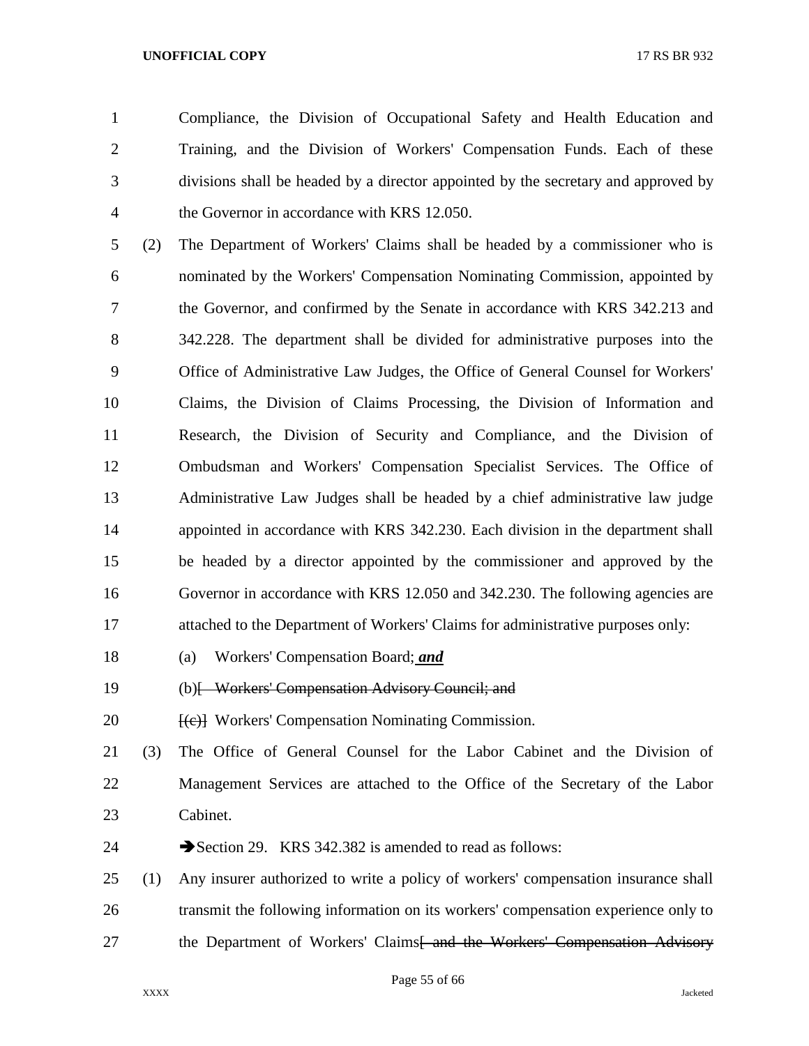Compliance, the Division of Occupational Safety and Health Education and Training, and the Division of Workers' Compensation Funds. Each of these divisions shall be headed by a director appointed by the secretary and approved by the Governor in accordance with KRS 12.050.

(2) The Department of Workers' Claims shall be headed by a commissioner who is nominated by the Workers' Compensation Nominating Commission, appointed by the Governor, and confirmed by the Senate in accordance with KRS 342.213 and 342.228. The department shall be divided for administrative purposes into the Office of Administrative Law Judges, the Office of General Counsel for Workers' Claims, the Division of Claims Processing, the Division of Information and Research, the Division of Security and Compliance, and the Division of Ombudsman and Workers' Compensation Specialist Services. The Office of Administrative Law Judges shall be headed by a chief administrative law judge appointed in accordance with KRS 342.230. Each division in the department shall be headed by a director appointed by the commissioner and approved by the Governor in accordance with KRS 12.050 and 342.230. The following agencies are attached to the Department of Workers' Claims for administrative purposes only:

(a) Workers' Compensation Board; ***and***

(b)~~[ Workers' Compensation Advisory Council; and~~

~~[(c)]~~ Workers' Compensation Nominating Commission.

(3) The Office of General Counsel for the Labor Cabinet and the Division of Management Services are attached to the Office of the Secretary of the Labor Cabinet.

➔Section 29. KRS 342.382 is amended to read as follows:

(1) Any insurer authorized to write a policy of workers' compensation insurance shall transmit the following information on its workers' compensation experience only to the Department of Workers' Claims~~[ and the Workers' Compensation Advisory~~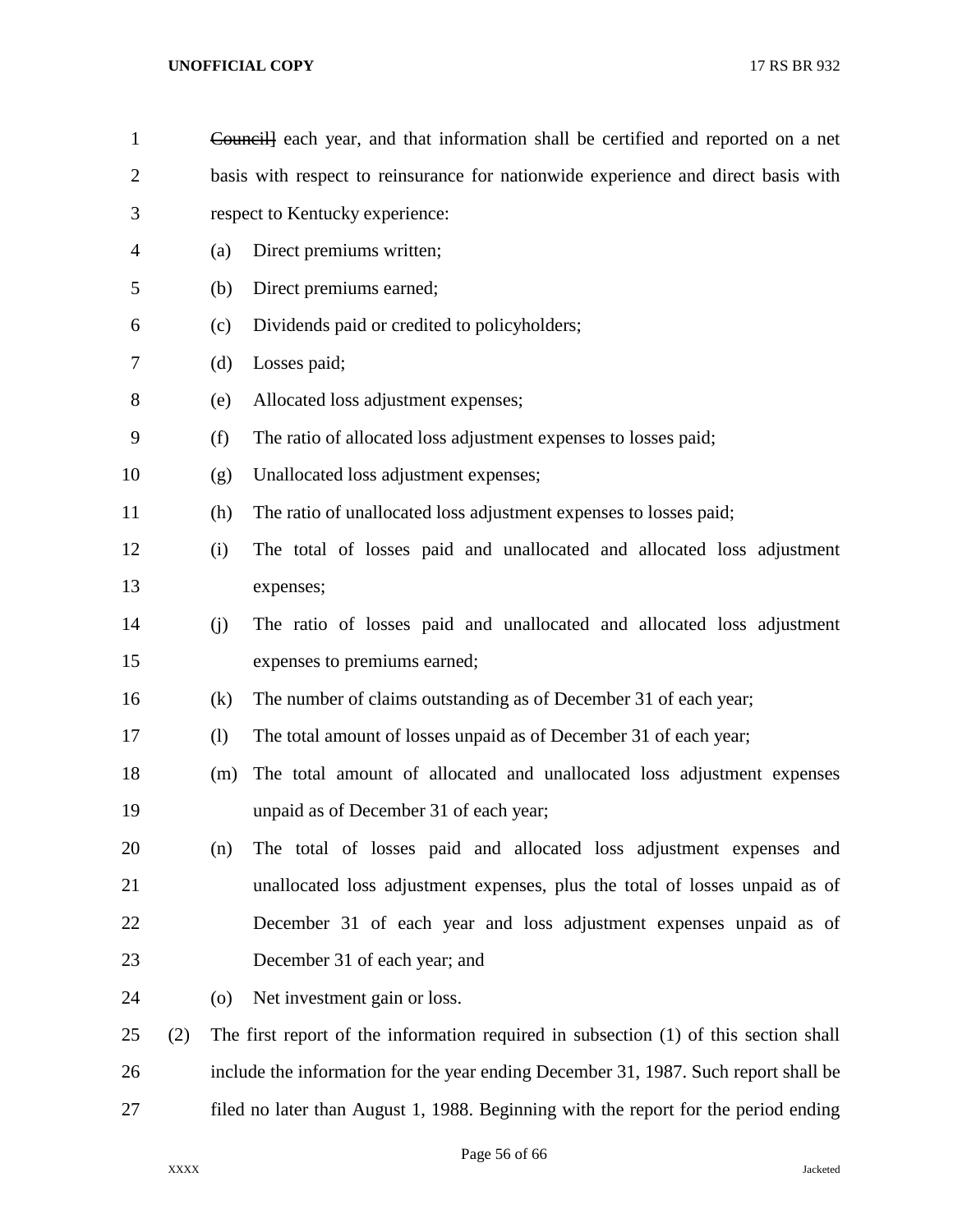~~Council~~] each year, and that information shall be certified and reported on a net basis with respect to reinsurance for nationwide experience and direct basis with respect to Kentucky experience:

(a) Direct premiums written;

(b) Direct premiums earned;

(c) Dividends paid or credited to policyholders;

(d) Losses paid;

(e) Allocated loss adjustment expenses;

(f) The ratio of allocated loss adjustment expenses to losses paid;

(g) Unallocated loss adjustment expenses;

(h) The ratio of unallocated loss adjustment expenses to losses paid;

(i) The total of losses paid and unallocated and allocated loss adjustment expenses;

(j) The ratio of losses paid and unallocated and allocated loss adjustment expenses to premiums earned;

(k) The number of claims outstanding as of December 31 of each year;

(l) The total amount of losses unpaid as of December 31 of each year;

(m) The total amount of allocated and unallocated loss adjustment expenses unpaid as of December 31 of each year;

(n) The total of losses paid and allocated loss adjustment expenses and unallocated loss adjustment expenses, plus the total of losses unpaid as of December 31 of each year and loss adjustment expenses unpaid as of December 31 of each year; and

(o) Net investment gain or loss.

(2) The first report of the information required in subsection (1) of this section shall include the information for the year ending December 31, 1987. Such report shall be filed no later than August 1, 1988. Beginning with the report for the period ending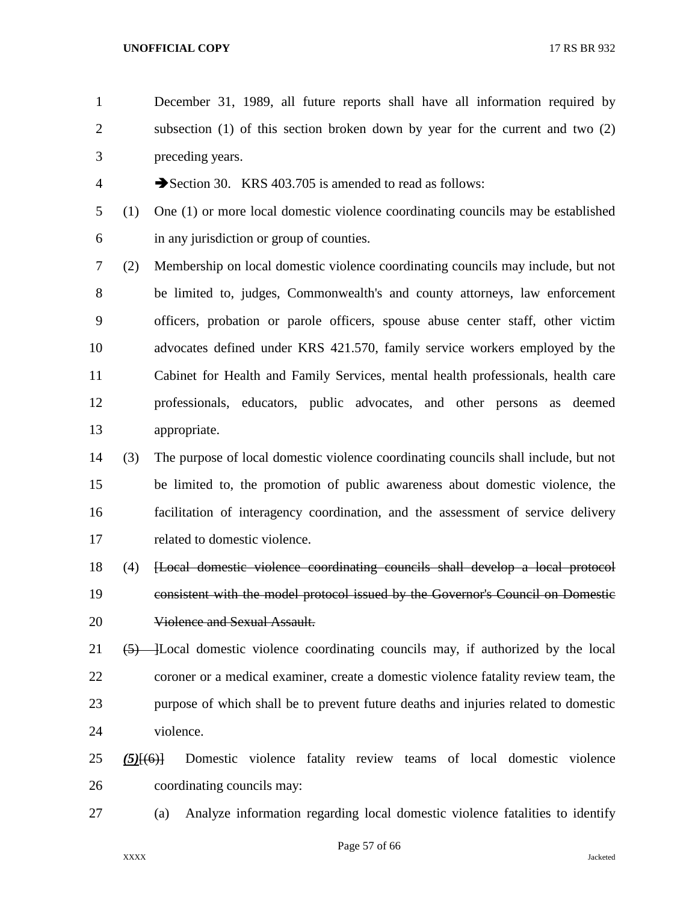December 31, 1989, all future reports shall have all information required by subsection (1) of this section broken down by year for the current and two (2) preceding years.

➔Section 30. KRS 403.705 is amended to read as follows:

(1) One (1) or more local domestic violence coordinating councils may be established in any jurisdiction or group of counties.

(2) Membership on local domestic violence coordinating councils may include, but not be limited to, judges, Commonwealth's and county attorneys, law enforcement officers, probation or parole officers, spouse abuse center staff, other victim advocates defined under KRS 421.570, family service workers employed by the Cabinet for Health and Family Services, mental health professionals, health care professionals, educators, public advocates, and other persons as deemed appropriate.

(3) The purpose of local domestic violence coordinating councils shall include, but not be limited to, the promotion of public awareness about domestic violence, the facilitation of interagency coordination, and the assessment of service delivery related to domestic violence.

(4) ~~[Local domestic violence coordinating councils shall develop a local protocol consistent with the model protocol issued by the Governor's Council on Domestic Violence and Sexual Assault.~~

~~(5)~~ ~~]~~Local domestic violence coordinating councils may, if authorized by the local coroner or a medical examiner, create a domestic violence fatality review team, the purpose of which shall be to prevent future deaths and injuries related to domestic violence.

***(5)***~~[(6)]~~ Domestic violence fatality review teams of local domestic violence coordinating councils may:

(a) Analyze information regarding local domestic violence fatalities to identify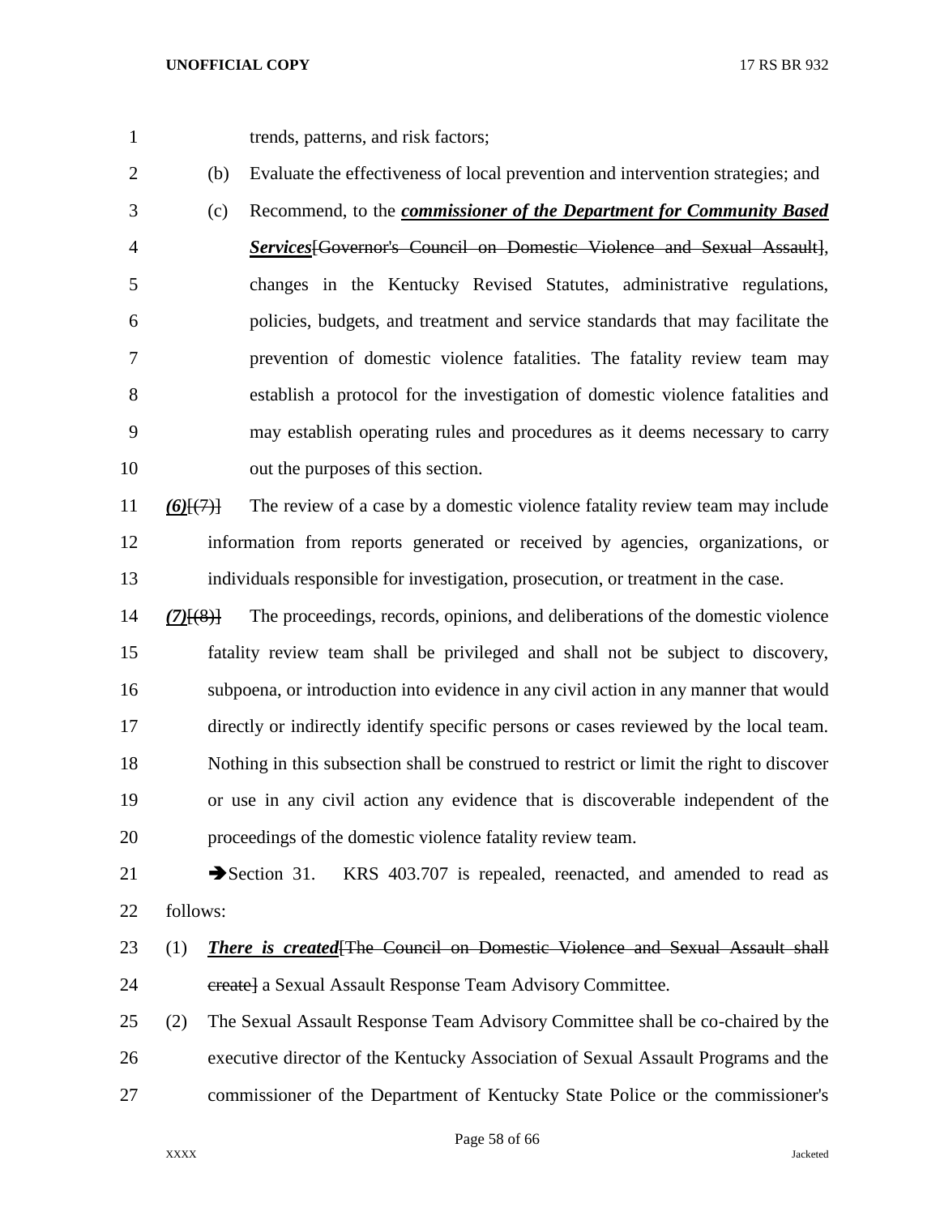trends, patterns, and risk factors;

(b) Evaluate the effectiveness of local prevention and intervention strategies; and

(c) Recommend, to the ***commissioner of the Department for Community Based Services***[~~Governor's Council on Domestic Violence and Sexual Assault~~], changes in the Kentucky Revised Statutes, administrative regulations, policies, budgets, and treatment and service standards that may facilitate the prevention of domestic violence fatalities. The fatality review team may establish a protocol for the investigation of domestic violence fatalities and may establish operating rules and procedures as it deems necessary to carry out the purposes of this section.

***(6)***[~~(7)~~] The review of a case by a domestic violence fatality review team may include information from reports generated or received by agencies, organizations, or individuals responsible for investigation, prosecution, or treatment in the case.

***(7)***[~~(8)~~] The proceedings, records, opinions, and deliberations of the domestic violence fatality review team shall be privileged and shall not be subject to discovery, subpoena, or introduction into evidence in any civil action in any manner that would directly or indirectly identify specific persons or cases reviewed by the local team. Nothing in this subsection shall be construed to restrict or limit the right to discover or use in any civil action any evidence that is discoverable independent of the proceedings of the domestic violence fatality review team.

➔Section 31. KRS 403.707 is repealed, reenacted, and amended to read as follows:

(1) ***There is created***[~~The Council on Domestic Violence and Sexual Assault shall create~~] a Sexual Assault Response Team Advisory Committee.

(2) The Sexual Assault Response Team Advisory Committee shall be co-chaired by the executive director of the Kentucky Association of Sexual Assault Programs and the commissioner of the Department of Kentucky State Police or the commissioner's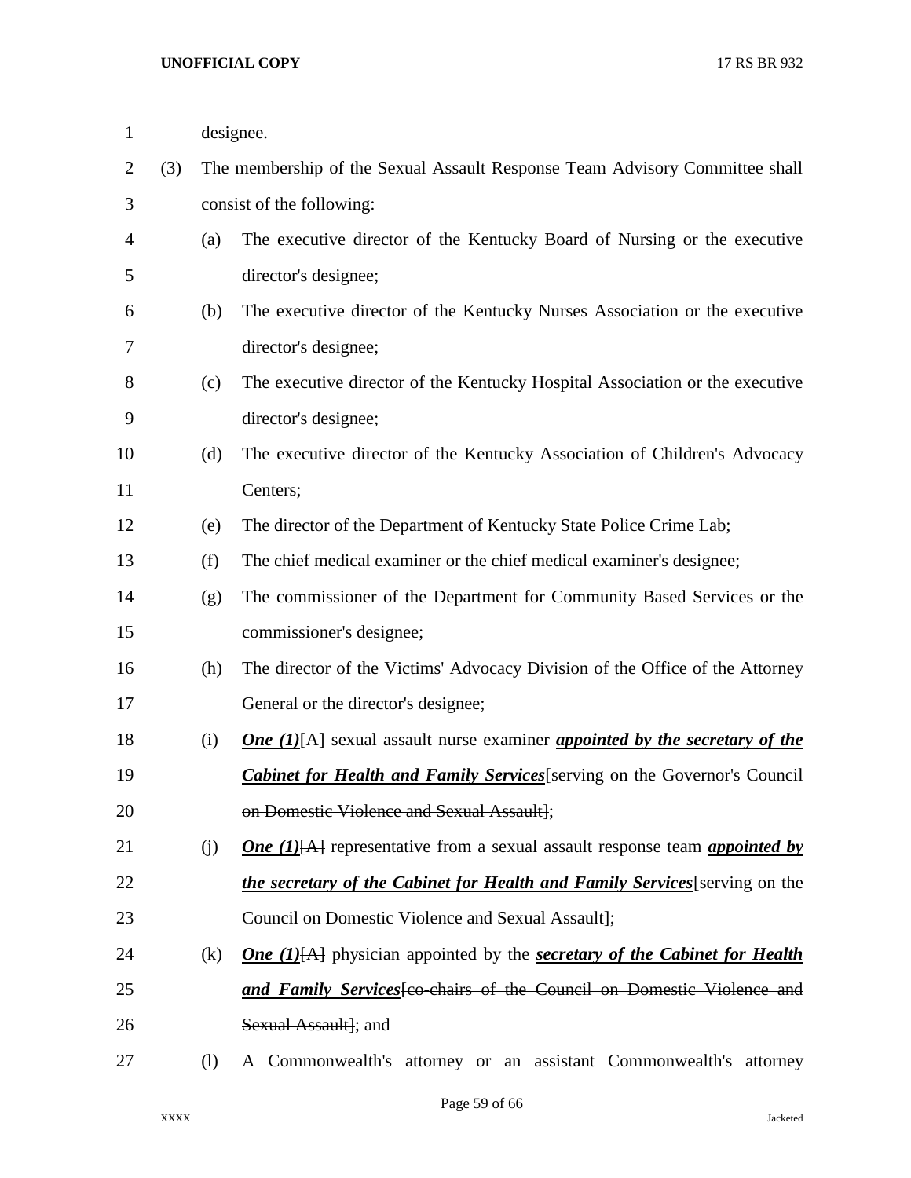designee.

(3) The membership of the Sexual Assault Response Team Advisory Committee shall consist of the following:

(a) The executive director of the Kentucky Board of Nursing or the executive director's designee;

(b) The executive director of the Kentucky Nurses Association or the executive director's designee;

(c) The executive director of the Kentucky Hospital Association or the executive director's designee;

(d) The executive director of the Kentucky Association of Children's Advocacy Centers;

(e) The director of the Department of Kentucky State Police Crime Lab;

(f) The chief medical examiner or the chief medical examiner's designee;

(g) The commissioner of the Department for Community Based Services or the commissioner's designee;

(h) The director of the Victims' Advocacy Division of the Office of the Attorney General or the director's designee;

(i) ***One (1)***[~~A~~] sexual assault nurse examiner ***appointed by the secretary of the Cabinet for Health and Family Services***[~~serving on the Governor's Council on Domestic Violence and Sexual Assault~~];

(j) ***One (1)***[~~A~~] representative from a sexual assault response team ***appointed by the secretary of the Cabinet for Health and Family Services***[~~serving on the Council on Domestic Violence and Sexual Assault~~];

(k) ***One (1)***[~~A~~] physician appointed by the ***secretary of the Cabinet for Health and Family Services***[~~co-chairs of the Council on Domestic Violence and Sexual Assault~~]; and

(l) A Commonwealth's attorney or an assistant Commonwealth's attorney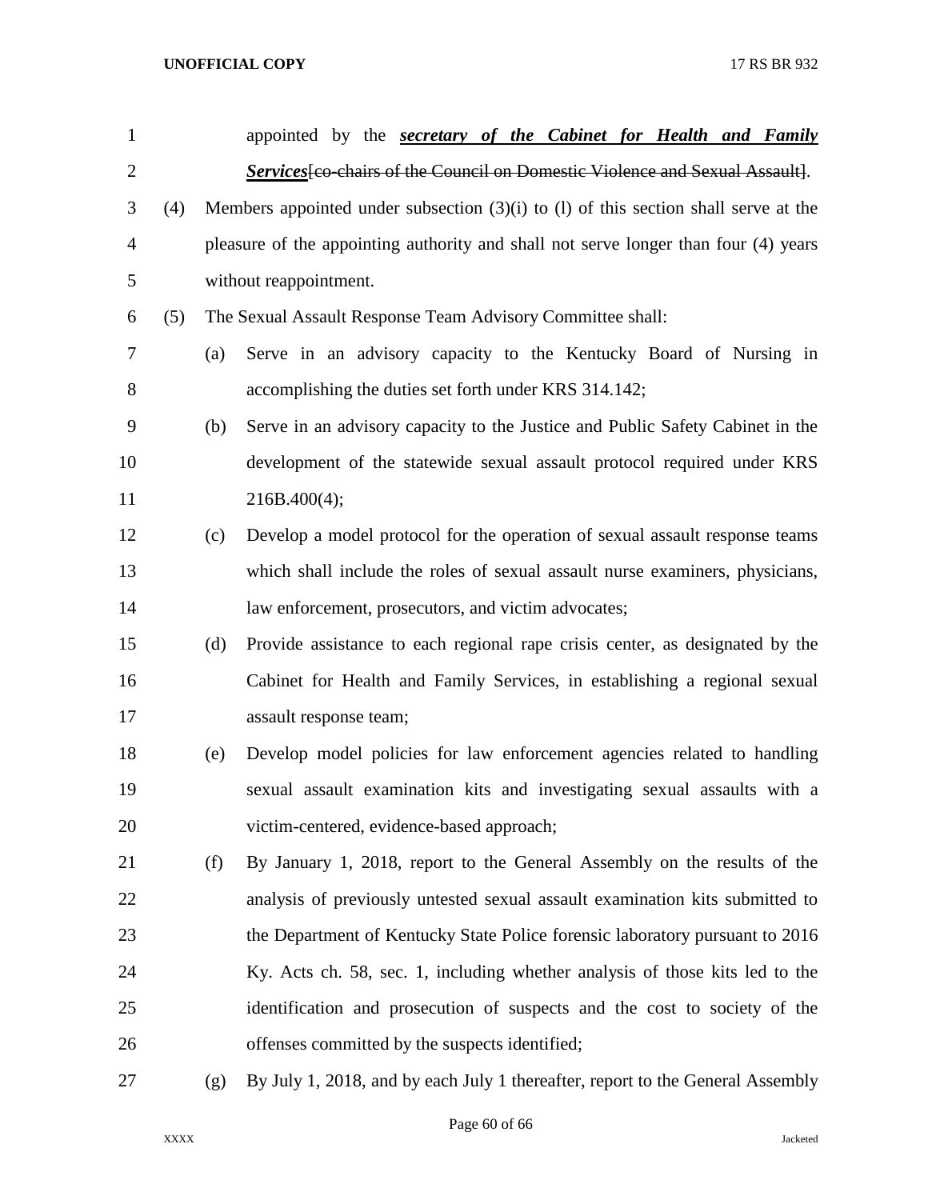appointed by the ***secretary of the Cabinet for Health and Family Services***~~[co-chairs of the Council on Domestic Violence and Sexual Assault]~~.

(4) Members appointed under subsection (3)(i) to (l) of this section shall serve at the pleasure of the appointing authority and shall not serve longer than four (4) years without reappointment.

(5) The Sexual Assault Response Team Advisory Committee shall:

(a) Serve in an advisory capacity to the Kentucky Board of Nursing in accomplishing the duties set forth under KRS 314.142;

(b) Serve in an advisory capacity to the Justice and Public Safety Cabinet in the development of the statewide sexual assault protocol required under KRS 216B.400(4);

(c) Develop a model protocol for the operation of sexual assault response teams which shall include the roles of sexual assault nurse examiners, physicians, law enforcement, prosecutors, and victim advocates;

(d) Provide assistance to each regional rape crisis center, as designated by the Cabinet for Health and Family Services, in establishing a regional sexual assault response team;

(e) Develop model policies for law enforcement agencies related to handling sexual assault examination kits and investigating sexual assaults with a victim-centered, evidence-based approach;

(f) By January 1, 2018, report to the General Assembly on the results of the analysis of previously untested sexual assault examination kits submitted to the Department of Kentucky State Police forensic laboratory pursuant to 2016 Ky. Acts ch. 58, sec. 1, including whether analysis of those kits led to the identification and prosecution of suspects and the cost to society of the offenses committed by the suspects identified;

(g) By July 1, 2018, and by each July 1 thereafter, report to the General Assembly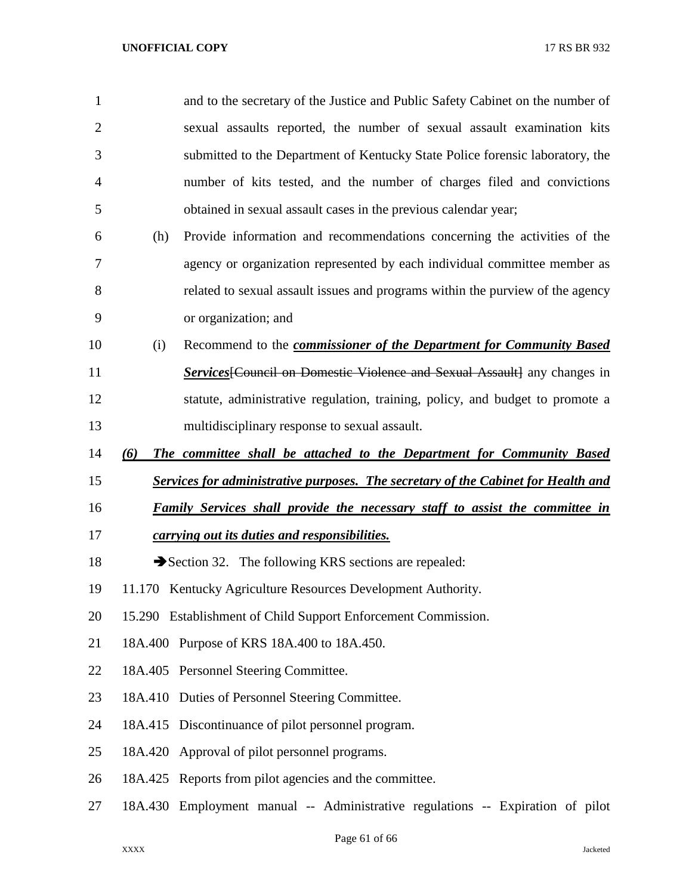and to the secretary of the Justice and Public Safety Cabinet on the number of sexual assaults reported, the number of sexual assault examination kits submitted to the Department of Kentucky State Police forensic laboratory, the number of kits tested, and the number of charges filed and convictions obtained in sexual assault cases in the previous calendar year;

(h) Provide information and recommendations concerning the activities of the agency or organization represented by each individual committee member as related to sexual assault issues and programs within the purview of the agency or organization; and

(i) Recommend to the ***commissioner of the Department for Community Based Services***~~[Council on Domestic Violence and Sexual Assault]~~ any changes in statute, administrative regulation, training, policy, and budget to promote a multidisciplinary response to sexual assault.

***(6) The committee shall be attached to the Department for Community Based Services for administrative purposes. The secretary of the Cabinet for Health and Family Services shall provide the necessary staff to assist the committee in carrying out its duties and responsibilities.***

➔Section 32. The following KRS sections are repealed:

11.170 Kentucky Agriculture Resources Development Authority.

15.290 Establishment of Child Support Enforcement Commission.

18A.400 Purpose of KRS 18A.400 to 18A.450.

18A.405 Personnel Steering Committee.

18A.410 Duties of Personnel Steering Committee.

18A.415 Discontinuance of pilot personnel program.

18A.420 Approval of pilot personnel programs.

18A.425 Reports from pilot agencies and the committee.

18A.430 Employment manual -- Administrative regulations -- Expiration of pilot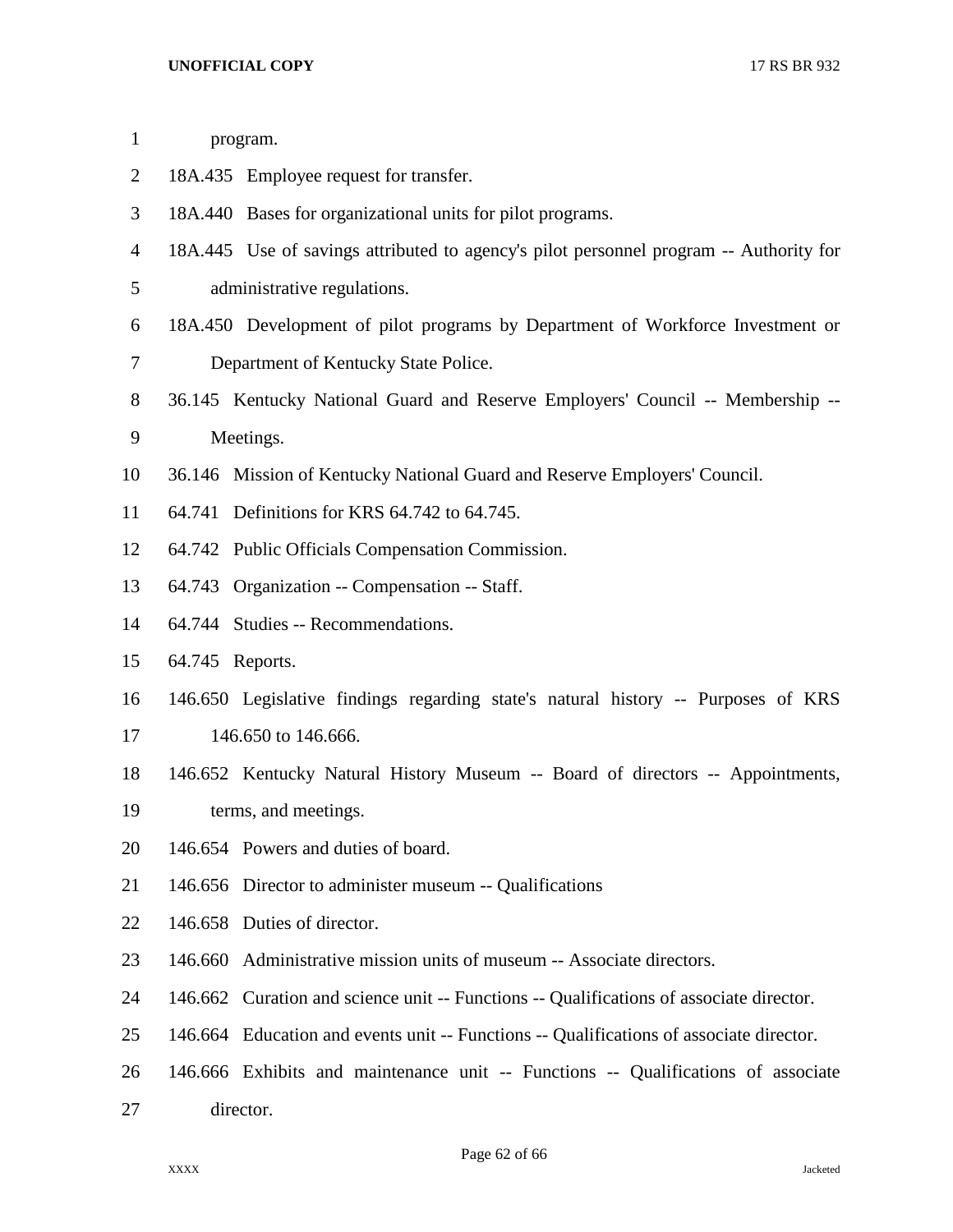program.

18A.435 Employee request for transfer.

18A.440 Bases for organizational units for pilot programs.

18A.445 Use of savings attributed to agency's pilot personnel program -- Authority for administrative regulations.

18A.450 Development of pilot programs by Department of Workforce Investment or Department of Kentucky State Police.

36.145 Kentucky National Guard and Reserve Employers' Council -- Membership -- Meetings.

36.146 Mission of Kentucky National Guard and Reserve Employers' Council.

64.741 Definitions for KRS 64.742 to 64.745.

64.742 Public Officials Compensation Commission.

64.743 Organization -- Compensation -- Staff.

64.744 Studies -- Recommendations.

64.745 Reports.

146.650 Legislative findings regarding state's natural history -- Purposes of KRS 146.650 to 146.666.

146.652 Kentucky Natural History Museum -- Board of directors -- Appointments, terms, and meetings.

146.654 Powers and duties of board.

146.656 Director to administer museum -- Qualifications

146.658 Duties of director.

146.660 Administrative mission units of museum -- Associate directors.

146.662 Curation and science unit -- Functions -- Qualifications of associate director.

146.664 Education and events unit -- Functions -- Qualifications of associate director.

146.666 Exhibits and maintenance unit -- Functions -- Qualifications of associate director.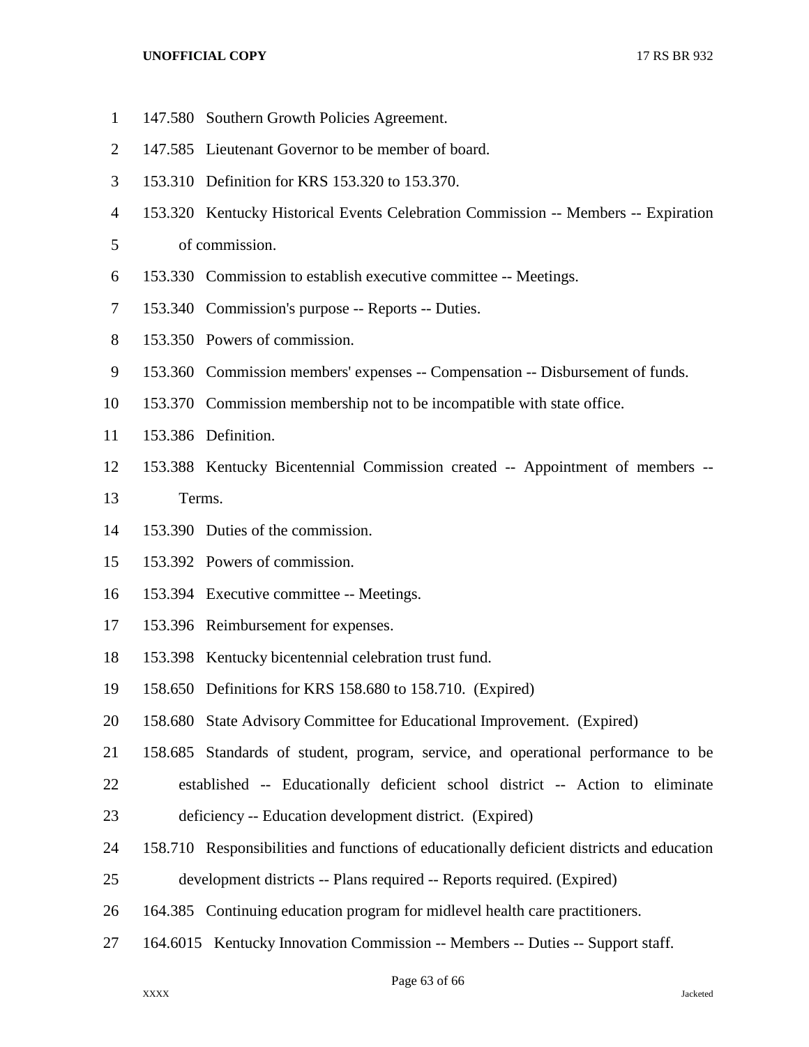147.580 Southern Growth Policies Agreement.

147.585 Lieutenant Governor to be member of board.

153.310 Definition for KRS 153.320 to 153.370.

153.320 Kentucky Historical Events Celebration Commission -- Members -- Expiration of commission.

153.330 Commission to establish executive committee -- Meetings.

153.340 Commission's purpose -- Reports -- Duties.

153.350 Powers of commission.

153.360 Commission members' expenses -- Compensation -- Disbursement of funds.

153.370 Commission membership not to be incompatible with state office.

153.386 Definition.

153.388 Kentucky Bicentennial Commission created -- Appointment of members -- Terms.

153.390 Duties of the commission.

153.392 Powers of commission.

153.394 Executive committee -- Meetings.

153.396 Reimbursement for expenses.

153.398 Kentucky bicentennial celebration trust fund.

158.650 Definitions for KRS 158.680 to 158.710. (Expired)

158.680 State Advisory Committee for Educational Improvement. (Expired)

158.685 Standards of student, program, service, and operational performance to be established -- Educationally deficient school district -- Action to eliminate deficiency -- Education development district. (Expired)

158.710 Responsibilities and functions of educationally deficient districts and education development districts -- Plans required -- Reports required. (Expired)

164.385 Continuing education program for midlevel health care practitioners.

164.6015 Kentucky Innovation Commission -- Members -- Duties -- Support staff.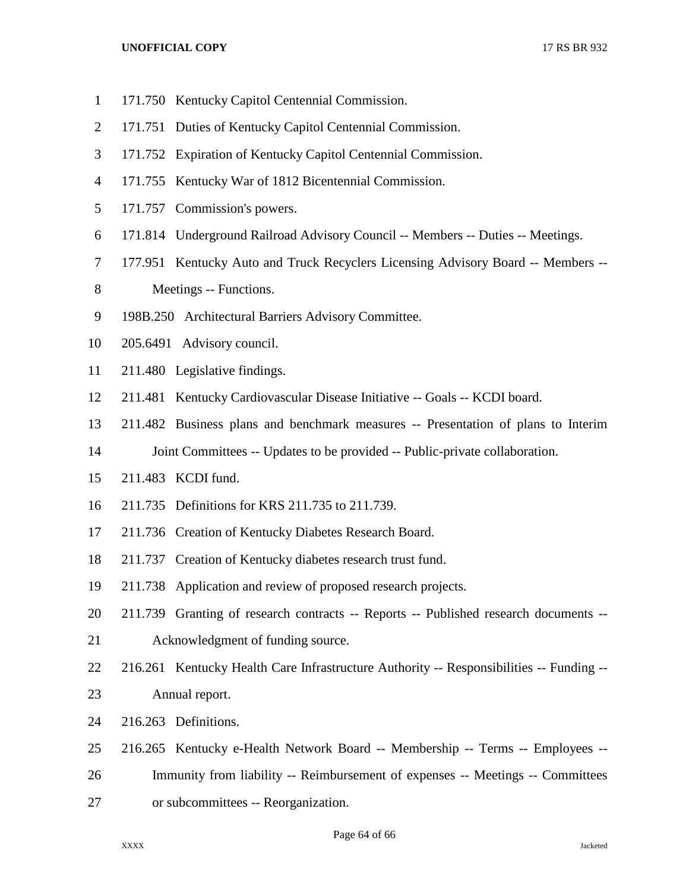171.750 Kentucky Capitol Centennial Commission.

171.751 Duties of Kentucky Capitol Centennial Commission.

171.752 Expiration of Kentucky Capitol Centennial Commission.

171.755 Kentucky War of 1812 Bicentennial Commission.

171.757 Commission's powers.

171.814 Underground Railroad Advisory Council -- Members -- Duties -- Meetings.

177.951 Kentucky Auto and Truck Recyclers Licensing Advisory Board -- Members -- Meetings -- Functions.

198B.250 Architectural Barriers Advisory Committee.

205.6491 Advisory council.

211.480 Legislative findings.

211.481 Kentucky Cardiovascular Disease Initiative -- Goals -- KCDI board.

211.482 Business plans and benchmark measures -- Presentation of plans to Interim Joint Committees -- Updates to be provided -- Public-private collaboration.

211.483 KCDI fund.

211.735 Definitions for KRS 211.735 to 211.739.

211.736 Creation of Kentucky Diabetes Research Board.

211.737 Creation of Kentucky diabetes research trust fund.

211.738 Application and review of proposed research projects.

211.739 Granting of research contracts -- Reports -- Published research documents -- Acknowledgment of funding source.

216.261 Kentucky Health Care Infrastructure Authority -- Responsibilities -- Funding -- Annual report.

216.263 Definitions.

216.265 Kentucky e-Health Network Board -- Membership -- Terms -- Employees -- Immunity from liability -- Reimbursement of expenses -- Meetings -- Committees or subcommittees -- Reorganization.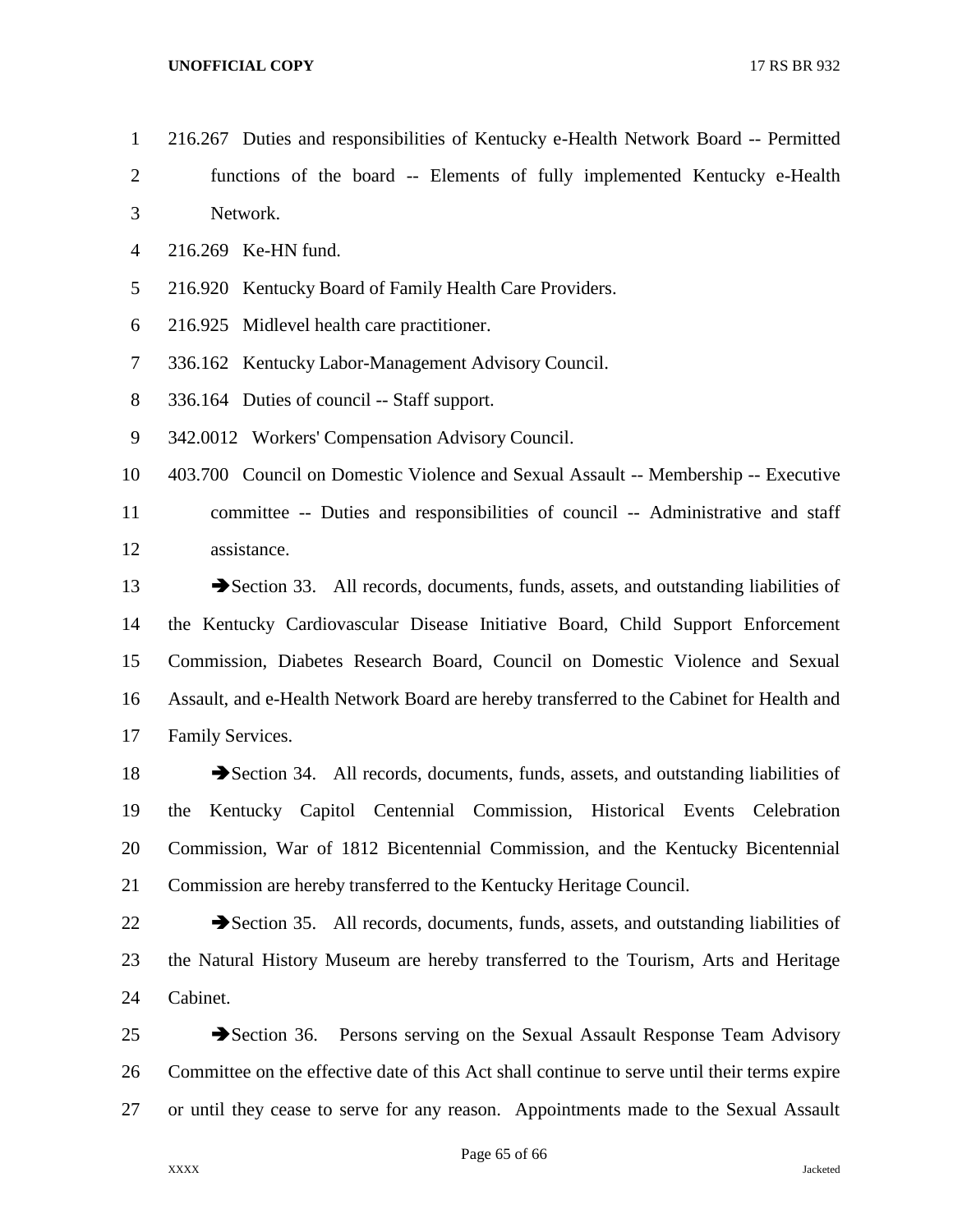216.267 Duties and responsibilities of Kentucky e-Health Network Board -- Permitted functions of the board -- Elements of fully implemented Kentucky e-Health Network.

216.269 Ke-HN fund.

216.920 Kentucky Board of Family Health Care Providers.

216.925 Midlevel health care practitioner.

336.162 Kentucky Labor-Management Advisory Council.

336.164 Duties of council -- Staff support.

342.0012 Workers' Compensation Advisory Council.

403.700 Council on Domestic Violence and Sexual Assault -- Membership -- Executive committee -- Duties and responsibilities of council -- Administrative and staff assistance.

➔Section 33. All records, documents, funds, assets, and outstanding liabilities of the Kentucky Cardiovascular Disease Initiative Board, Child Support Enforcement Commission, Diabetes Research Board, Council on Domestic Violence and Sexual Assault, and e-Health Network Board are hereby transferred to the Cabinet for Health and Family Services.

➔Section 34. All records, documents, funds, assets, and outstanding liabilities of the Kentucky Capitol Centennial Commission, Historical Events Celebration Commission, War of 1812 Bicentennial Commission, and the Kentucky Bicentennial Commission are hereby transferred to the Kentucky Heritage Council.

➔Section 35. All records, documents, funds, assets, and outstanding liabilities of the Natural History Museum are hereby transferred to the Tourism, Arts and Heritage Cabinet.

➔Section 36. Persons serving on the Sexual Assault Response Team Advisory Committee on the effective date of this Act shall continue to serve until their terms expire or until they cease to serve for any reason. Appointments made to the Sexual Assault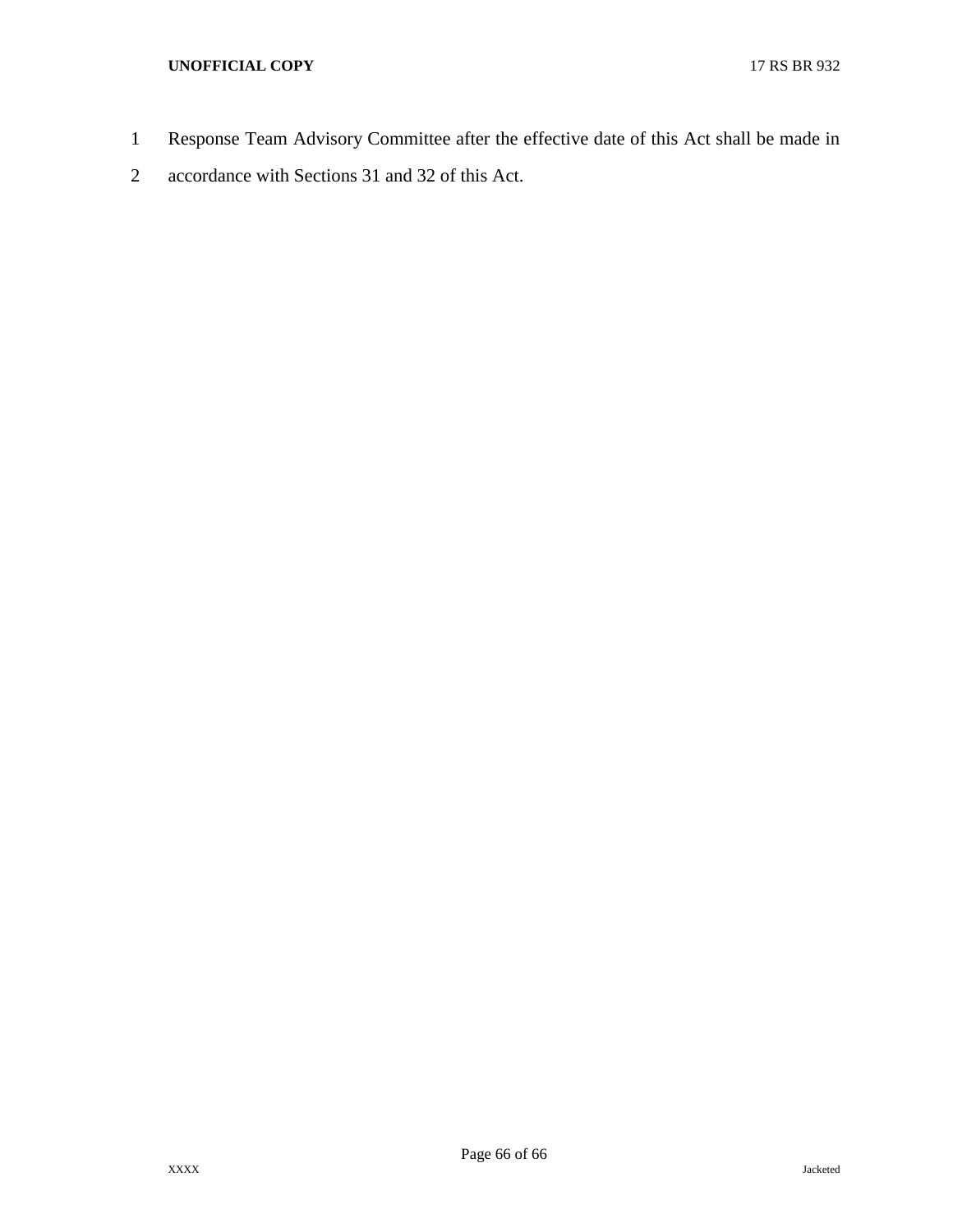Response Team Advisory Committee after the effective date of this Act shall be made in accordance with Sections 31 and 32 of this Act.